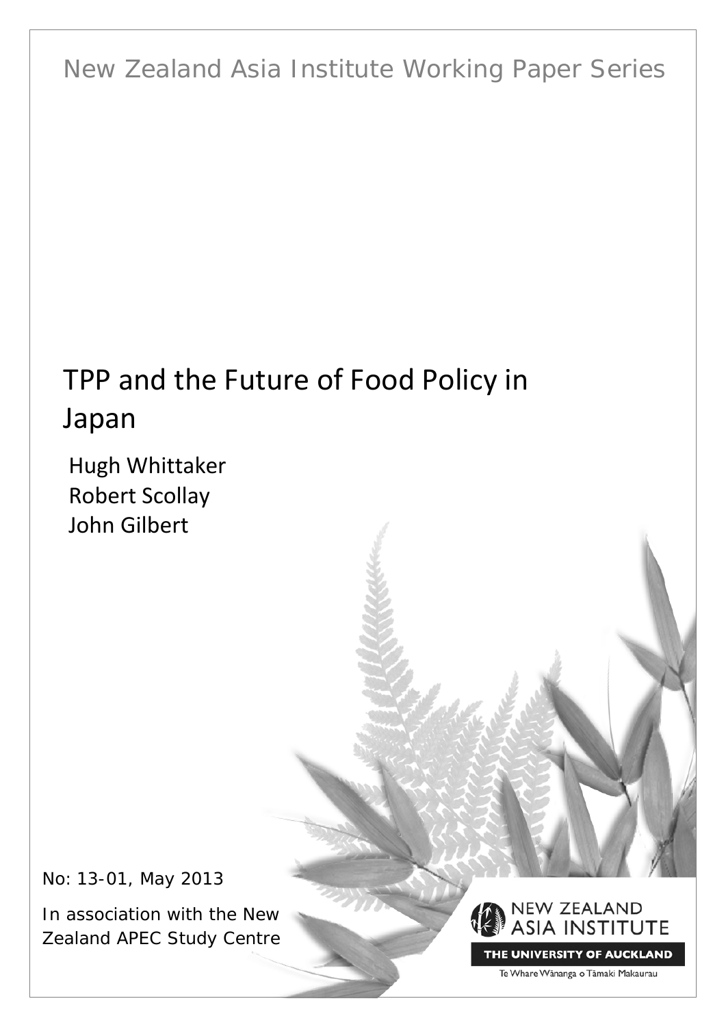New Zealand Asia Institute Working Paper Series

# TPP and the Future of Food Policy in Japan

Hugh Whittaker
Robert Scollay
John Gilbert

No: 13-01, May 2013

In association with the New Zealand APEC Study Centre

NEW ZEALAND ASIA INSTITUTE

THE UNIVERSITY OF AUCKLAND

Te Whare Wānanga o Tāmaki Makaurau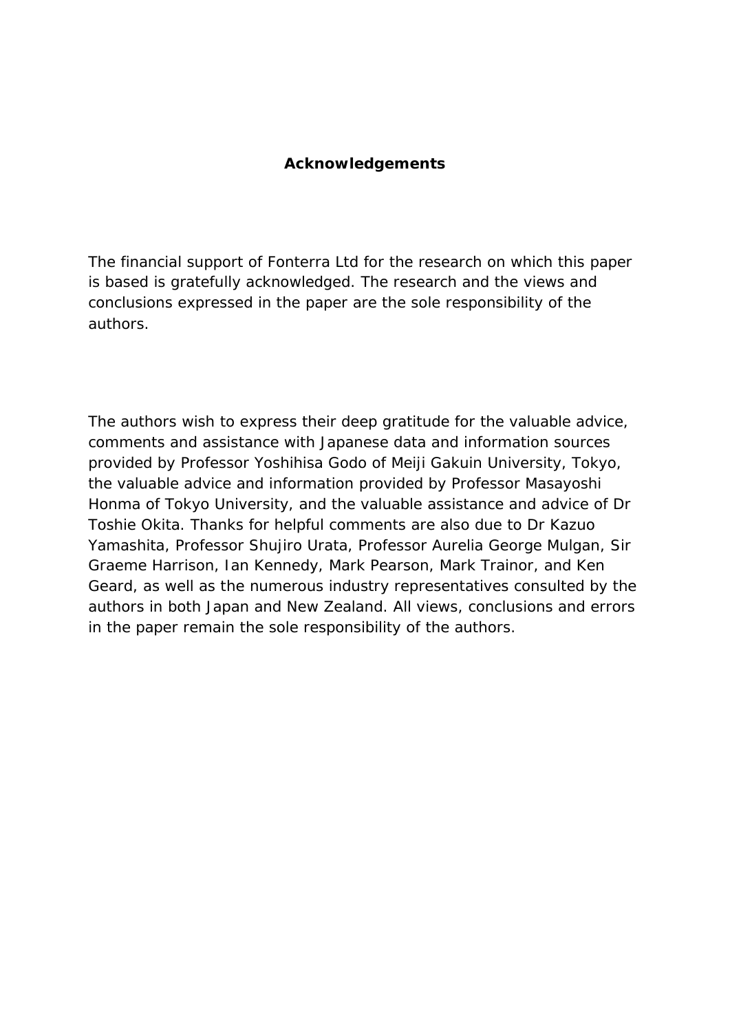## Acknowledgements

The financial support of Fonterra Ltd for the research on which this paper is based is gratefully acknowledged. The research and the views and conclusions expressed in the paper are the sole responsibility of the authors.

The authors wish to express their deep gratitude for the valuable advice, comments and assistance with Japanese data and information sources provided by Professor Yoshihisa Godo of Meiji Gakuin University, Tokyo, the valuable advice and information provided by Professor Masayoshi Honma of Tokyo University, and the valuable assistance and advice of Dr Toshie Okita. Thanks for helpful comments are also due to Dr Kazuo Yamashita, Professor Shujiro Urata, Professor Aurelia George Mulgan, Sir Graeme Harrison, Ian Kennedy, Mark Pearson, Mark Trainor, and Ken Geard, as well as the numerous industry representatives consulted by the authors in both Japan and New Zealand. All views, conclusions and errors in the paper remain the sole responsibility of the authors.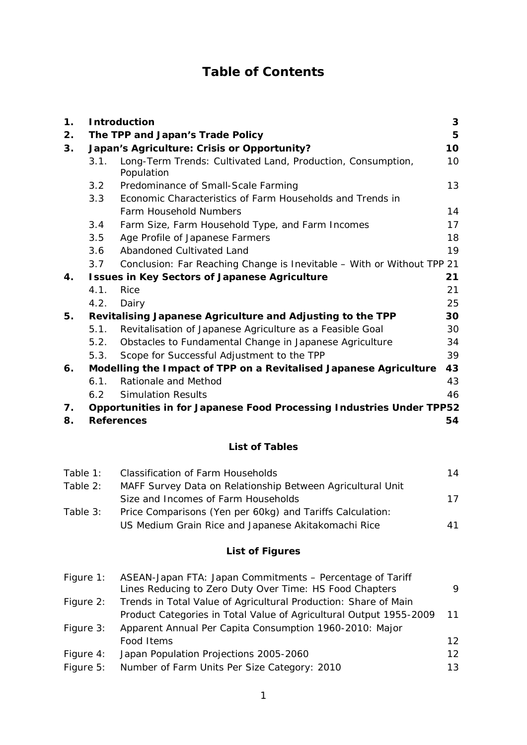# Table of Contents

| | | | |
|---|---|---|---|
| **1.** | **Introduction** | | **3** |
| **2.** | **The TPP and Japan's Trade Policy** | | **5** |
| **3.** | **Japan's Agriculture: Crisis or Opportunity?** | | **10** |
| | 3.1. | Long-Term Trends: Cultivated Land, Production, Consumption, Population | 10 |
| | 3.2 | Predominance of Small-Scale Farming | 13 |
| | 3.3 | Economic Characteristics of Farm Households and Trends in Farm Household Numbers | 14 |
| | 3.4 | Farm Size, Farm Household Type, and Farm Incomes | 17 |
| | 3.5 | Age Profile of Japanese Farmers | 18 |
| | 3.6 | Abandoned Cultivated Land | 19 |
| | 3.7 | Conclusion: Far Reaching Change is Inevitable – With or Without TPP | 21 |
| **4.** | **Issues in Key Sectors of Japanese Agriculture** | | **21** |
| | 4.1. | Rice | 21 |
| | 4.2. | Dairy | 25 |
| **5.** | **Revitalising Japanese Agriculture and Adjusting to the TPP** | | **30** |
| | 5.1. | Revitalisation of Japanese Agriculture as a Feasible Goal | 30 |
| | 5.2. | Obstacles to Fundamental Change in Japanese Agriculture | 34 |
| | 5.3. | Scope for Successful Adjustment to the TPP | 39 |
| **6.** | **Modelling the Impact of TPP on a Revitalised Japanese Agriculture** | | **43** |
| | 6.1. | Rationale and Method | 43 |
| | 6.2 | Simulation Results | 46 |
| **7.** | **Opportunities in for Japanese Food Processing Industries Under TPP** | | **52** |
| **8.** | **References** | | **54** |

**List of Tables**

| | | |
|---|---|---|
| Table 1: | Classification of Farm Households | 14 |
| Table 2: | MAFF Survey Data on Relationship Between Agricultural Unit Size and Incomes of Farm Households | 17 |
| Table 3: | Price Comparisons (Yen per 60kg) and Tariffs Calculation: US Medium Grain Rice and Japanese Akitakomachi Rice | 41 |

**List of Figures**

| | | |
|---|---|---|
| Figure 1: | ASEAN-Japan FTA: Japan Commitments – Percentage of Tariff Lines Reducing to Zero Duty Over Time: HS Food Chapters | 9 |
| Figure 2: | Trends in Total Value of Agricultural Production: Share of Main Product Categories in Total Value of Agricultural Output 1955-2009 | 11 |
| Figure 3: | Apparent Annual Per Capita Consumption 1960-2010: Major Food Items | 12 |
| Figure 4: | Japan Population Projections 2005-2060 | 12 |
| Figure 5: | Number of Farm Units Per Size Category: 2010 | 13 |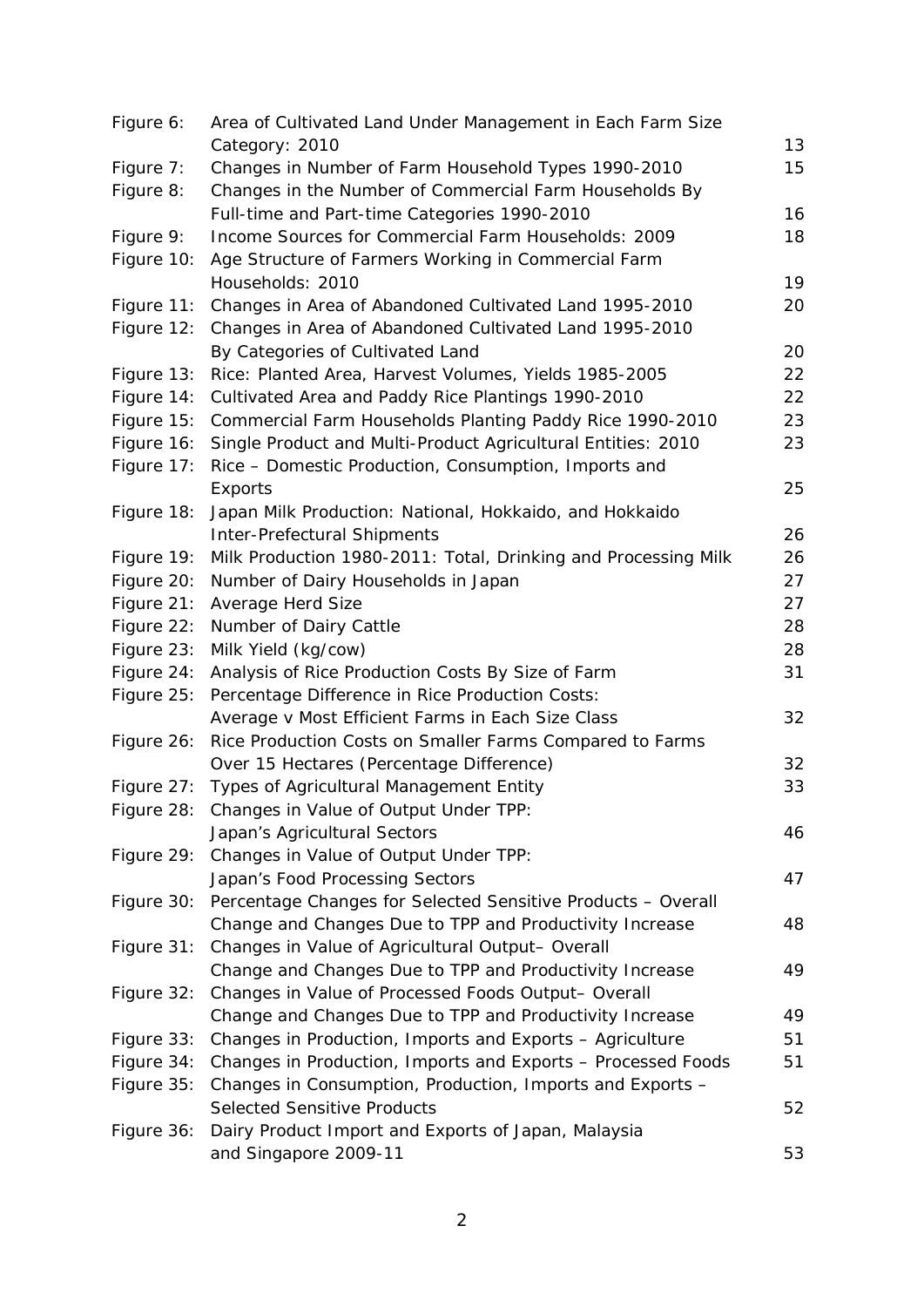| | | |
|---|---|---|
| Figure 6: | Area of Cultivated Land Under Management in Each Farm Size Category: 2010 | 13 |
| Figure 7: | Changes in Number of Farm Household Types 1990-2010 | 15 |
| Figure 8: | Changes in the Number of Commercial Farm Households By Full-time and Part-time Categories 1990-2010 | 16 |
| Figure 9: | Income Sources for Commercial Farm Households: 2009 | 18 |
| Figure 10: | Age Structure of Farmers Working in Commercial Farm Households: 2010 | 19 |
| Figure 11: | Changes in Area of Abandoned Cultivated Land 1995-2010 | 20 |
| Figure 12: | Changes in Area of Abandoned Cultivated Land 1995-2010 By Categories of Cultivated Land | 20 |
| Figure 13: | Rice: Planted Area, Harvest Volumes, Yields 1985-2005 | 22 |
| Figure 14: | Cultivated Area and Paddy Rice Plantings 1990-2010 | 22 |
| Figure 15: | Commercial Farm Households Planting Paddy Rice 1990-2010 | 23 |
| Figure 16: | Single Product and Multi-Product Agricultural Entities: 2010 | 23 |
| Figure 17: | Rice – Domestic Production, Consumption, Imports and Exports | 25 |
| Figure 18: | Japan Milk Production: National, Hokkaido, and Hokkaido Inter-Prefectural Shipments | 26 |
| Figure 19: | Milk Production 1980-2011: Total, Drinking and Processing Milk | 26 |
| Figure 20: | Number of Dairy Households in Japan | 27 |
| Figure 21: | Average Herd Size | 27 |
| Figure 22: | Number of Dairy Cattle | 28 |
| Figure 23: | Milk Yield (kg/cow) | 28 |
| Figure 24: | Analysis of Rice Production Costs By Size of Farm | 31 |
| Figure 25: | Percentage Difference in Rice Production Costs: Average v Most Efficient Farms in Each Size Class | 32 |
| Figure 26: | Rice Production Costs on Smaller Farms Compared to Farms Over 15 Hectares (Percentage Difference) | 32 |
| Figure 27: | Types of Agricultural Management Entity | 33 |
| Figure 28: | Changes in Value of Output Under TPP: Japan's Agricultural Sectors | 46 |
| Figure 29: | Changes in Value of Output Under TPP: Japan's Food Processing Sectors | 47 |
| Figure 30: | Percentage Changes for Selected Sensitive Products – Overall Change and Changes Due to TPP and Productivity Increase | 48 |
| Figure 31: | Changes in Value of Agricultural Output– Overall Change and Changes Due to TPP and Productivity Increase | 49 |
| Figure 32: | Changes in Value of Processed Foods Output– Overall Change and Changes Due to TPP and Productivity Increase | 49 |
| Figure 33: | Changes in Production, Imports and Exports – Agriculture | 51 |
| Figure 34: | Changes in Production, Imports and Exports – Processed Foods | 51 |
| Figure 35: | Changes in Consumption, Production, Imports and Exports – Selected Sensitive Products | 52 |
| Figure 36: | Dairy Product Import and Exports of Japan, Malaysia and Singapore 2009-11 | 53 |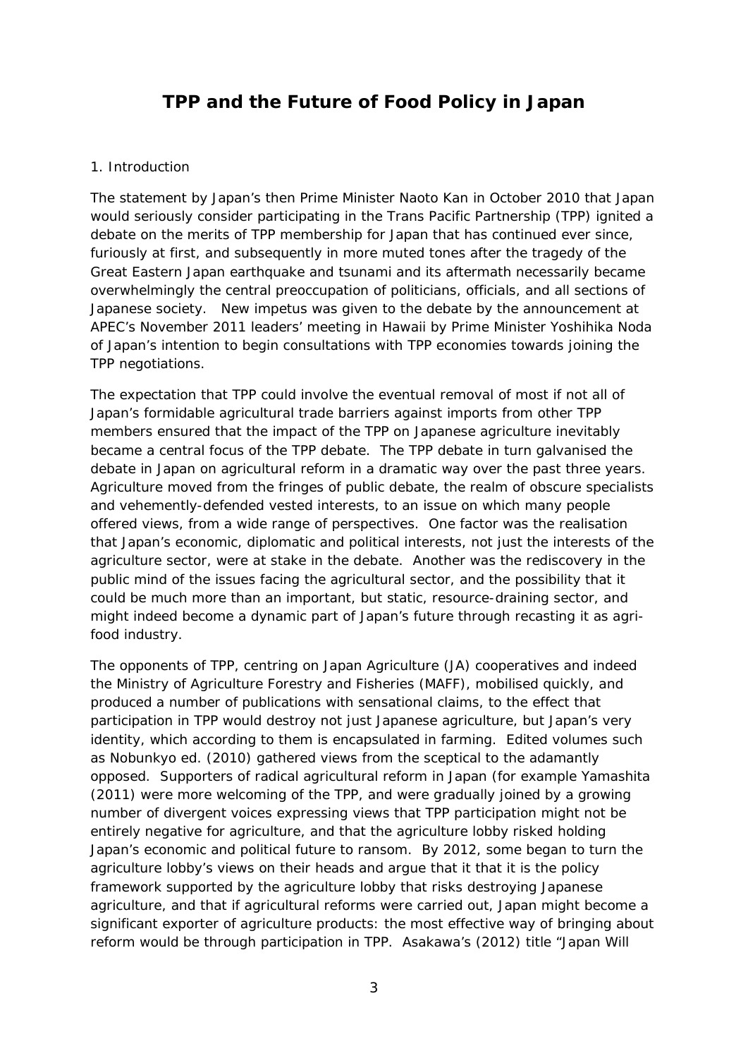# TPP and the Future of Food Policy in Japan

## 1. Introduction

The statement by Japan's then Prime Minister Naoto Kan in October 2010 that Japan would seriously consider participating in the Trans Pacific Partnership (TPP) ignited a debate on the merits of TPP membership for Japan that has continued ever since, furiously at first, and subsequently in more muted tones after the tragedy of the Great Eastern Japan earthquake and tsunami and its aftermath necessarily became overwhelmingly the central preoccupation of politicians, officials, and all sections of Japanese society. New impetus was given to the debate by the announcement at APEC's November 2011 leaders' meeting in Hawaii by Prime Minister Yoshihika Noda of Japan's intention to begin consultations with TPP economies towards joining the TPP negotiations.

The expectation that TPP could involve the eventual removal of most if not all of Japan's formidable agricultural trade barriers against imports from other TPP members ensured that the impact of the TPP on Japanese agriculture inevitably became a central focus of the TPP debate. The TPP debate in turn galvanised the debate in Japan on agricultural reform in a dramatic way over the past three years. Agriculture moved from the fringes of public debate, the realm of obscure specialists and vehemently-defended vested interests, to an issue on which many people offered views, from a wide range of perspectives. One factor was the realisation that Japan's economic, diplomatic and political interests, not just the interests of the agriculture sector, were at stake in the debate. Another was the rediscovery in the public mind of the issues facing the agricultural sector, and the possibility that it could be much more than an important, but static, resource-draining sector, and might indeed become a dynamic part of Japan's future through recasting it as agri-food industry.

The opponents of TPP, centring on Japan Agriculture (JA) cooperatives and indeed the Ministry of Agriculture Forestry and Fisheries (MAFF), mobilised quickly, and produced a number of publications with sensational claims, to the effect that participation in TPP would destroy not just Japanese agriculture, but Japan's very identity, which according to them is encapsulated in farming. Edited volumes such as Nobunkyo ed. (2010) gathered views from the sceptical to the adamantly opposed. Supporters of radical agricultural reform in Japan (for example Yamashita (2011) were more welcoming of the TPP, and were gradually joined by a growing number of divergent voices expressing views that TPP participation might not be entirely negative for agriculture, and that the agriculture lobby risked holding Japan's economic and political future to ransom. By 2012, some began to turn the agriculture lobby's views on their heads and argue that it that it is the policy framework supported by the agriculture lobby that risks destroying Japanese agriculture, and that if agricultural reforms were carried out, Japan might become a significant exporter of agriculture products: the most effective way of bringing about reform would be through participation in TPP. Asakawa's (2012) title "Japan Will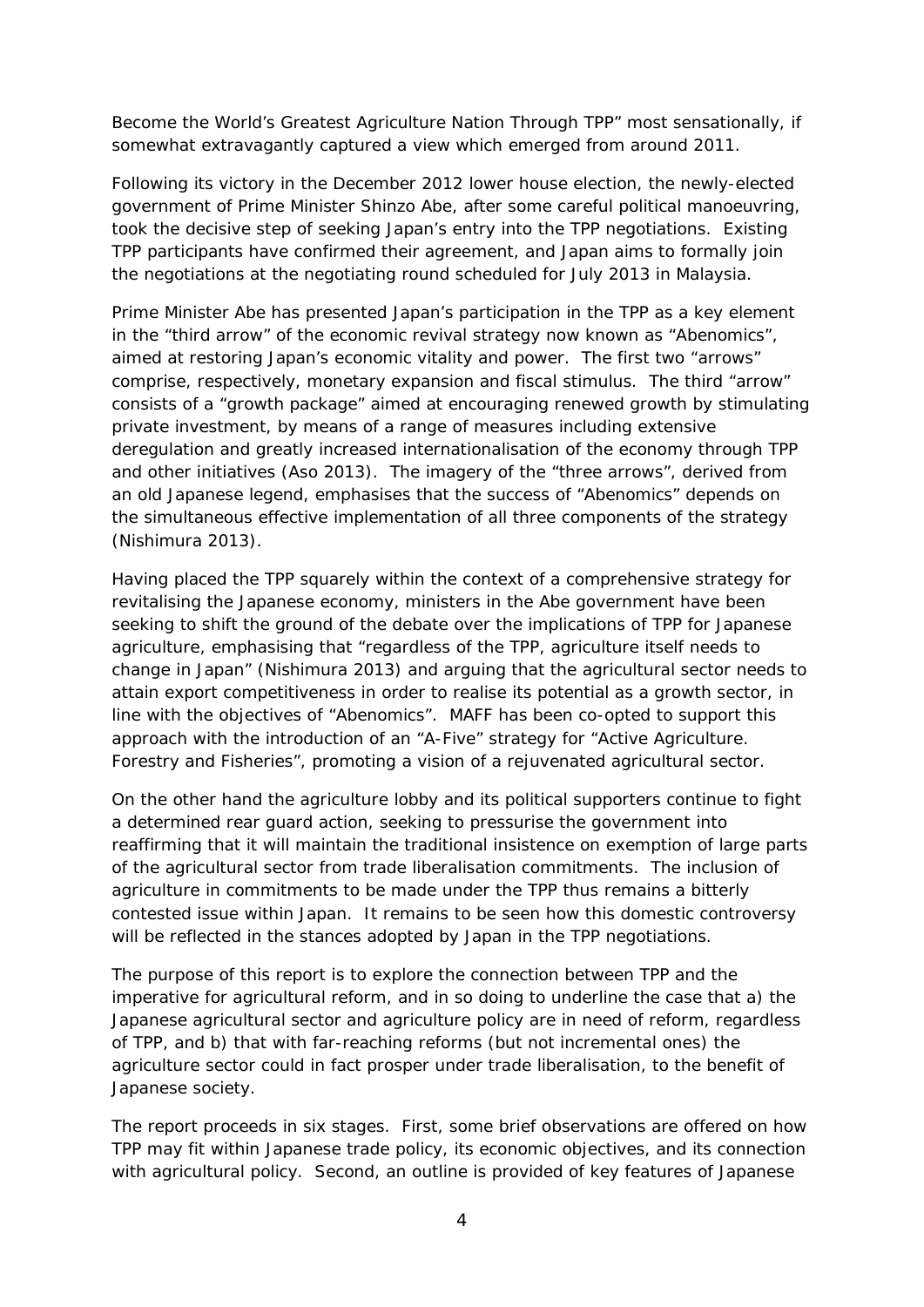Become the World's Greatest Agriculture Nation Through TPP" most sensationally, if somewhat extravagantly captured a view which emerged from around 2011.

Following its victory in the December 2012 lower house election, the newly-elected government of Prime Minister Shinzo Abe, after some careful political manoeuvring, took the decisive step of seeking Japan's entry into the TPP negotiations. Existing TPP participants have confirmed their agreement, and Japan aims to formally join the negotiations at the negotiating round scheduled for July 2013 in Malaysia.

Prime Minister Abe has presented Japan's participation in the TPP as a key element in the "third arrow" of the economic revival strategy now known as "Abenomics", aimed at restoring Japan's economic vitality and power. The first two "arrows" comprise, respectively, monetary expansion and fiscal stimulus. The third "arrow" consists of a "growth package" aimed at encouraging renewed growth by stimulating private investment, by means of a range of measures including extensive deregulation and greatly increased internationalisation of the economy through TPP and other initiatives (Aso 2013). The imagery of the "three arrows", derived from an old Japanese legend, emphasises that the success of "Abenomics" depends on the simultaneous effective implementation of all three components of the strategy (Nishimura 2013).

Having placed the TPP squarely within the context of a comprehensive strategy for revitalising the Japanese economy, ministers in the Abe government have been seeking to shift the ground of the debate over the implications of TPP for Japanese agriculture, emphasising that "regardless of the TPP, agriculture itself needs to change in Japan" (Nishimura 2013) and arguing that the agricultural sector needs to attain export competitiveness in order to realise its potential as a growth sector, in line with the objectives of "Abenomics". MAFF has been co-opted to support this approach with the introduction of an "A-Five" strategy for "Active Agriculture. Forestry and Fisheries", promoting a vision of a rejuvenated agricultural sector.

On the other hand the agriculture lobby and its political supporters continue to fight a determined rear guard action, seeking to pressurise the government into reaffirming that it will maintain the traditional insistence on exemption of large parts of the agricultural sector from trade liberalisation commitments. The inclusion of agriculture in commitments to be made under the TPP thus remains a bitterly contested issue within Japan. It remains to be seen how this domestic controversy will be reflected in the stances adopted by Japan in the TPP negotiations.

The purpose of this report is to explore the connection between TPP and the imperative for agricultural reform, and in so doing to underline the case that a) the Japanese agricultural sector and agriculture policy are in need of reform, regardless of TPP, and b) that with far-reaching reforms (but not incremental ones) the agriculture sector could in fact prosper under trade liberalisation, to the benefit of Japanese society.

The report proceeds in six stages. First, some brief observations are offered on how TPP may fit within Japanese trade policy, its economic objectives, and its connection with agricultural policy. Second, an outline is provided of key features of Japanese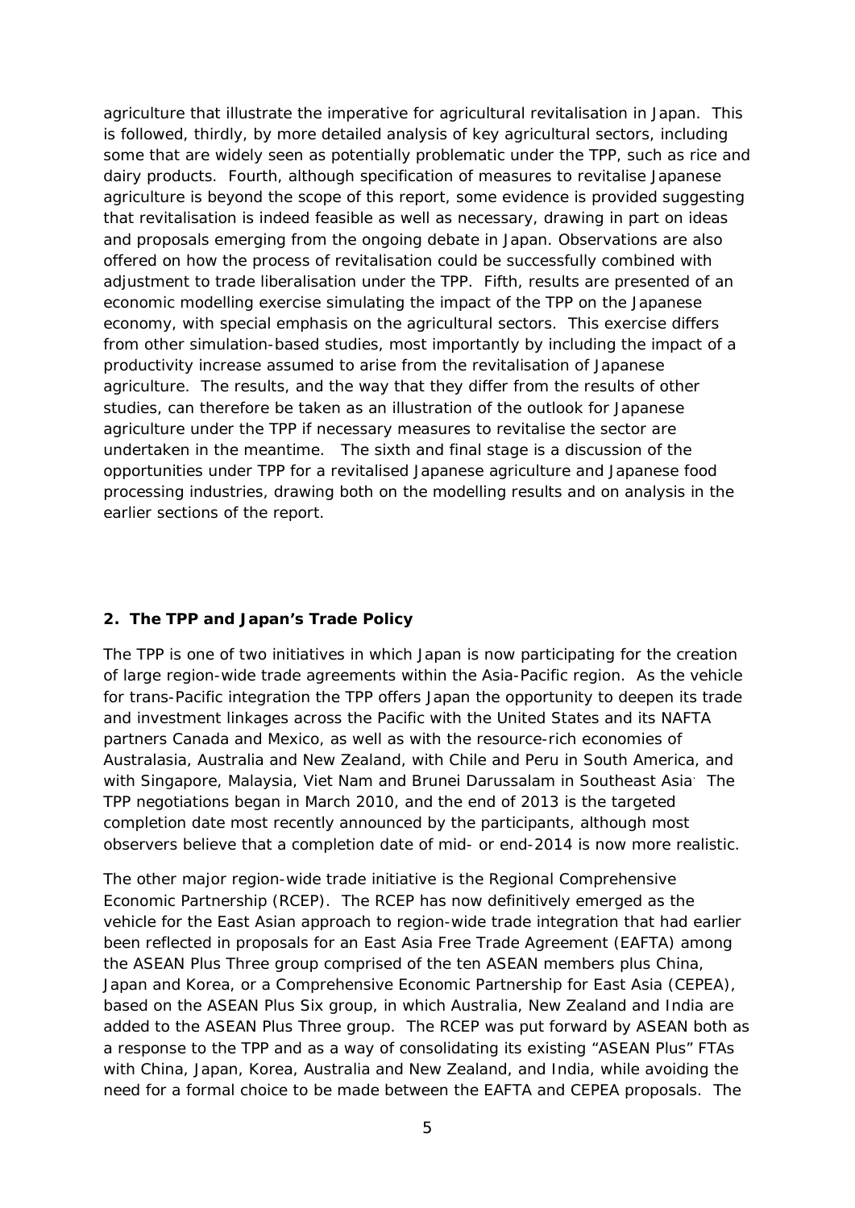agriculture that illustrate the imperative for agricultural revitalisation in Japan. This is followed, thirdly, by more detailed analysis of key agricultural sectors, including some that are widely seen as potentially problematic under the TPP, such as rice and dairy products. Fourth, although specification of measures to revitalise Japanese agriculture is beyond the scope of this report, some evidence is provided suggesting that revitalisation is indeed feasible as well as necessary, drawing in part on ideas and proposals emerging from the ongoing debate in Japan. Observations are also offered on how the process of revitalisation could be successfully combined with adjustment to trade liberalisation under the TPP. Fifth, results are presented of an economic modelling exercise simulating the impact of the TPP on the Japanese economy, with special emphasis on the agricultural sectors. This exercise differs from other simulation-based studies, most importantly by including the impact of a productivity increase assumed to arise from the revitalisation of Japanese agriculture. The results, and the way that they differ from the results of other studies, can therefore be taken as an illustration of the outlook for Japanese agriculture under the TPP if necessary measures to revitalise the sector are undertaken in the meantime. The sixth and final stage is a discussion of the opportunities under TPP for a revitalised Japanese agriculture and Japanese food processing industries, drawing both on the modelling results and on analysis in the earlier sections of the report.

## 2. The TPP and Japan's Trade Policy

The TPP is one of two initiatives in which Japan is now participating for the creation of large region-wide trade agreements within the Asia-Pacific region. As the vehicle for trans-Pacific integration the TPP offers Japan the opportunity to deepen its trade and investment linkages across the Pacific with the United States and its NAFTA partners Canada and Mexico, as well as with the resource-rich economies of Australasia, Australia and New Zealand, with Chile and Peru in South America, and with Singapore, Malaysia, Viet Nam and Brunei Darussalam in Southeast Asia. The TPP negotiations began in March 2010, and the end of 2013 is the targeted completion date most recently announced by the participants, although most observers believe that a completion date of mid- or end-2014 is now more realistic.

The other major region-wide trade initiative is the Regional Comprehensive Economic Partnership (RCEP). The RCEP has now definitively emerged as the vehicle for the East Asian approach to region-wide trade integration that had earlier been reflected in proposals for an East Asia Free Trade Agreement (EAFTA) among the ASEAN Plus Three group comprised of the ten ASEAN members plus China, Japan and Korea, or a Comprehensive Economic Partnership for East Asia (CEPEA), based on the ASEAN Plus Six group, in which Australia, New Zealand and India are added to the ASEAN Plus Three group. The RCEP was put forward by ASEAN both as a response to the TPP and as a way of consolidating its existing "ASEAN Plus" FTAs with China, Japan, Korea, Australia and New Zealand, and India, while avoiding the need for a formal choice to be made between the EAFTA and CEPEA proposals. The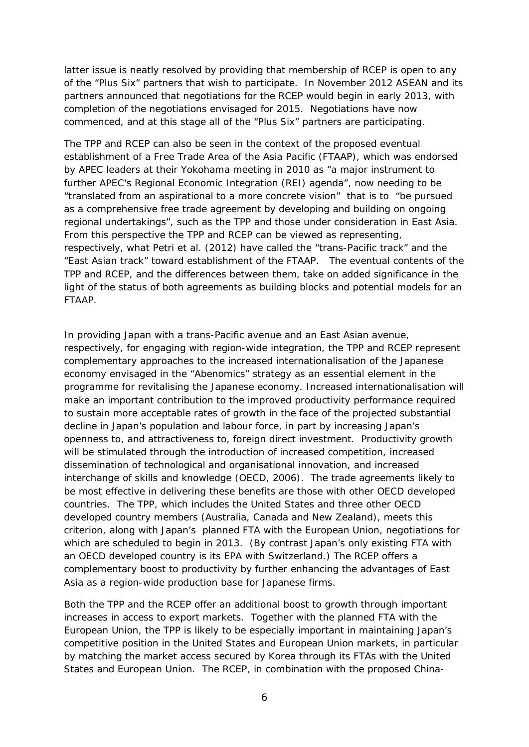latter issue is neatly resolved by providing that membership of RCEP is open to any of the "Plus Six" partners that wish to participate. In November 2012 ASEAN and its partners announced that negotiations for the RCEP would begin in early 2013, with completion of the negotiations envisaged for 2015. Negotiations have now commenced, and at this stage all of the "Plus Six" partners are participating.

The TPP and RCEP can also be seen in the context of the proposed eventual establishment of a Free Trade Area of the Asia Pacific (FTAAP), which was endorsed by APEC leaders at their Yokohama meeting in 2010 as "a major instrument to further APEC's Regional Economic Integration (REI) agenda", now needing to be "translated from an aspirational to a more concrete vision" that is to "be pursued as a comprehensive free trade agreement by developing and building on ongoing regional undertakings", such as the TPP and those under consideration in East Asia. From this perspective the TPP and RCEP can be viewed as representing, respectively, what Petri et al. (2012) have called the "trans-Pacific track" and the "East Asian track" toward establishment of the FTAAP. The eventual contents of the TPP and RCEP, and the differences between them, take on added significance in the light of the status of both agreements as building blocks and potential models for an FTAAP.

In providing Japan with a trans-Pacific avenue and an East Asian avenue, respectively, for engaging with region-wide integration, the TPP and RCEP represent complementary approaches to the increased internationalisation of the Japanese economy envisaged in the "Abenomics" strategy as an essential element in the programme for revitalising the Japanese economy. Increased internationalisation will make an important contribution to the improved productivity performance required to sustain more acceptable rates of growth in the face of the projected substantial decline in Japan's population and labour force, in part by increasing Japan's openness to, and attractiveness to, foreign direct investment. Productivity growth will be stimulated through the introduction of increased competition, increased dissemination of technological and organisational innovation, and increased interchange of skills and knowledge (OECD, 2006). The trade agreements likely to be most effective in delivering these benefits are those with other OECD developed countries. The TPP, which includes the United States and three other OECD developed country members (Australia, Canada and New Zealand), meets this criterion, along with Japan's planned FTA with the European Union, negotiations for which are scheduled to begin in 2013. (By contrast Japan's only existing FTA with an OECD developed country is its EPA with Switzerland.) The RCEP offers a complementary boost to productivity by further enhancing the advantages of East Asia as a region-wide production base for Japanese firms.

Both the TPP and the RCEP offer an additional boost to growth through important increases in access to export markets. Together with the planned FTA with the European Union, the TPP is likely to be especially important in maintaining Japan's competitive position in the United States and European Union markets, in particular by matching the market access secured by Korea through its FTAs with the United States and European Union. The RCEP, in combination with the proposed China-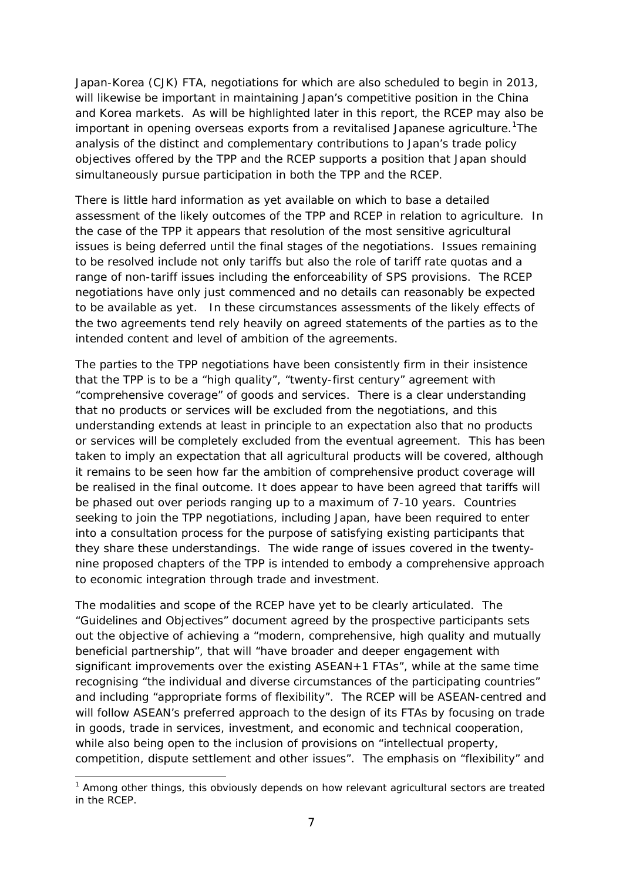Japan-Korea (CJK) FTA, negotiations for which are also scheduled to begin in 2013, will likewise be important in maintaining Japan's competitive position in the China and Korea markets. As will be highlighted later in this report, the RCEP may also be important in opening overseas exports from a revitalised Japanese agriculture.[1]The analysis of the distinct and complementary contributions to Japan's trade policy objectives offered by the TPP and the RCEP supports a position that Japan should simultaneously pursue participation in both the TPP and the RCEP.

There is little hard information as yet available on which to base a detailed assessment of the likely outcomes of the TPP and RCEP in relation to agriculture. In the case of the TPP it appears that resolution of the most sensitive agricultural issues is being deferred until the final stages of the negotiations. Issues remaining to be resolved include not only tariffs but also the role of tariff rate quotas and a range of non-tariff issues including the enforceability of SPS provisions. The RCEP negotiations have only just commenced and no details can reasonably be expected to be available as yet. In these circumstances assessments of the likely effects of the two agreements tend rely heavily on agreed statements of the parties as to the intended content and level of ambition of the agreements.

The parties to the TPP negotiations have been consistently firm in their insistence that the TPP is to be a "high quality", "twenty-first century" agreement with "comprehensive coverage" of goods and services. There is a clear understanding that no products or services will be excluded from the negotiations, and this understanding extends at least in principle to an expectation also that no products or services will be completely excluded from the eventual agreement. This has been taken to imply an expectation that all agricultural products will be covered, although it remains to be seen how far the ambition of comprehensive product coverage will be realised in the final outcome. It does appear to have been agreed that tariffs will be phased out over periods ranging up to a maximum of 7-10 years. Countries seeking to join the TPP negotiations, including Japan, have been required to enter into a consultation process for the purpose of satisfying existing participants that they share these understandings. The wide range of issues covered in the twenty-nine proposed chapters of the TPP is intended to embody a comprehensive approach to economic integration through trade and investment.

The modalities and scope of the RCEP have yet to be clearly articulated. The "Guidelines and Objectives" document agreed by the prospective participants sets out the objective of achieving a "modern, comprehensive, high quality and mutually beneficial partnership", that will "have broader and deeper engagement with significant improvements over the existing ASEAN+1 FTAs", while at the same time recognising "the individual and diverse circumstances of the participating countries" and including "appropriate forms of flexibility". The RCEP will be ASEAN-centred and will follow ASEAN's preferred approach to the design of its FTAs by focusing on trade in goods, trade in services, investment, and economic and technical cooperation, while also being open to the inclusion of provisions on "intellectual property, competition, dispute settlement and other issues". The emphasis on "flexibility" and

[1] Among other things, this obviously depends on how relevant agricultural sectors are treated in the RCEP.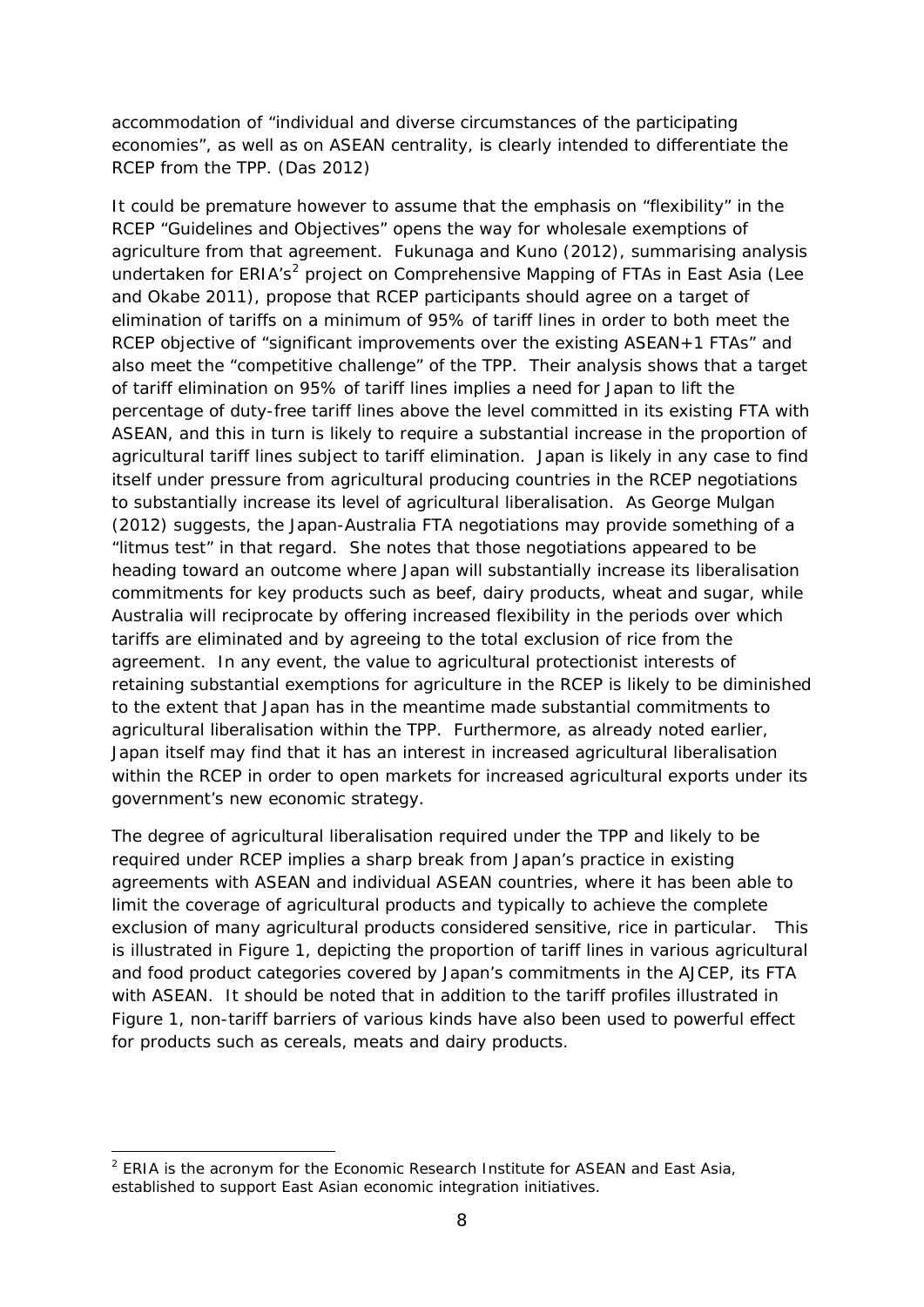accommodation of "individual and diverse circumstances of the participating economies", as well as on ASEAN centrality, is clearly intended to differentiate the RCEP from the TPP. (Das 2012)

It could be premature however to assume that the emphasis on "flexibility" in the RCEP "Guidelines and Objectives" opens the way for wholesale exemptions of agriculture from that agreement. Fukunaga and Kuno (2012), summarising analysis undertaken for ERIA's[2] project on Comprehensive Mapping of FTAs in East Asia (Lee and Okabe 2011), propose that RCEP participants should agree on a target of elimination of tariffs on a minimum of 95% of tariff lines in order to both meet the RCEP objective of "significant improvements over the existing ASEAN+1 FTAs" and also meet the "competitive challenge" of the TPP. Their analysis shows that a target of tariff elimination on 95% of tariff lines implies a need for Japan to lift the percentage of duty-free tariff lines above the level committed in its existing FTA with ASEAN, and this in turn is likely to require a substantial increase in the proportion of agricultural tariff lines subject to tariff elimination. Japan is likely in any case to find itself under pressure from agricultural producing countries in the RCEP negotiations to substantially increase its level of agricultural liberalisation. As George Mulgan (2012) suggests, the Japan-Australia FTA negotiations may provide something of a "litmus test" in that regard. She notes that those negotiations appeared to be heading toward an outcome where Japan will substantially increase its liberalisation commitments for key products such as beef, dairy products, wheat and sugar, while Australia will reciprocate by offering increased flexibility in the periods over which tariffs are eliminated and by agreeing to the total exclusion of rice from the agreement. In any event, the value to agricultural protectionist interests of retaining substantial exemptions for agriculture in the RCEP is likely to be diminished to the extent that Japan has in the meantime made substantial commitments to agricultural liberalisation within the TPP. Furthermore, as already noted earlier, Japan itself may find that it has an interest in increased agricultural liberalisation within the RCEP in order to open markets for increased agricultural exports under its government's new economic strategy.

The degree of agricultural liberalisation required under the TPP and likely to be required under RCEP implies a sharp break from Japan's practice in existing agreements with ASEAN and individual ASEAN countries, where it has been able to limit the coverage of agricultural products and typically to achieve the complete exclusion of many agricultural products considered sensitive, rice in particular. This is illustrated in Figure 1, depicting the proportion of tariff lines in various agricultural and food product categories covered by Japan's commitments in the AJCEP, its FTA with ASEAN. It should be noted that in addition to the tariff profiles illustrated in Figure 1, non-tariff barriers of various kinds have also been used to powerful effect for products such as cereals, meats and dairy products.

[2] ERIA is the acronym for the Economic Research Institute for ASEAN and East Asia, established to support East Asian economic integration initiatives.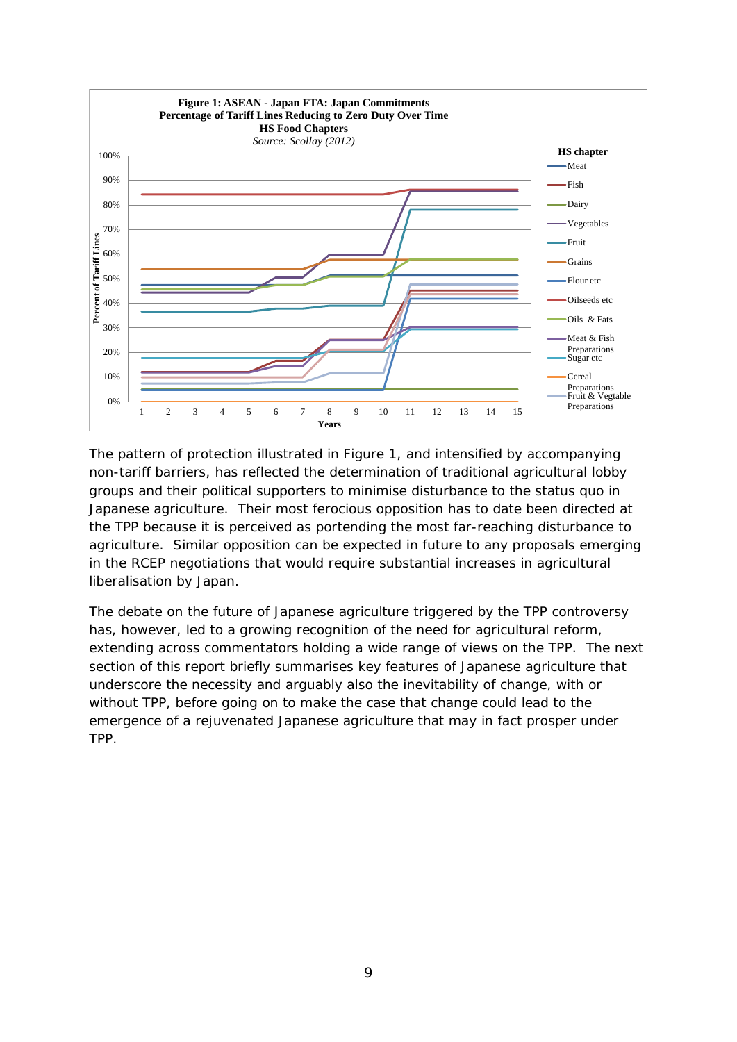**Figure 1: ASEAN - Japan FTA: Japan Commitments**
**Percentage of Tariff Lines Reducing to Zero Duty Over Time**
**HS Food Chapters**
*Source: Scollay (2012)*

The pattern of protection illustrated in Figure 1, and intensified by accompanying non-tariff barriers, has reflected the determination of traditional agricultural lobby groups and their political supporters to minimise disturbance to the status quo in Japanese agriculture. Their most ferocious opposition has to date been directed at the TPP because it is perceived as portending the most far-reaching disturbance to agriculture. Similar opposition can be expected in future to any proposals emerging in the RCEP negotiations that would require substantial increases in agricultural liberalisation by Japan.

The debate on the future of Japanese agriculture triggered by the TPP controversy has, however, led to a growing recognition of the need for agricultural reform, extending across commentators holding a wide range of views on the TPP. The next section of this report briefly summarises key features of Japanese agriculture that underscore the necessity and arguably also the inevitability of change, with or without TPP, before going on to make the case that change could lead to the emergence of a rejuvenated Japanese agriculture that may in fact prosper under TPP.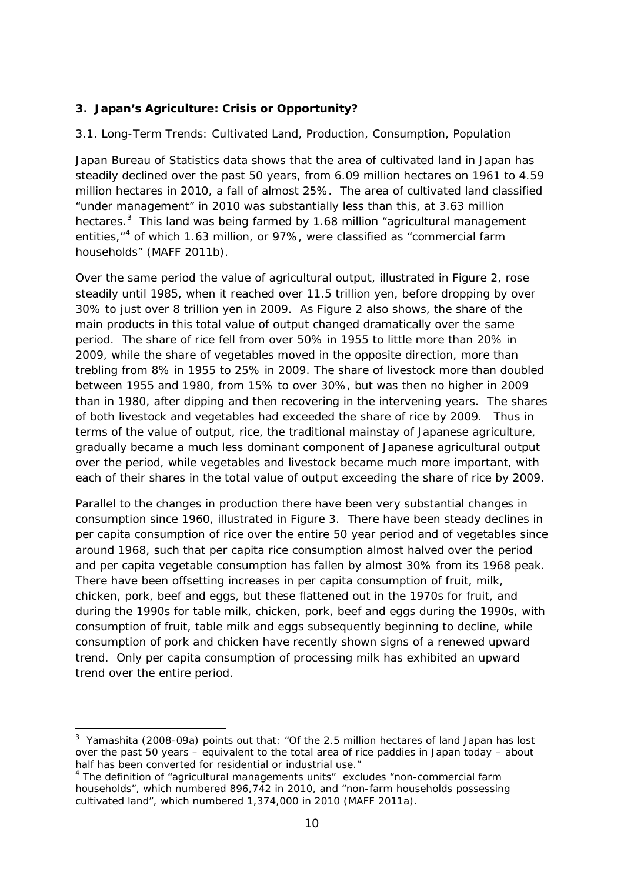## 3. Japan's Agriculture: Crisis or Opportunity?

### 3.1. Long-Term Trends: Cultivated Land, Production, Consumption, Population

Japan Bureau of Statistics data shows that the area of cultivated land in Japan has steadily declined over the past 50 years, from 6.09 million hectares on 1961 to 4.59 million hectares in 2010, a fall of almost 25%. The area of cultivated land classified "under management" in 2010 was substantially less than this, at 3.63 million hectares.[3] This land was being farmed by 1.68 million "agricultural management entities,"[4] of which 1.63 million, or 97%, were classified as "commercial farm households" (MAFF 2011b).

Over the same period the value of agricultural output, illustrated in Figure 2, rose steadily until 1985, when it reached over 11.5 trillion yen, before dropping by over 30% to just over 8 trillion yen in 2009. As Figure 2 also shows, the share of the main products in this total value of output changed dramatically over the same period. The share of rice fell from over 50% in 1955 to little more than 20% in 2009, while the share of vegetables moved in the opposite direction, more than trebling from 8% in 1955 to 25% in 2009. The share of livestock more than doubled between 1955 and 1980, from 15% to over 30%, but was then no higher in 2009 than in 1980, after dipping and then recovering in the intervening years. The shares of both livestock and vegetables had exceeded the share of rice by 2009. Thus in terms of the value of output, rice, the traditional mainstay of Japanese agriculture, gradually became a much less dominant component of Japanese agricultural output over the period, while vegetables and livestock became much more important, with each of their shares in the total value of output exceeding the share of rice by 2009.

Parallel to the changes in production there have been very substantial changes in consumption since 1960, illustrated in Figure 3. There have been steady declines in per capita consumption of rice over the entire 50 year period and of vegetables since around 1968, such that per capita rice consumption almost halved over the period and per capita vegetable consumption has fallen by almost 30% from its 1968 peak. There have been offsetting increases in per capita consumption of fruit, milk, chicken, pork, beef and eggs, but these flattened out in the 1970s for fruit, and during the 1990s for table milk, chicken, pork, beef and eggs during the 1990s, with consumption of fruit, table milk and eggs subsequently beginning to decline, while consumption of pork and chicken have recently shown signs of a renewed upward trend. Only per capita consumption of processing milk has exhibited an upward trend over the entire period.

---

[3] Yamashita (2008-09a) points out that: "Of the 2.5 million hectares of land Japan has lost over the past 50 years – equivalent to the total area of rice paddies in Japan today – about half has been converted for residential or industrial use."

[4] The definition of "agricultural managements units" excludes "non-commercial farm households", which numbered 896,742 in 2010, and "non-farm households possessing cultivated land", which numbered 1,374,000 in 2010 (MAFF 2011a).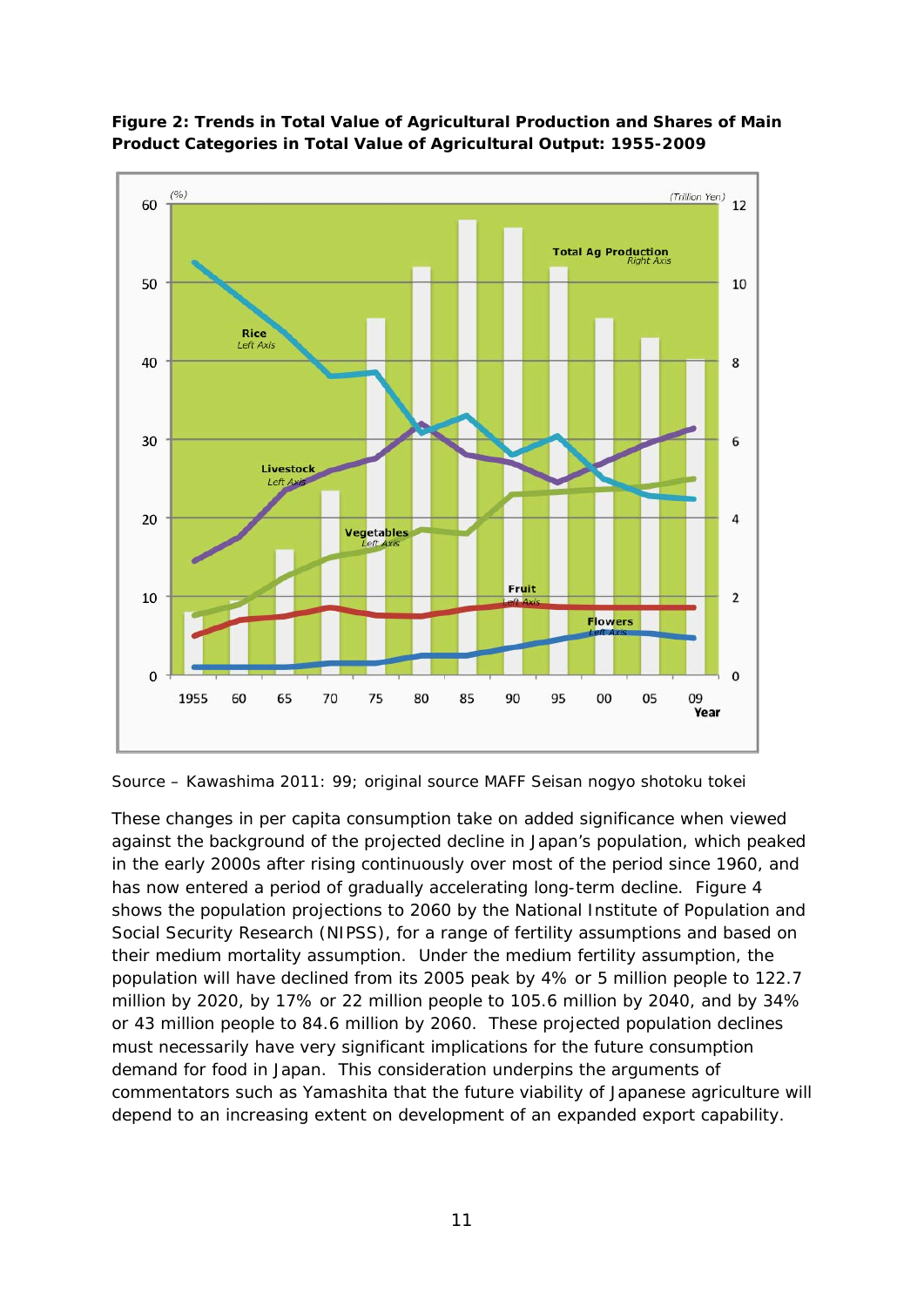**Figure 2: Trends in Total Value of Agricultural Production and Shares of Main Product Categories in Total Value of Agricultural Output: 1955-2009**

Source – Kawashima 2011: 99; original source MAFF Seisan nogyo shotoku tokei

These changes in per capita consumption take on added significance when viewed against the background of the projected decline in Japan's population, which peaked in the early 2000s after rising continuously over most of the period since 1960, and has now entered a period of gradually accelerating long-term decline. Figure 4 shows the population projections to 2060 by the National Institute of Population and Social Security Research (NIPSS), for a range of fertility assumptions and based on their medium mortality assumption. Under the medium fertility assumption, the population will have declined from its 2005 peak by 4% or 5 million people to 122.7 million by 2020, by 17% or 22 million people to 105.6 million by 2040, and by 34% or 43 million people to 84.6 million by 2060. These projected population declines must necessarily have very significant implications for the future consumption demand for food in Japan. This consideration underpins the arguments of commentators such as Yamashita that the future viability of Japanese agriculture will depend to an increasing extent on development of an expanded export capability.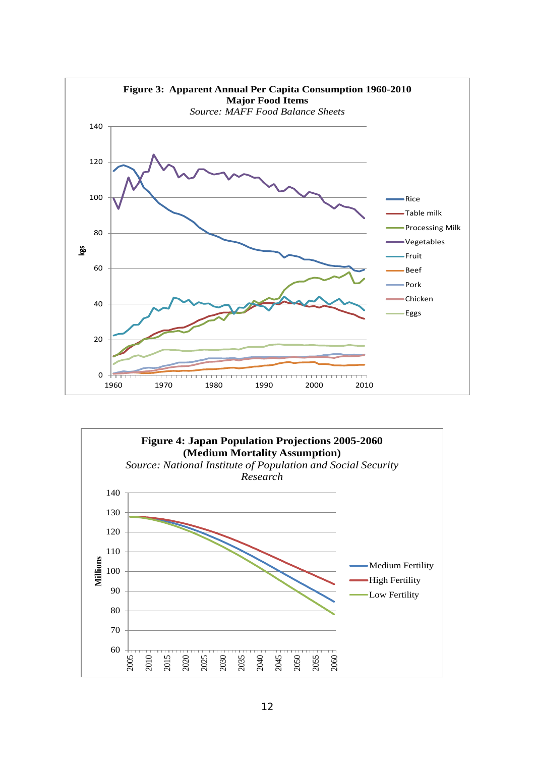**Figure 3: Apparent Annual Per Capita Consumption 1960-2010**
**Major Food Items**
*Source: MAFF Food Balance Sheets*

**Figure 4: Japan Population Projections 2005-2060**
**(Medium Mortality Assumption)**
*Source: National Institute of Population and Social Security Research*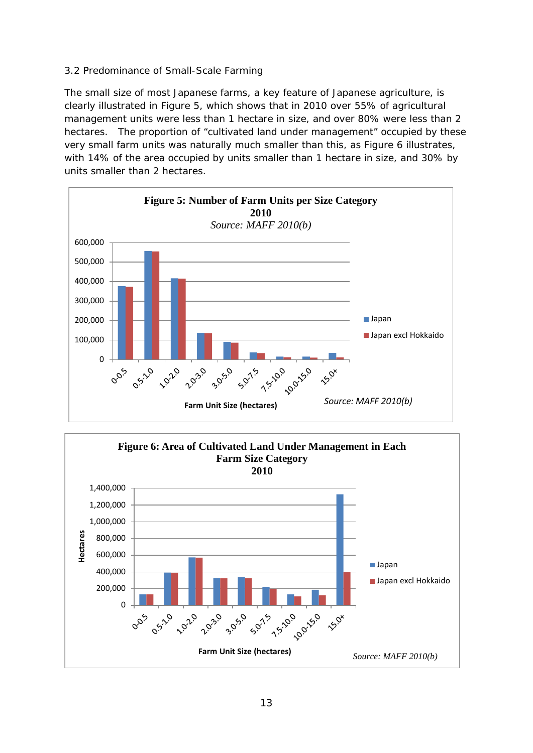### 3.2 Predominance of Small-Scale Farming

The small size of most Japanese farms, a key feature of Japanese agriculture, is clearly illustrated in Figure 5, which shows that in 2010 over 55% of agricultural management units were less than 1 hectare in size, and over 80% were less than 2 hectares. The proportion of "cultivated land under management" occupied by these very small farm units was naturally much smaller than this, as Figure 6 illustrates, with 14% of the area occupied by units smaller than 1 hectare in size, and 30% by units smaller than 2 hectares.

**Figure 5: Number of Farm Units per Size Category 2010**

*Source: MAFF 2010(b)*

**Figure 6: Area of Cultivated Land Under Management in Each Farm Size Category 2010**

*Source: MAFF 2010(b)*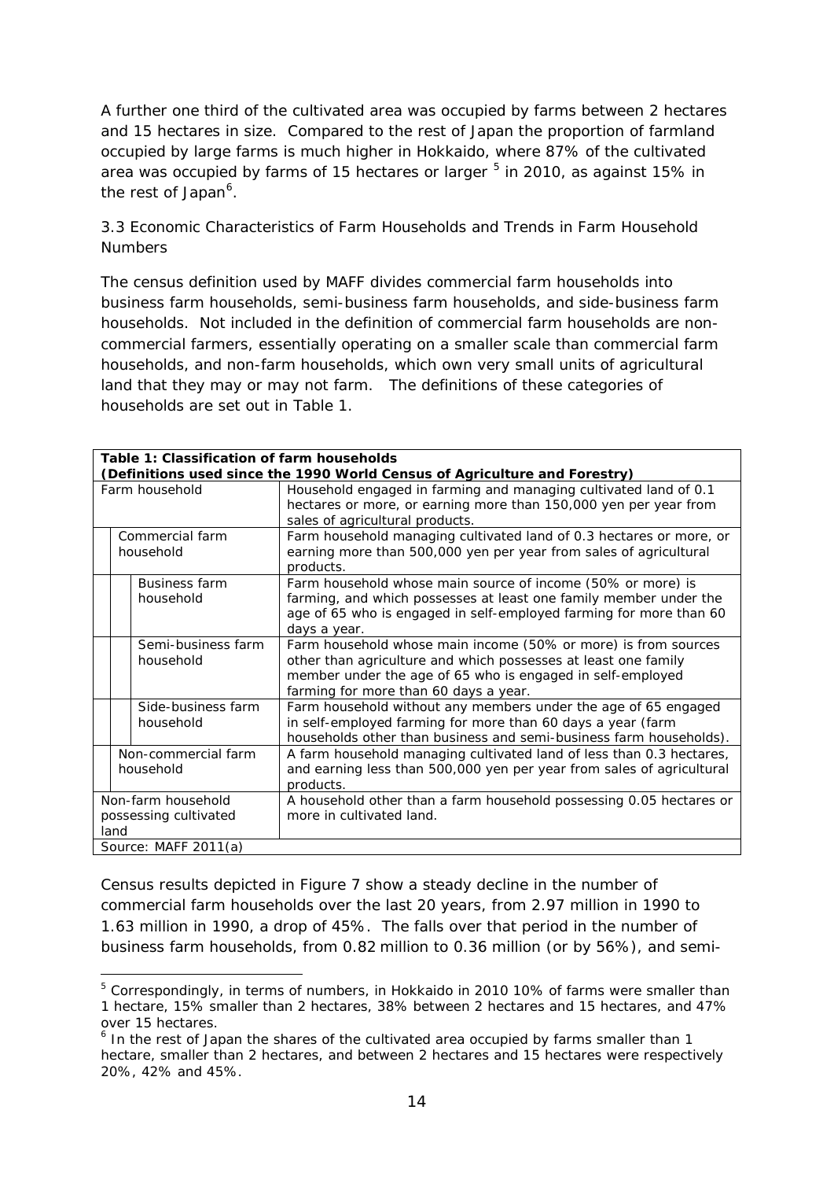A further one third of the cultivated area was occupied by farms between 2 hectares and 15 hectares in size. Compared to the rest of Japan the proportion of farmland occupied by large farms is much higher in Hokkaido, where 87% of the cultivated area was occupied by farms of 15 hectares or larger [5] in 2010, as against 15% in the rest of Japan[6].

### 3.3 Economic Characteristics of Farm Households and Trends in Farm Household Numbers

The census definition used by MAFF divides commercial farm households into business farm households, semi-business farm households, and side-business farm households. Not included in the definition of commercial farm households are non-commercial farmers, essentially operating on a smaller scale than commercial farm households, and non-farm households, which own very small units of agricultural land that they may or may not farm. The definitions of these categories of households are set out in Table 1.

**Table 1: Classification of farm households**
**(Definitions used since the 1990 World Census of Agriculture and Forestry)**

| Category | | | Definition |
|---|---|---|---|
| Farm household | | | Household engaged in farming and managing cultivated land of 0.1 hectares or more, or earning more than 150,000 yen per year from sales of agricultural products. |
| | Commercial farm household | | Farm household managing cultivated land of 0.3 hectares or more, or earning more than 500,000 yen per year from sales of agricultural products. |
| | | Business farm household | Farm household whose main source of income (50% or more) is farming, and which possesses at least one family member under the age of 65 who is engaged in self-employed farming for more than 60 days a year. |
| | | Semi-business farm household | Farm household whose main income (50% or more) is from sources other than agriculture and which possesses at least one family member under the age of 65 who is engaged in self-employed farming for more than 60 days a year. |
| | | Side-business farm household | Farm household without any members under the age of 65 engaged in self-employed farming for more than 60 days a year (farm households other than business and semi-business farm households). |
| | Non-commercial farm household | | A farm household managing cultivated land of less than 0.3 hectares, and earning less than 500,000 yen per year from sales of agricultural products. |
| Non-farm household possessing cultivated land | | | A household other than a farm household possessing 0.05 hectares or more in cultivated land. |

Source: MAFF 2011(a)

Census results depicted in Figure 7 show a steady decline in the number of commercial farm households over the last 20 years, from 2.97 million in 1990 to 1.63 million in 1990, a drop of 45%. The falls over that period in the number of business farm households, from 0.82 million to 0.36 million (or by 56%), and semi-

[5] Correspondingly, in terms of numbers, in Hokkaido in 2010 10% of farms were smaller than 1 hectare, 15% smaller than 2 hectares, 38% between 2 hectares and 15 hectares, and 47% over 15 hectares.

[6] In the rest of Japan the shares of the cultivated area occupied by farms smaller than 1 hectare, smaller than 2 hectares, and between 2 hectares and 15 hectares were respectively 20%, 42% and 45%.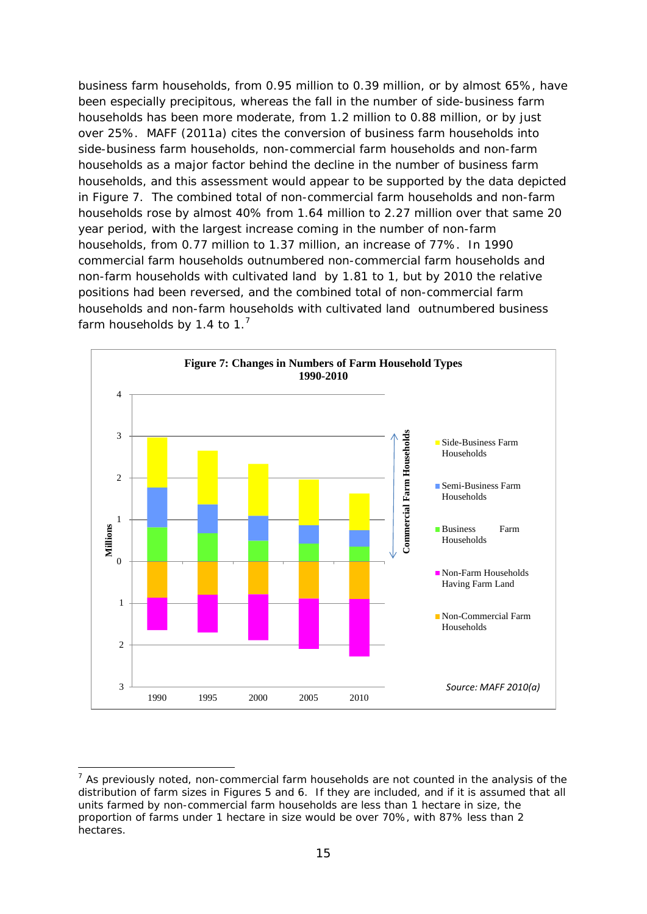business farm households, from 0.95 million to 0.39 million, or by almost 65%, have been especially precipitous, whereas the fall in the number of side-business farm households has been more moderate, from 1.2 million to 0.88 million, or by just over 25%. MAFF (2011a) cites the conversion of business farm households into side-business farm households, non-commercial farm households and non-farm households as a major factor behind the decline in the number of business farm households, and this assessment would appear to be supported by the data depicted in Figure 7. The combined total of non-commercial farm households and non-farm households rose by almost 40% from 1.64 million to 2.27 million over that same 20 year period, with the largest increase coming in the number of non-farm households, from 0.77 million to 1.37 million, an increase of 77%. In 1990 commercial farm households outnumbered non-commercial farm households and non-farm households with cultivated land by 1.81 to 1, but by 2010 the relative positions had been reversed, and the combined total of non-commercial farm households and non-farm households with cultivated land outnumbered business farm households by 1.4 to 1.[7]

**Figure 7: Changes in Numbers of Farm Household Types 1990-2010**

*Source: MAFF 2010(a)*

[7] As previously noted, non-commercial farm households are not counted in the analysis of the distribution of farm sizes in Figures 5 and 6. If they are included, and if it is assumed that all units farmed by non-commercial farm households are less than 1 hectare in size, the proportion of farms under 1 hectare in size would be over 70%, with 87% less than 2 hectares.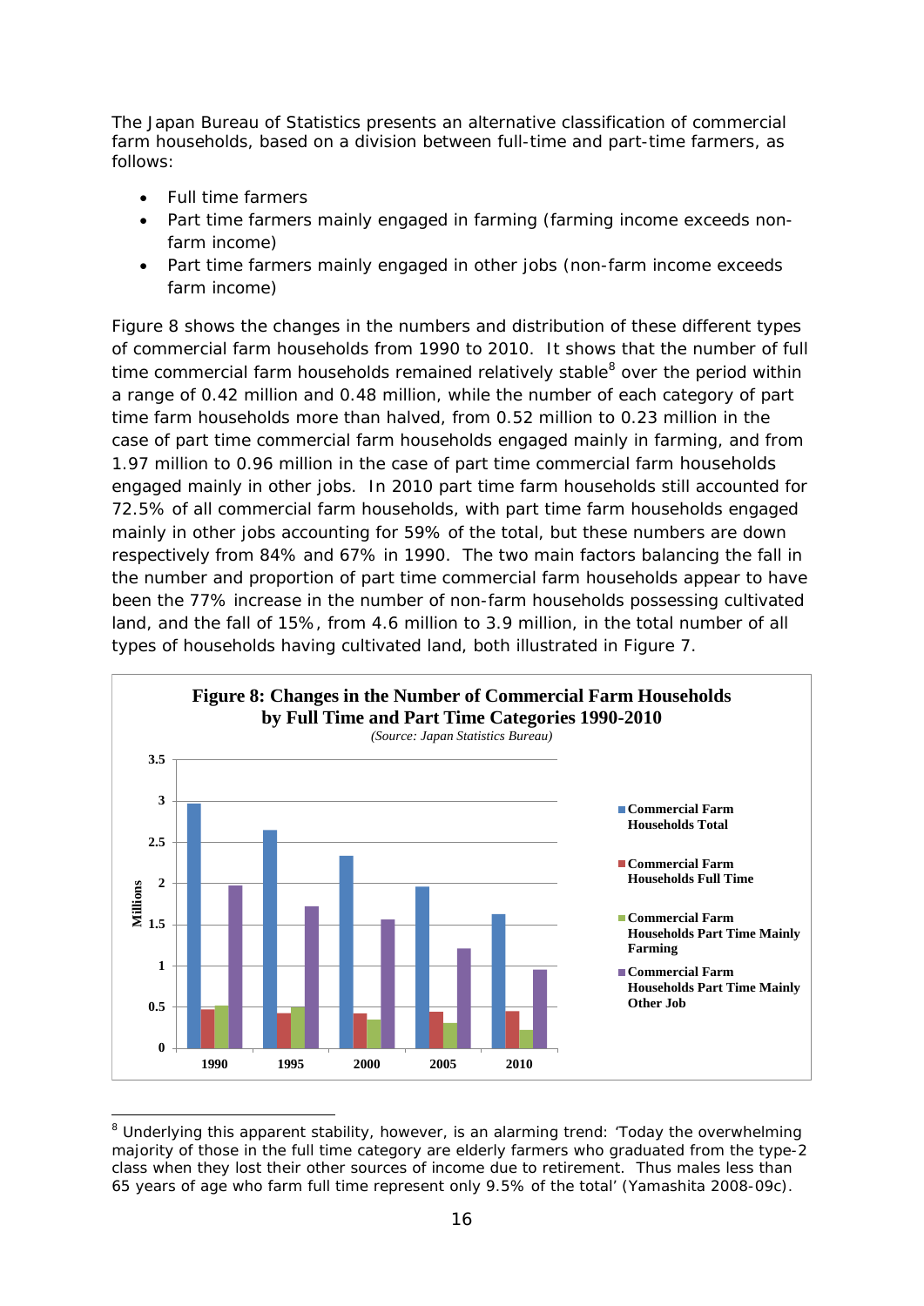The Japan Bureau of Statistics presents an alternative classification of commercial farm households, based on a division between full-time and part-time farmers, as follows:

- Full time farmers
- Part time farmers mainly engaged in farming (farming income exceeds non-farm income)
- Part time farmers mainly engaged in other jobs (non-farm income exceeds farm income)

Figure 8 shows the changes in the numbers and distribution of these different types of commercial farm households from 1990 to 2010. It shows that the number of full time commercial farm households remained relatively stable[8] over the period within a range of 0.42 million and 0.48 million, while the number of each category of part time farm households more than halved, from 0.52 million to 0.23 million in the case of part time commercial farm households engaged mainly in farming, and from 1.97 million to 0.96 million in the case of part time commercial farm households engaged mainly in other jobs. In 2010 part time farm households still accounted for 72.5% of all commercial farm households, with part time farm households engaged mainly in other jobs accounting for 59% of the total, but these numbers are down respectively from 84% and 67% in 1990. The two main factors balancing the fall in the number and proportion of part time commercial farm households appear to have been the 77% increase in the number of non-farm households possessing cultivated land, and the fall of 15%, from 4.6 million to 3.9 million, in the total number of all types of households having cultivated land, both illustrated in Figure 7.

**Figure 8: Changes in the Number of Commercial Farm Households by Full Time and Part Time Categories 1990-2010**

*(Source: Japan Statistics Bureau)*

Millions

| | 1990 | 1995 | 2000 | 2005 | 2010 |
|---|---|---|---|---|---|
| Commercial Farm Households Total | 2.97 | 2.65 | 2.34 | 1.96 | 1.63 |
| Commercial Farm Households Full Time | 0.47 | 0.43 | 0.43 | 0.44 | 0.45 |
| Commercial Farm Households Part Time Mainly Farming | 0.52 | 0.50 | 0.35 | 0.31 | 0.23 |
| Commercial Farm Households Part Time Mainly Other Job | 1.97 | 1.72 | 1.56 | 1.21 | 0.96 |

[8] Underlying this apparent stability, however, is an alarming trend: 'Today the overwhelming majority of those in the full time category are elderly farmers who graduated from the type-2 class when they lost their other sources of income due to retirement. Thus males less than 65 years of age who farm full time represent only 9.5% of the total' (Yamashita 2008-09c).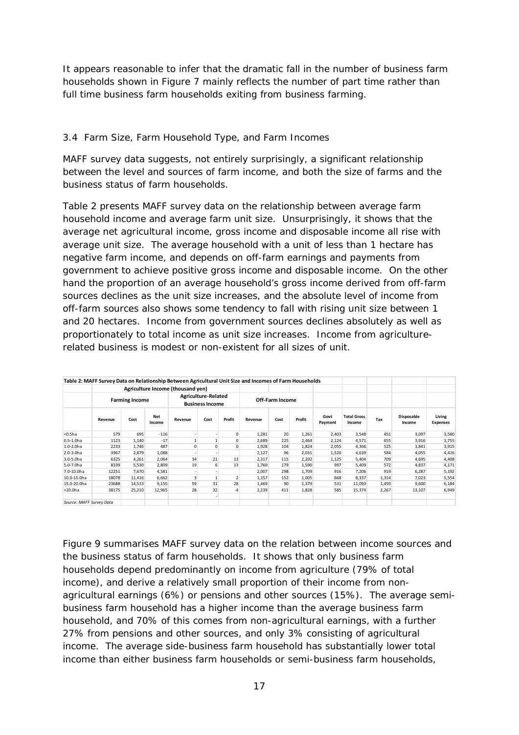It appears reasonable to infer that the dramatic fall in the number of business farm households shown in Figure 7 mainly reflects the number of part time rather than full time business farm households exiting from business farming.

### 3.4 Farm Size, Farm Household Type, and Farm Incomes

MAFF survey data suggests, not entirely surprisingly, a significant relationship between the level and sources of farm income, and both the size of farms and the business status of farm households.

Table 2 presents MAFF survey data on the relationship between average farm household income and average farm unit size. Unsurprisingly, it shows that the average net agricultural income, gross income and disposable income all rise with average unit size. The average household with a unit of less than 1 hectare has negative farm income, and depends on off-farm earnings and payments from government to achieve positive gross income and disposable income. On the other hand the proportion of an average household's gross income derived from off-farm sources declines as the unit size increases, and the absolute level of income from off-farm sources also shows some tendency to fall with rising unit size between 1 and 20 hectares. Income from government sources declines absolutely as well as proportionately to total income as unit size increases. Income from agriculture-related business is modest or non-existent for all sizes of unit.

**Table 2: MAFF Survey Data on Relationship Between Agricultural Unit Size and Incomes of Farm Households**

| | Agriculture Income (thousand yen) | | | | | | | | | | | | | |
|---|---|---|---|---|---|---|---|---|---|---|---|---|---|---|
| | Farming Income | | | Agriculture-Related Business Income | | | Off-Farm Income | | | | | | | |
| | Revenue | Cost | Net Income | Revenue | Cost | Profit | Revenue | Cost | Profit | Govt Payment | Total Gross Income | Tax | Disposable Income | Living Expenses |
| <0.5ha | 579 | 695 | -116 | - | - | 0 | 1,281 | 20 | 1,261 | 2,403 | 3,548 | 451 | 3,097 | 3,580 |
| 0.5-1.0ha | 1123 | 1,140 | -17 | 1 | 1 | 0 | 2,689 | 225 | 2,464 | 2,124 | 4,571 | 655 | 3,916 | 3,755 |
| 1.0-2.0ha | 2233 | 1,746 | 487 | 0 | 0 | 0 | 1,928 | 104 | 1,824 | 2,055 | 4,366 | 525 | 3,841 | 3,915 |
| 2.0-3.0ha | 3967 | 2,879 | 1,088 | - | - | | 2,127 | 96 | 2,031 | 1,520 | 4,639 | 584 | 4,055 | 4,416 |
| 3.0-5.0ha | 6325 | 4,261 | 2,064 | 34 | 21 | 13 | 2,317 | 115 | 2,202 | 1,125 | 5,404 | 709 | 4,695 | 4,408 |
| 5.0-7.0ha | 8339 | 5,530 | 2,809 | 19 | 6 | 13 | 1,769 | 179 | 1,590 | 997 | 5,409 | 572 | 4,837 | 4,171 |
| 7.0-10.0ha | 12251 | 7,670 | 4,581 | - | - | | 2,007 | 298 | 1,709 | 916 | 7,206 | 919 | 6,287 | 5,192 |
| 10.0-15.0ha | 18078 | 11,416 | 6,662 | 3 | 1 | 2 | 1,157 | 152 | 1,005 | 668 | 8,337 | 1,314 | 7,023 | 5,554 |
| 15.0-20.0ha | 23688 | 14,533 | 9,155 | 59 | 31 | 28 | 1,469 | 90 | 1,379 | 531 | 11,093 | 1,493 | 9,600 | 6,184 |
| >20.0ha | 38175 | 25,210 | 12,965 | 28 | 32 | -4 | 2,239 | 411 | 1,828 | 585 | 15,374 | 2,267 | 13,107 | 6,949 |

*Source: MAFF Survey Data*

Figure 9 summarises MAFF survey data on the relation between income sources and the business status of farm households. It shows that only business farm households depend predominantly on income from agriculture (79% of total income), and derive a relatively small proportion of their income from non-agricultural earnings (6%) or pensions and other sources (15%). The average semi-business farm household has a higher income than the average business farm household, and 70% of this comes from non-agricultural earnings, with a further 27% from pensions and other sources, and only 3% consisting of agricultural income. The average side-business farm household has substantially lower total income than either business farm households or semi-business farm households,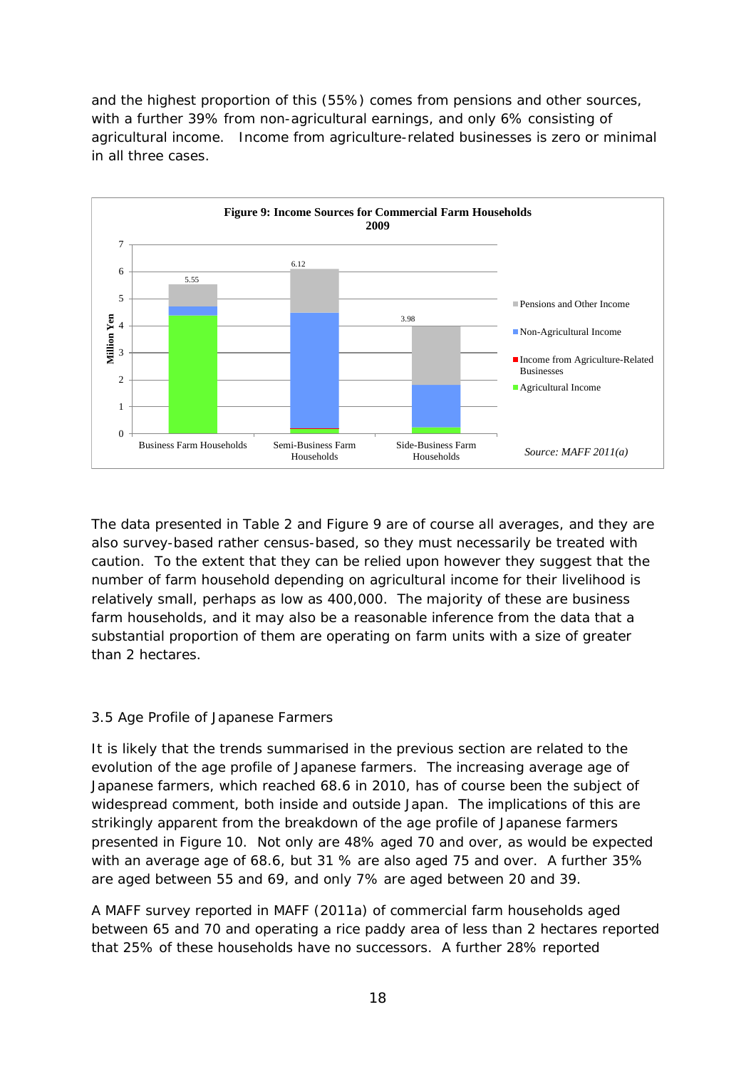and the highest proportion of this (55%) comes from pensions and other sources, with a further 39% from non-agricultural earnings, and only 6% consisting of agricultural income. Income from agriculture-related businesses is zero or minimal in all three cases.

**Figure 9: Income Sources for Commercial Farm Households 2009**

Source: MAFF 2011(a)

The data presented in Table 2 and Figure 9 are of course all averages, and they are also survey-based rather census-based, so they must necessarily be treated with caution. To the extent that they can be relied upon however they suggest that the number of farm household depending on agricultural income for their livelihood is relatively small, perhaps as low as 400,000. The majority of these are business farm households, and it may also be a reasonable inference from the data that a substantial proportion of them are operating on farm units with a size of greater than 2 hectares.

### 3.5 Age Profile of Japanese Farmers

It is likely that the trends summarised in the previous section are related to the evolution of the age profile of Japanese farmers. The increasing average age of Japanese farmers, which reached 68.6 in 2010, has of course been the subject of widespread comment, both inside and outside Japan. The implications of this are strikingly apparent from the breakdown of the age profile of Japanese farmers presented in Figure 10. Not only are 48% aged 70 and over, as would be expected with an average age of 68.6, but 31 % are also aged 75 and over. A further 35% are aged between 55 and 69, and only 7% are aged between 20 and 39.

A MAFF survey reported in MAFF (2011a) of commercial farm households aged between 65 and 70 and operating a rice paddy area of less than 2 hectares reported that 25% of these households have no successors. A further 28% reported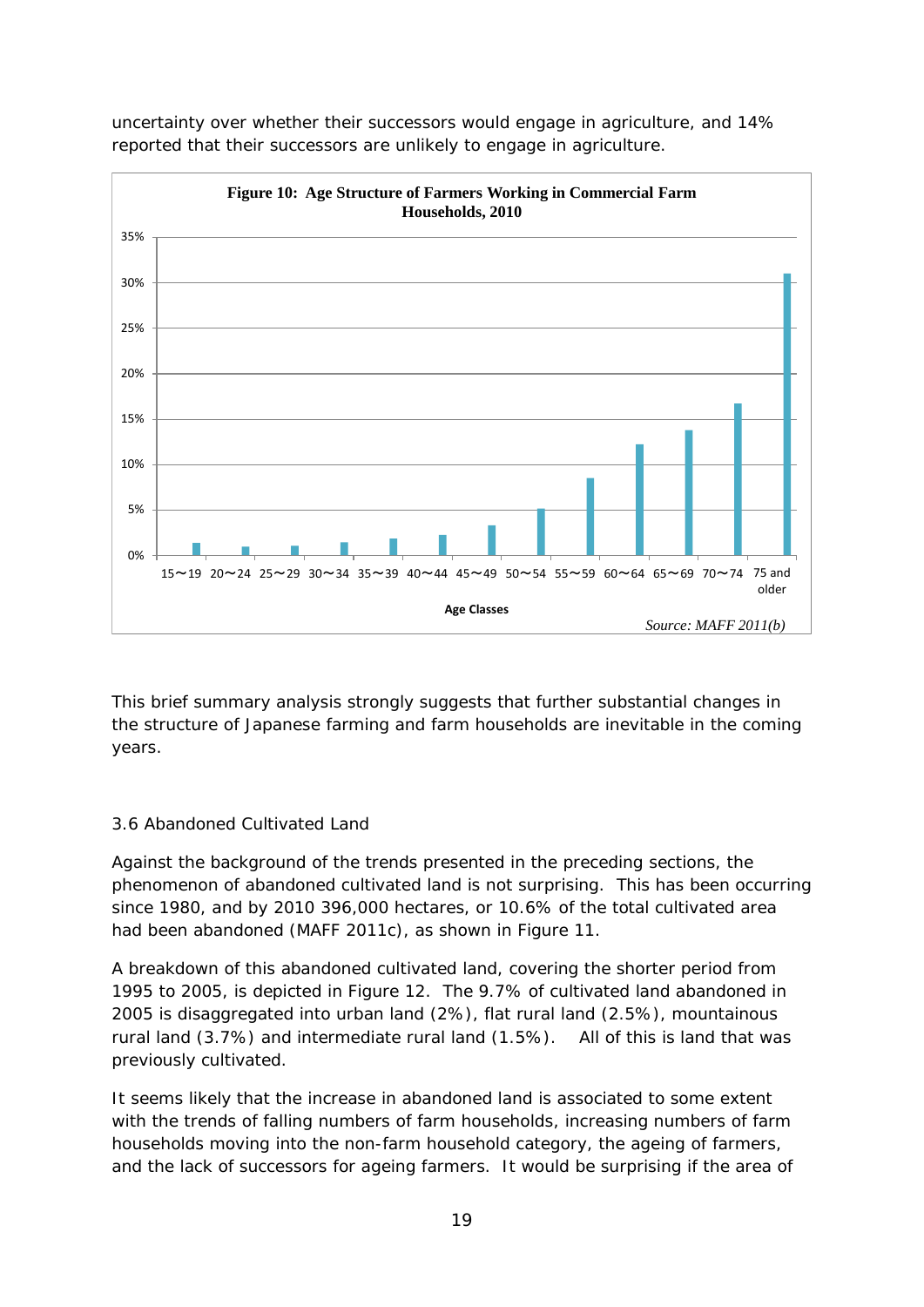uncertainty over whether their successors would engage in agriculture, and 14% reported that their successors are unlikely to engage in agriculture.

**Figure 10: Age Structure of Farmers Working in Commercial Farm Households, 2010**

*Source: MAFF 2011(b)*

This brief summary analysis strongly suggests that further substantial changes in the structure of Japanese farming and farm households are inevitable in the coming years.

### 3.6 Abandoned Cultivated Land

Against the background of the trends presented in the preceding sections, the phenomenon of abandoned cultivated land is not surprising. This has been occurring since 1980, and by 2010 396,000 hectares, or 10.6% of the total cultivated area had been abandoned (MAFF 2011c), as shown in Figure 11.

A breakdown of this abandoned cultivated land, covering the shorter period from 1995 to 2005, is depicted in Figure 12. The 9.7% of cultivated land abandoned in 2005 is disaggregated into urban land (2%), flat rural land (2.5%), mountainous rural land (3.7%) and intermediate rural land (1.5%). All of this is land that was previously cultivated.

It seems likely that the increase in abandoned land is associated to some extent with the trends of falling numbers of farm households, increasing numbers of farm households moving into the non-farm household category, the ageing of farmers, and the lack of successors for ageing farmers. It would be surprising if the area of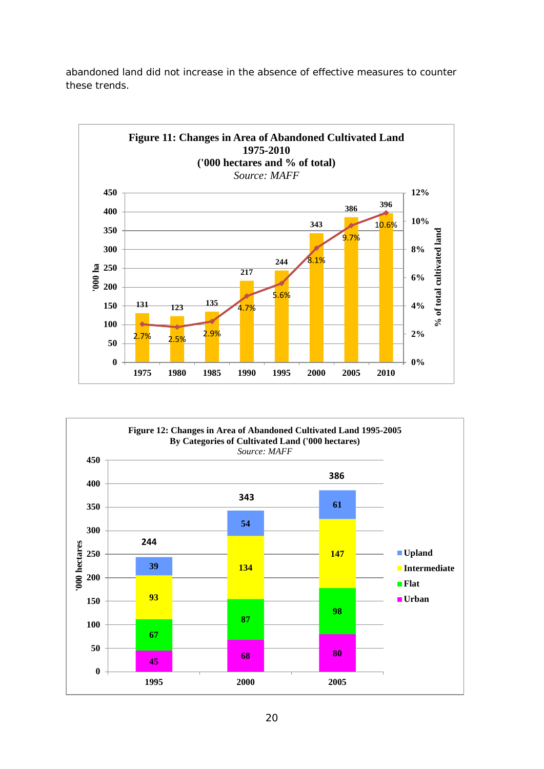abandoned land did not increase in the absence of effective measures to counter these trends.

**Figure 11: Changes in Area of Abandoned Cultivated Land 1975-2010 ('000 hectares and % of total)**

*Source: MAFF*

| Year | '000 ha | % of total cultivated land |
|---|---|---|
| 1975 | 131 | 2.7% |
| 1980 | 123 | 2.5% |
| 1985 | 135 | 2.9% |
| 1990 | 217 | 4.7% |
| 1995 | 244 | 5.6% |
| 2000 | 343 | 8.1% |
| 2005 | 386 | 9.7% |
| 2010 | 396 | 10.6% |

**Figure 12: Changes in Area of Abandoned Cultivated Land 1995-2005 By Categories of Cultivated Land ('000 hectares)**

*Source: MAFF*

| Category | 1995 | 2000 | 2005 |
|---|---|---|---|
| Upland | 39 | 54 | 61 |
| Intermediate | 93 | 134 | 147 |
| Flat | 67 | 87 | 98 |
| Urban | 45 | 68 | 80 |
| Total | 244 | 343 | 386 |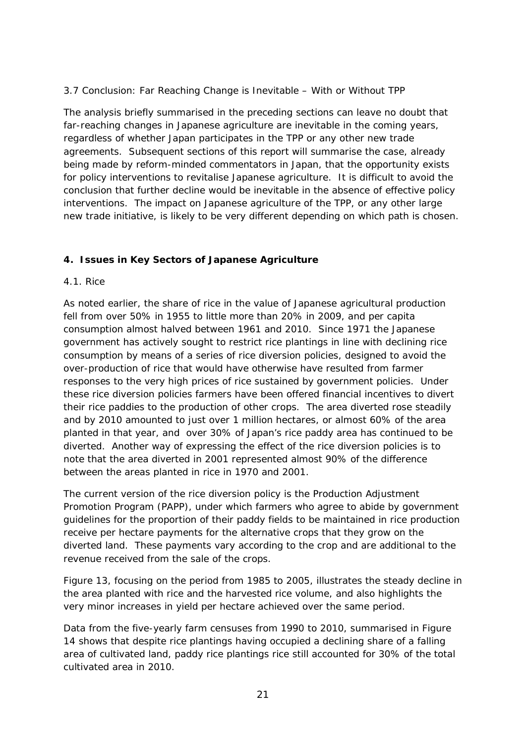### 3.7 Conclusion: Far Reaching Change is Inevitable – With or Without TPP

The analysis briefly summarised in the preceding sections can leave no doubt that far-reaching changes in Japanese agriculture are inevitable in the coming years, regardless of whether Japan participates in the TPP or any other new trade agreements. Subsequent sections of this report will summarise the case, already being made by reform-minded commentators in Japan, that the opportunity exists for policy interventions to revitalise Japanese agriculture. It is difficult to avoid the conclusion that further decline would be inevitable in the absence of effective policy interventions. The impact on Japanese agriculture of the TPP, or any other large new trade initiative, is likely to be very different depending on which path is chosen.

## 4. Issues in Key Sectors of Japanese Agriculture

### 4.1. Rice

As noted earlier, the share of rice in the value of Japanese agricultural production fell from over 50% in 1955 to little more than 20% in 2009, and per capita consumption almost halved between 1961 and 2010. Since 1971 the Japanese government has actively sought to restrict rice plantings in line with declining rice consumption by means of a series of rice diversion policies, designed to avoid the over-production of rice that would have otherwise have resulted from farmer responses to the very high prices of rice sustained by government policies. Under these rice diversion policies farmers have been offered financial incentives to divert their rice paddies to the production of other crops. The area diverted rose steadily and by 2010 amounted to just over 1 million hectares, or almost 60% of the area planted in that year, and over 30% of Japan's rice paddy area has continued to be diverted. Another way of expressing the effect of the rice diversion policies is to note that the area diverted in 2001 represented almost 90% of the difference between the areas planted in rice in 1970 and 2001.

The current version of the rice diversion policy is the Production Adjustment Promotion Program (PAPP), under which farmers who agree to abide by government guidelines for the proportion of their paddy fields to be maintained in rice production receive per hectare payments for the alternative crops that they grow on the diverted land. These payments vary according to the crop and are additional to the revenue received from the sale of the crops.

Figure 13, focusing on the period from 1985 to 2005, illustrates the steady decline in the area planted with rice and the harvested rice volume, and also highlights the very minor increases in yield per hectare achieved over the same period.

Data from the five-yearly farm censuses from 1990 to 2010, summarised in Figure 14 shows that despite rice plantings having occupied a declining share of a falling area of cultivated land, paddy rice plantings rice still accounted for 30% of the total cultivated area in 2010.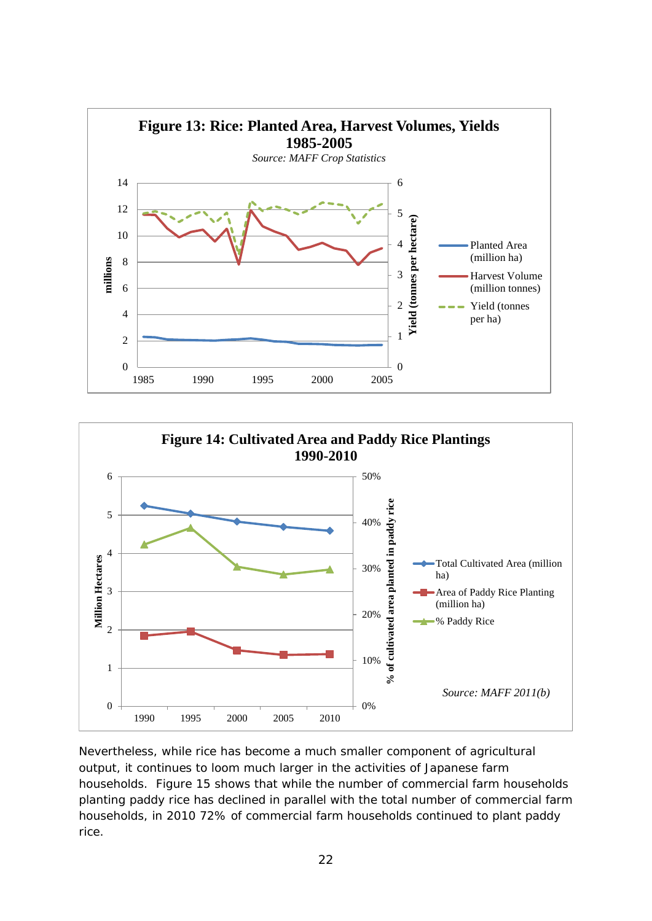**Figure 13: Rice: Planted Area, Harvest Volumes, Yields 1985-2005**

*Source: MAFF Crop Statistics*

**Figure 14: Cultivated Area and Paddy Rice Plantings 1990-2010**

*Source: MAFF 2011(b)*

Nevertheless, while rice has become a much smaller component of agricultural output, it continues to loom much larger in the activities of Japanese farm households. Figure 15 shows that while the number of commercial farm households planting paddy rice has declined in parallel with the total number of commercial farm households, in 2010 72% of commercial farm households continued to plant paddy rice.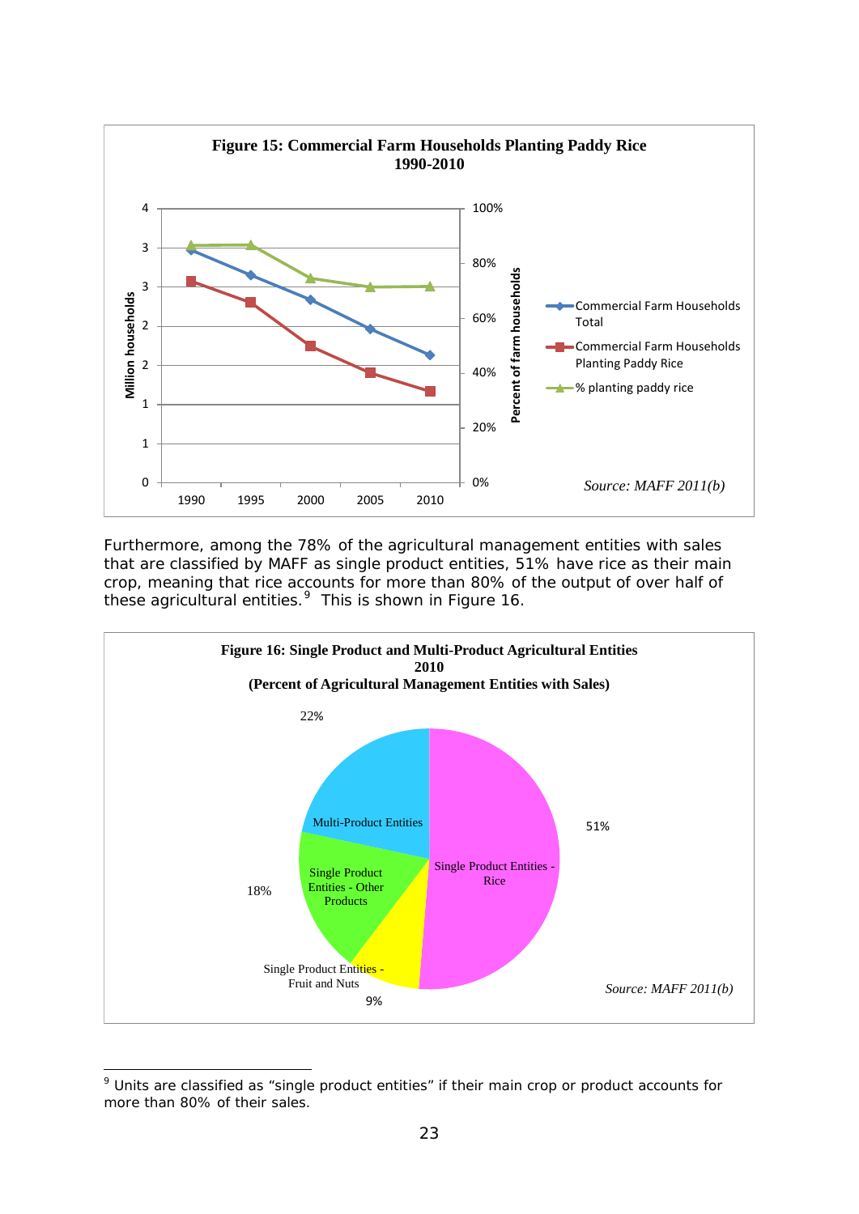**Figure 15: Commercial Farm Households Planting Paddy Rice 1990-2010**

*Source: MAFF 2011(b)*

Furthermore, among the 78% of the agricultural management entities with sales that are classified by MAFF as single product entities, 51% have rice as their main crop, meaning that rice accounts for more than 80% of the output of over half of these agricultural entities.[9] This is shown in Figure 16.

**Figure 16: Single Product and Multi-Product Agricultural Entities 2010 (Percent of Agricultural Management Entities with Sales)**

*Source: MAFF 2011(b)*

---

[9] Units are classified as "single product entities" if their main crop or product accounts for more than 80% of their sales.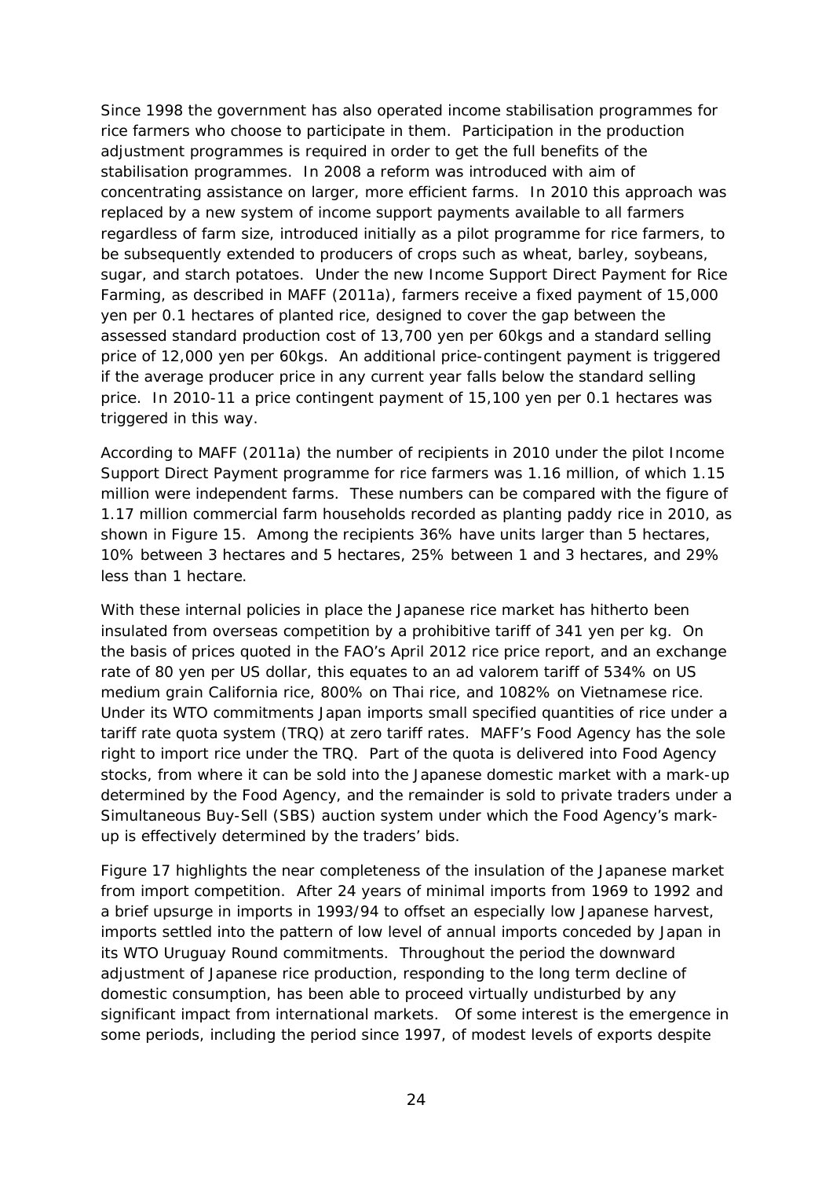Since 1998 the government has also operated income stabilisation programmes for rice farmers who choose to participate in them. Participation in the production adjustment programmes is required in order to get the full benefits of the stabilisation programmes. In 2008 a reform was introduced with aim of concentrating assistance on larger, more efficient farms. In 2010 this approach was replaced by a new system of income support payments available to all farmers regardless of farm size, introduced initially as a pilot programme for rice farmers, to be subsequently extended to producers of crops such as wheat, barley, soybeans, sugar, and starch potatoes. Under the new Income Support Direct Payment for Rice Farming, as described in MAFF (2011a), farmers receive a fixed payment of 15,000 yen per 0.1 hectares of planted rice, designed to cover the gap between the assessed standard production cost of 13,700 yen per 60kgs and a standard selling price of 12,000 yen per 60kgs. An additional price-contingent payment is triggered if the average producer price in any current year falls below the standard selling price. In 2010-11 a price contingent payment of 15,100 yen per 0.1 hectares was triggered in this way.

According to MAFF (2011a) the number of recipients in 2010 under the pilot Income Support Direct Payment programme for rice farmers was 1.16 million, of which 1.15 million were independent farms. These numbers can be compared with the figure of 1.17 million commercial farm households recorded as planting paddy rice in 2010, as shown in Figure 15. Among the recipients 36% have units larger than 5 hectares, 10% between 3 hectares and 5 hectares, 25% between 1 and 3 hectares, and 29% less than 1 hectare.

With these internal policies in place the Japanese rice market has hitherto been insulated from overseas competition by a prohibitive tariff of 341 yen per kg. On the basis of prices quoted in the FAO's April 2012 rice price report, and an exchange rate of 80 yen per US dollar, this equates to an ad valorem tariff of 534% on US medium grain California rice, 800% on Thai rice, and 1082% on Vietnamese rice. Under its WTO commitments Japan imports small specified quantities of rice under a tariff rate quota system (TRQ) at zero tariff rates. MAFF's Food Agency has the sole right to import rice under the TRQ. Part of the quota is delivered into Food Agency stocks, from where it can be sold into the Japanese domestic market with a mark-up determined by the Food Agency, and the remainder is sold to private traders under a Simultaneous Buy-Sell (SBS) auction system under which the Food Agency's mark-up is effectively determined by the traders' bids.

Figure 17 highlights the near completeness of the insulation of the Japanese market from import competition. After 24 years of minimal imports from 1969 to 1992 and a brief upsurge in imports in 1993/94 to offset an especially low Japanese harvest, imports settled into the pattern of low level of annual imports conceded by Japan in its WTO Uruguay Round commitments. Throughout the period the downward adjustment of Japanese rice production, responding to the long term decline of domestic consumption, has been able to proceed virtually undisturbed by any significant impact from international markets. Of some interest is the emergence in some periods, including the period since 1997, of modest levels of exports despite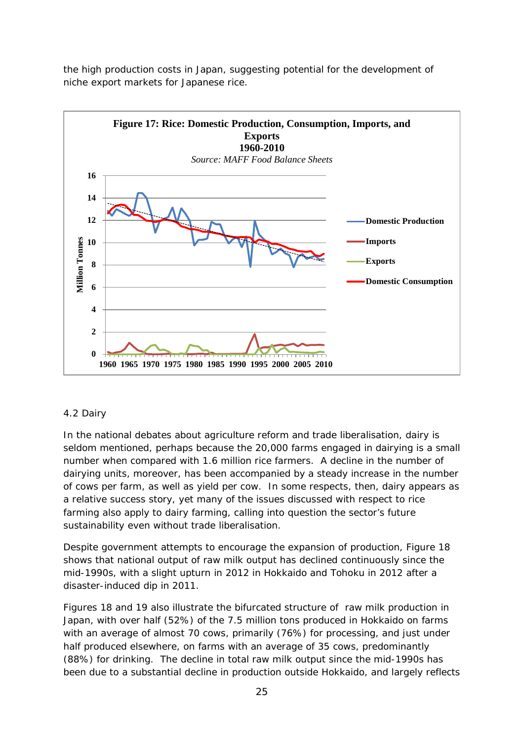the high production costs in Japan, suggesting potential for the development of niche export markets for Japanese rice.

**Figure 17: Rice: Domestic Production, Consumption, Imports, and Exports 1960-2010**

*Source: MAFF Food Balance Sheets*

### 4.2 Dairy

In the national debates about agriculture reform and trade liberalisation, dairy is seldom mentioned, perhaps because the 20,000 farms engaged in dairying is a small number when compared with 1.6 million rice farmers. A decline in the number of dairying units, moreover, has been accompanied by a steady increase in the number of cows per farm, as well as yield per cow. In some respects, then, dairy appears as a relative success story, yet many of the issues discussed with respect to rice farming also apply to dairy farming, calling into question the sector's future sustainability even without trade liberalisation.

Despite government attempts to encourage the expansion of production, Figure 18 shows that national output of raw milk output has declined continuously since the mid-1990s, with a slight upturn in 2012 in Hokkaido and Tohoku in 2012 after a disaster-induced dip in 2011.

Figures 18 and 19 also illustrate the bifurcated structure of raw milk production in Japan, with over half (52%) of the 7.5 million tons produced in Hokkaido on farms with an average of almost 70 cows, primarily (76%) for processing, and just under half produced elsewhere, on farms with an average of 35 cows, predominantly (88%) for drinking. The decline in total raw milk output since the mid-1990s has been due to a substantial decline in production outside Hokkaido, and largely reflects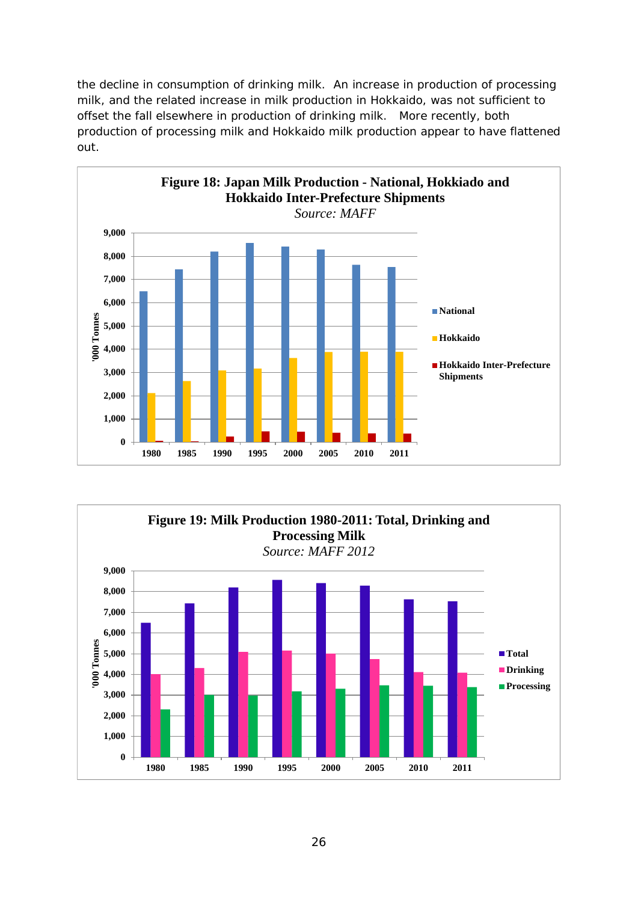the decline in consumption of drinking milk. An increase in production of processing milk, and the related increase in milk production in Hokkaido, was not sufficient to offset the fall elsewhere in production of drinking milk. More recently, both production of processing milk and Hokkaido milk production appear to have flattened out.

**Figure 18: Japan Milk Production - National, Hokkiado and Hokkaido Inter-Prefecture Shipments**

*Source: MAFF*

**Figure 19: Milk Production 1980-2011: Total, Drinking and Processing Milk**

*Source: MAFF 2012*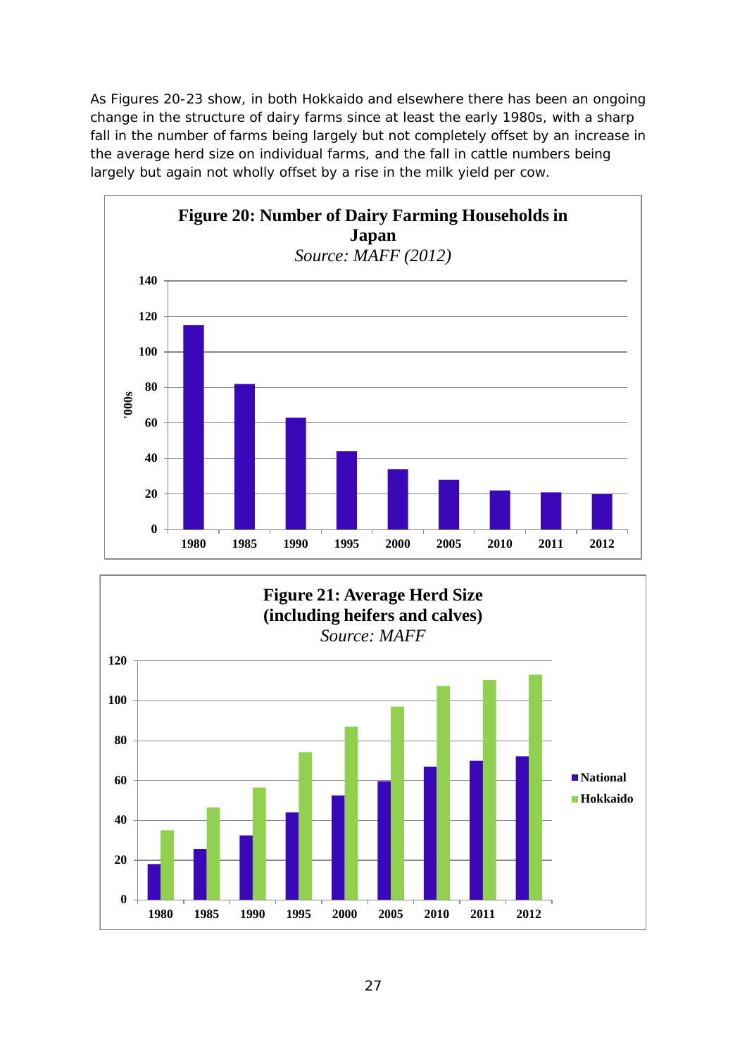As Figures 20-23 show, in both Hokkaido and elsewhere there has been an ongoing change in the structure of dairy farms since at least the early 1980s, with a sharp fall in the number of farms being largely but not completely offset by an increase in the average herd size on individual farms, and the fall in cattle numbers being largely but again not wholly offset by a rise in the milk yield per cow.

**Figure 20: Number of Dairy Farming Households in Japan**

*Source: MAFF (2012)*

**Figure 21: Average Herd Size (including heifers and calves)**

*Source: MAFF*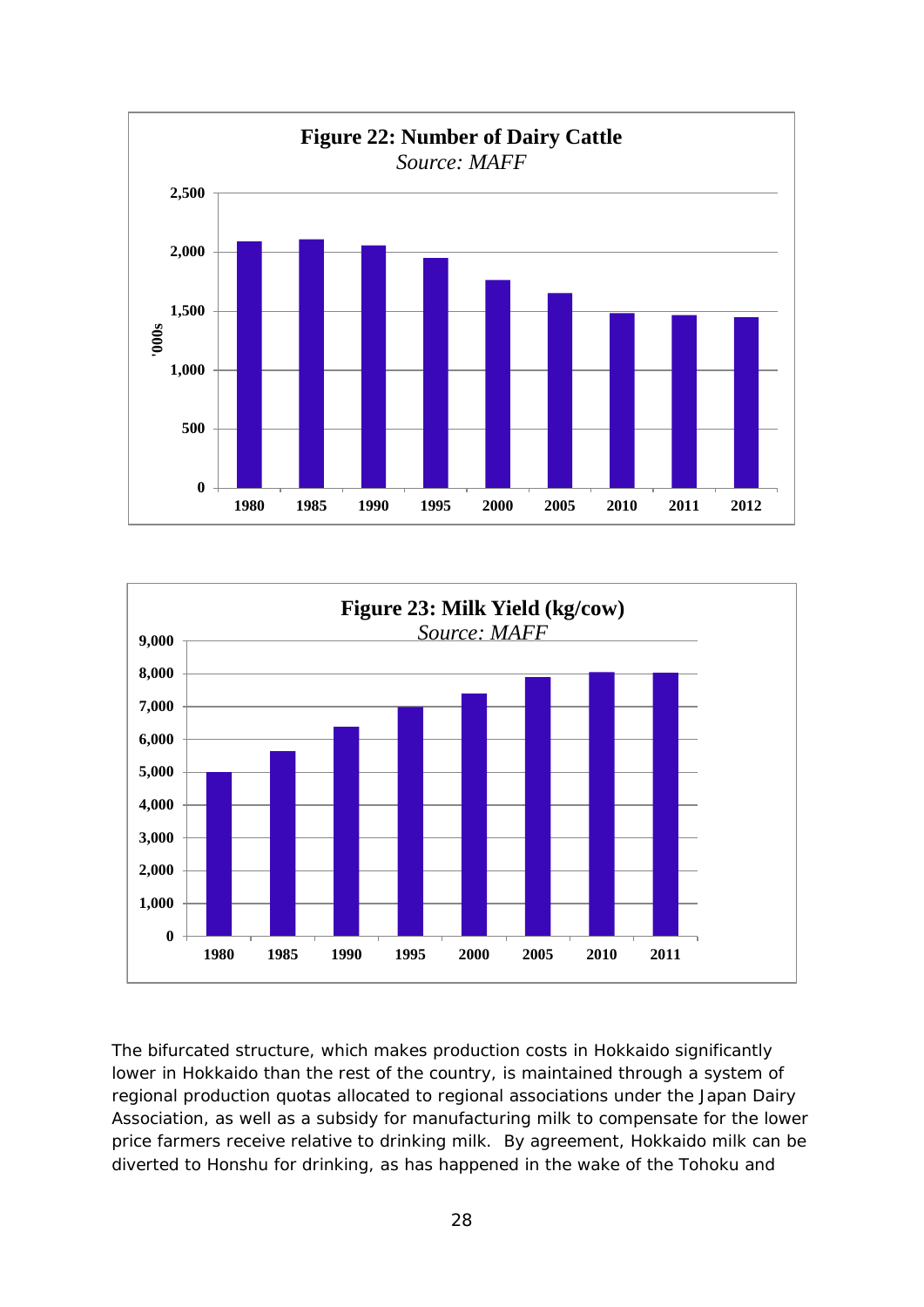**Figure 22: Number of Dairy Cattle**

*Source: MAFF*

**Figure 23: Milk Yield (kg/cow)**

*Source: MAFF*

The bifurcated structure, which makes production costs in Hokkaido significantly lower in Hokkaido than the rest of the country, is maintained through a system of regional production quotas allocated to regional associations under the Japan Dairy Association, as well as a subsidy for manufacturing milk to compensate for the lower price farmers receive relative to drinking milk. By agreement, Hokkaido milk can be diverted to Honshu for drinking, as has happened in the wake of the Tohoku and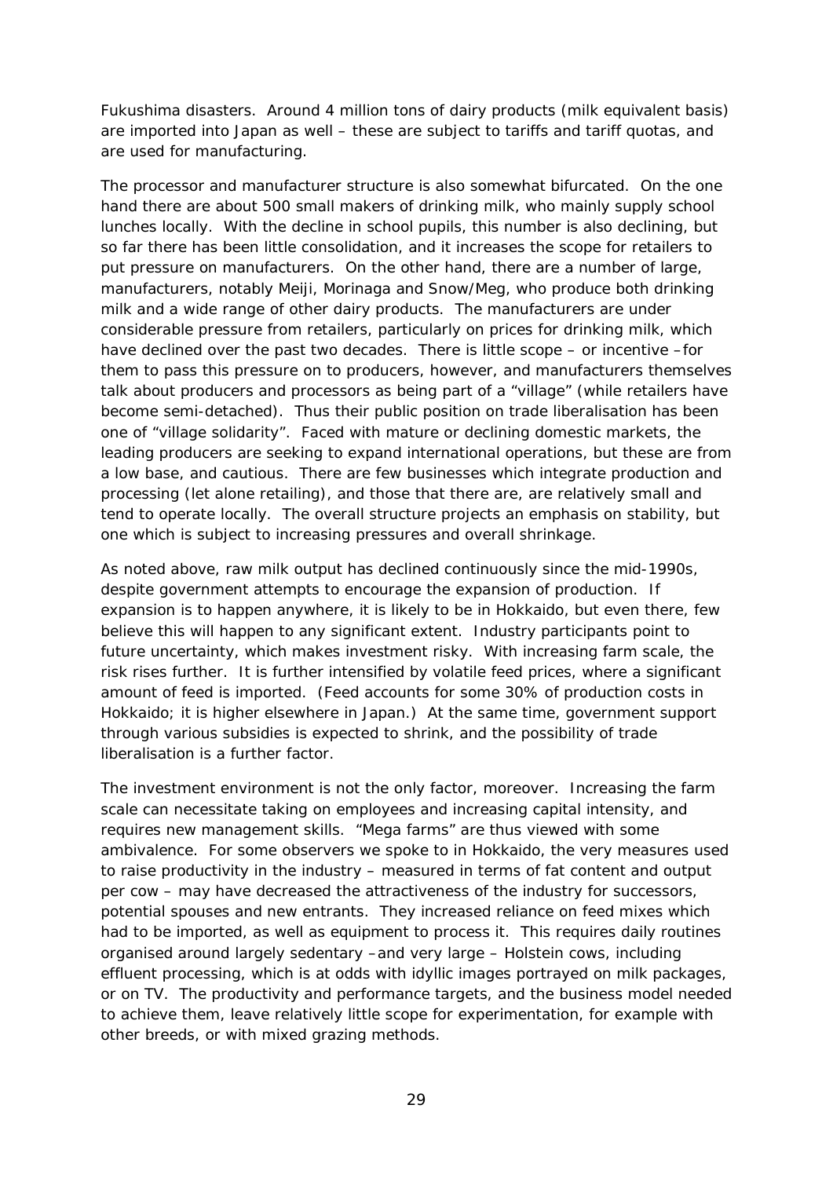Fukushima disasters. Around 4 million tons of dairy products (milk equivalent basis) are imported into Japan as well – these are subject to tariffs and tariff quotas, and are used for manufacturing.

The processor and manufacturer structure is also somewhat bifurcated. On the one hand there are about 500 small makers of drinking milk, who mainly supply school lunches locally. With the decline in school pupils, this number is also declining, but so far there has been little consolidation, and it increases the scope for retailers to put pressure on manufacturers. On the other hand, there are a number of large, manufacturers, notably Meiji, Morinaga and Snow/Meg, who produce both drinking milk and a wide range of other dairy products. The manufacturers are under considerable pressure from retailers, particularly on prices for drinking milk, which have declined over the past two decades. There is little scope – or incentive –for them to pass this pressure on to producers, however, and manufacturers themselves talk about producers and processors as being part of a "village" (while retailers have become semi-detached). Thus their public position on trade liberalisation has been one of "village solidarity". Faced with mature or declining domestic markets, the leading producers are seeking to expand international operations, but these are from a low base, and cautious. There are few businesses which integrate production and processing (let alone retailing), and those that there are, are relatively small and tend to operate locally. The overall structure projects an emphasis on stability, but one which is subject to increasing pressures and overall shrinkage.

As noted above, raw milk output has declined continuously since the mid-1990s, despite government attempts to encourage the expansion of production. If expansion is to happen anywhere, it is likely to be in Hokkaido, but even there, few believe this will happen to any significant extent. Industry participants point to future uncertainty, which makes investment risky. With increasing farm scale, the risk rises further. It is further intensified by volatile feed prices, where a significant amount of feed is imported. (Feed accounts for some 30% of production costs in Hokkaido; it is higher elsewhere in Japan.) At the same time, government support through various subsidies is expected to shrink, and the possibility of trade liberalisation is a further factor.

The investment environment is not the only factor, moreover. Increasing the farm scale can necessitate taking on employees and increasing capital intensity, and requires new management skills. "Mega farms" are thus viewed with some ambivalence. For some observers we spoke to in Hokkaido, the very measures used to raise productivity in the industry – measured in terms of fat content and output per cow – may have decreased the attractiveness of the industry for successors, potential spouses and new entrants. They increased reliance on feed mixes which had to be imported, as well as equipment to process it. This requires daily routines organised around largely sedentary –and very large – Holstein cows, including effluent processing, which is at odds with idyllic images portrayed on milk packages, or on TV. The productivity and performance targets, and the business model needed to achieve them, leave relatively little scope for experimentation, for example with other breeds, or with mixed grazing methods.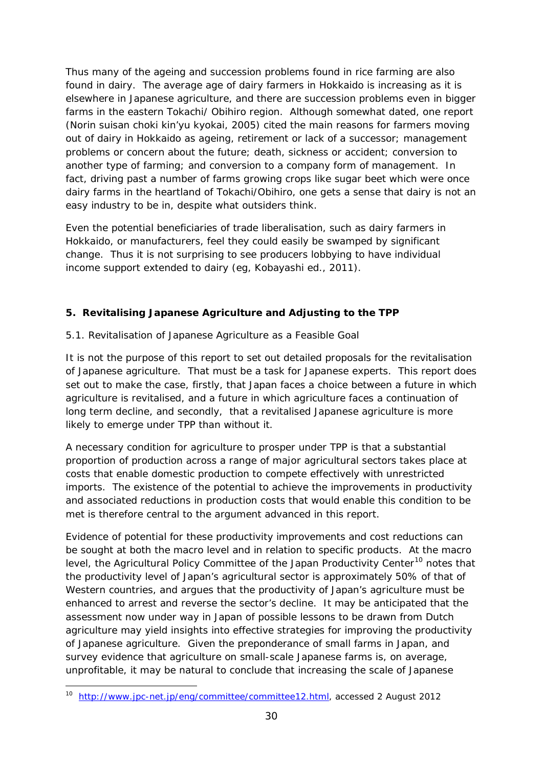Thus many of the ageing and succession problems found in rice farming are also found in dairy. The average age of dairy farmers in Hokkaido is increasing as it is elsewhere in Japanese agriculture, and there are succession problems even in bigger farms in the eastern Tokachi/ Obihiro region. Although somewhat dated, one report (Norin suisan choki kin'yu kyokai, 2005) cited the main reasons for farmers moving out of dairy in Hokkaido as ageing, retirement or lack of a successor; management problems or concern about the future; death, sickness or accident; conversion to another type of farming; and conversion to a company form of management. In fact, driving past a number of farms growing crops like sugar beet which were once dairy farms in the heartland of Tokachi/Obihiro, one gets a sense that dairy is not an easy industry to be in, despite what outsiders think.

Even the potential beneficiaries of trade liberalisation, such as dairy farmers in Hokkaido, or manufacturers, feel they could easily be swamped by significant change. Thus it is not surprising to see producers lobbying to have individual income support extended to dairy (eg, Kobayashi ed., 2011).

## 5. Revitalising Japanese Agriculture and Adjusting to the TPP

### 5.1. Revitalisation of Japanese Agriculture as a Feasible Goal

It is not the purpose of this report to set out detailed proposals for the revitalisation of Japanese agriculture. That must be a task for Japanese experts. This report does set out to make the case, firstly, that Japan faces a choice between a future in which agriculture is revitalised, and a future in which agriculture faces a continuation of long term decline, and secondly, that a revitalised Japanese agriculture is more likely to emerge under TPP than without it.

A necessary condition for agriculture to prosper under TPP is that a substantial proportion of production across a range of major agricultural sectors takes place at costs that enable domestic production to compete effectively with unrestricted imports. The existence of the potential to achieve the improvements in productivity and associated reductions in production costs that would enable this condition to be met is therefore central to the argument advanced in this report.

Evidence of potential for these productivity improvements and cost reductions can be sought at both the macro level and in relation to specific products. At the macro level, the Agricultural Policy Committee of the Japan Productivity Center[10] notes that the productivity level of Japan's agricultural sector is approximately 50% of that of Western countries, and argues that the productivity of Japan's agriculture must be enhanced to arrest and reverse the sector's decline. It may be anticipated that the assessment now under way in Japan of possible lessons to be drawn from Dutch agriculture may yield insights into effective strategies for improving the productivity of Japanese agriculture. Given the preponderance of small farms in Japan, and survey evidence that agriculture on small-scale Japanese farms is, on average, unprofitable, it may be natural to conclude that increasing the scale of Japanese

---

[10] http://www.jpc-net.jp/eng/committee/committee12.html, accessed 2 August 2012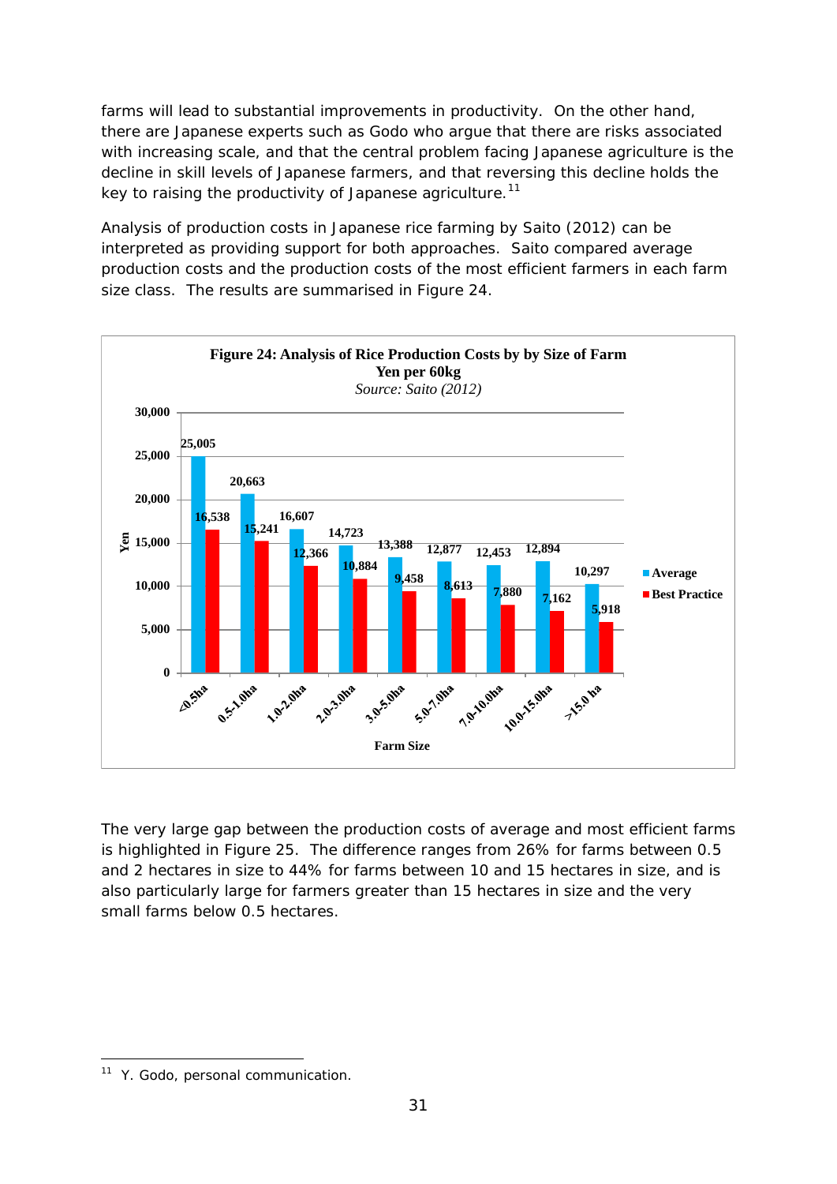farms will lead to substantial improvements in productivity. On the other hand, there are Japanese experts such as Godo who argue that there are risks associated with increasing scale, and that the central problem facing Japanese agriculture is the decline in skill levels of Japanese farmers, and that reversing this decline holds the key to raising the productivity of Japanese agriculture.[11]

Analysis of production costs in Japanese rice farming by Saito (2012) can be interpreted as providing support for both approaches. Saito compared average production costs and the production costs of the most efficient farmers in each farm size class. The results are summarised in Figure 24.

**Figure 24: Analysis of Rice Production Costs by by Size of Farm**
**Yen per 60kg**
*Source: Saito (2012)*

| Farm Size | Average | Best Practice |
|---|---|---|
| <0.5ha | 25,005 | 16,538 |
| 0.5-1.0ha | 20,663 | 15,241 |
| 1.0-2.0ha | 16,607 | 12,366 |
| 2.0-3.0ha | 14,723 | 10,884 |
| 3.0-5.0ha | 13,388 | 9,458 |
| 5.0-7.0ha | 12,877 | 8,613 |
| 7.0-10.0ha | 12,453 | 7,880 |
| 10.0-15.0ha | 12,894 | 7,162 |
| >15.0 ha | 10,297 | 5,918 |

The very large gap between the production costs of average and most efficient farms is highlighted in Figure 25. The difference ranges from 26% for farms between 0.5 and 2 hectares in size to 44% for farms between 10 and 15 hectares in size, and is also particularly large for farmers greater than 15 hectares in size and the very small farms below 0.5 hectares.

---

[11] Y. Godo, personal communication.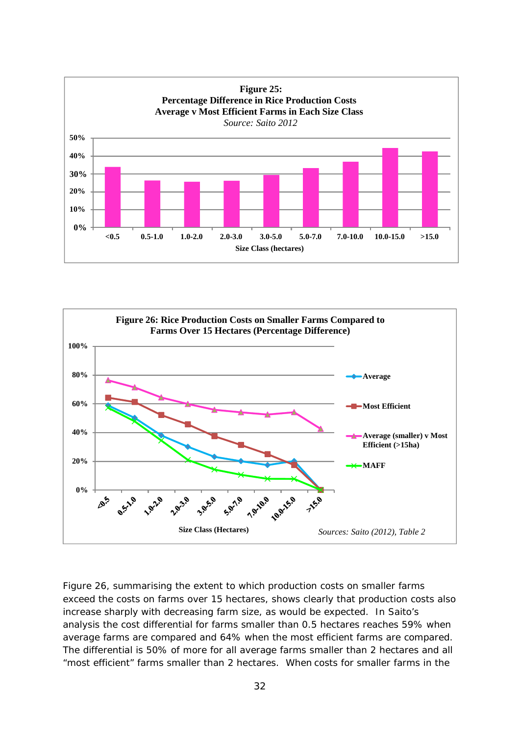**Figure 25: Percentage Difference in Rice Production Costs Average v Most Efficient Farms in Each Size Class**

*Source: Saito 2012*

**Figure 26: Rice Production Costs on Smaller Farms Compared to Farms Over 15 Hectares (Percentage Difference)**

*Sources: Saito (2012), Table 2*

Figure 26, summarising the extent to which production costs on smaller farms exceed the costs on farms over 15 hectares, shows clearly that production costs also increase sharply with decreasing farm size, as would be expected. In Saito's analysis the cost differential for farms smaller than 0.5 hectares reaches 59% when average farms are compared and 64% when the most efficient farms are compared. The differential is 50% of more for all average farms smaller than 2 hectares and all "most efficient" farms smaller than 2 hectares. When costs for smaller farms in the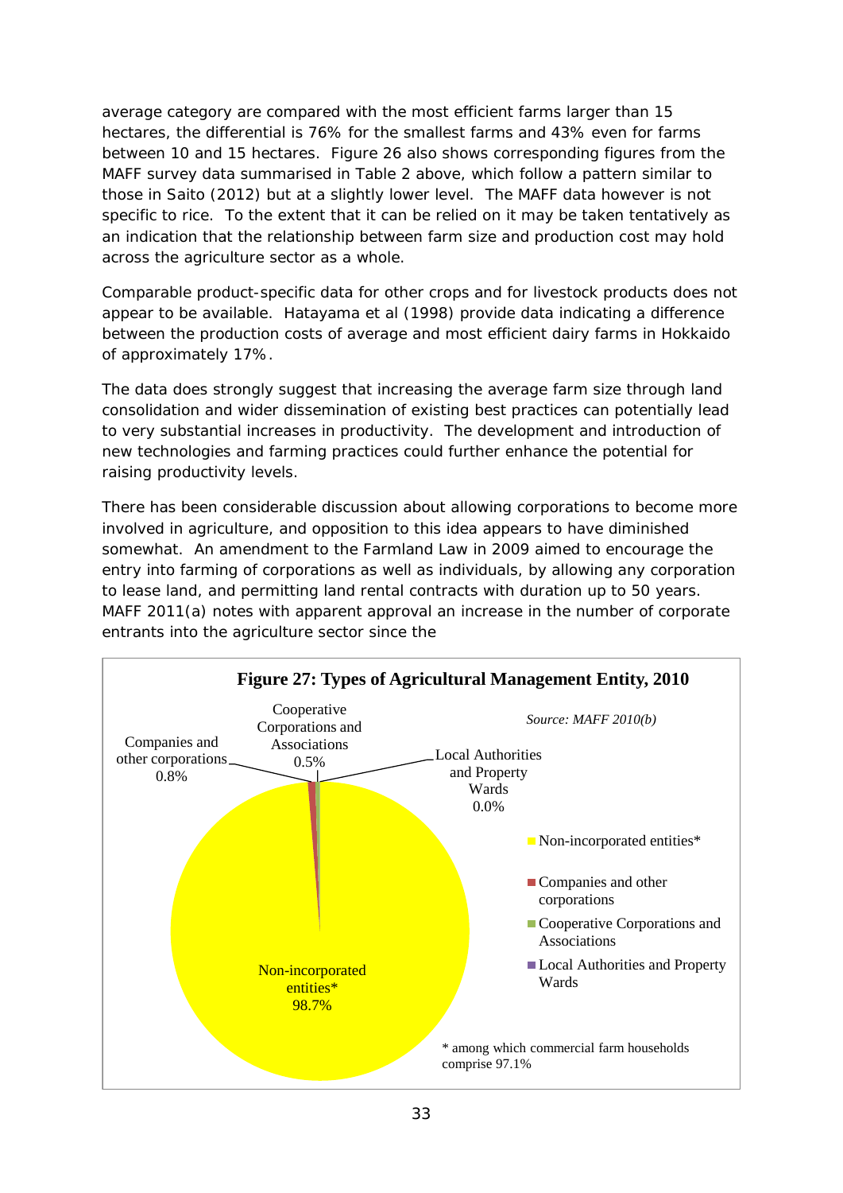average category are compared with the most efficient farms larger than 15 hectares, the differential is 76% for the smallest farms and 43% even for farms between 10 and 15 hectares. Figure 26 also shows corresponding figures from the MAFF survey data summarised in Table 2 above, which follow a pattern similar to those in Saito (2012) but at a slightly lower level. The MAFF data however is not specific to rice. To the extent that it can be relied on it may be taken tentatively as an indication that the relationship between farm size and production cost may hold across the agriculture sector as a whole.

Comparable product-specific data for other crops and for livestock products does not appear to be available. Hatayama et al (1998) provide data indicating a difference between the production costs of average and most efficient dairy farms in Hokkaido of approximately 17%.

The data does strongly suggest that increasing the average farm size through land consolidation and wider dissemination of existing best practices can potentially lead to very substantial increases in productivity. The development and introduction of new technologies and farming practices could further enhance the potential for raising productivity levels.

There has been considerable discussion about allowing corporations to become more involved in agriculture, and opposition to this idea appears to have diminished somewhat. An amendment to the Farmland Law in 2009 aimed to encourage the entry into farming of corporations as well as individuals, by allowing any corporation to lease land, and permitting land rental contracts with duration up to 50 years. MAFF 2011(a) notes with apparent approval an increase in the number of corporate entrants into the agriculture sector since the

**Figure 27: Types of Agricultural Management Entity, 2010**

*Source: MAFF 2010(b)*

| Type | Share |
|---|---|
| Non-incorporated entities* | 98.7% |
| Companies and other corporations | 0.8% |
| Cooperative Corporations and Associations | 0.5% |
| Local Authorities and Property Wards | 0.0% |

\* among which commercial farm households comprise 97.1%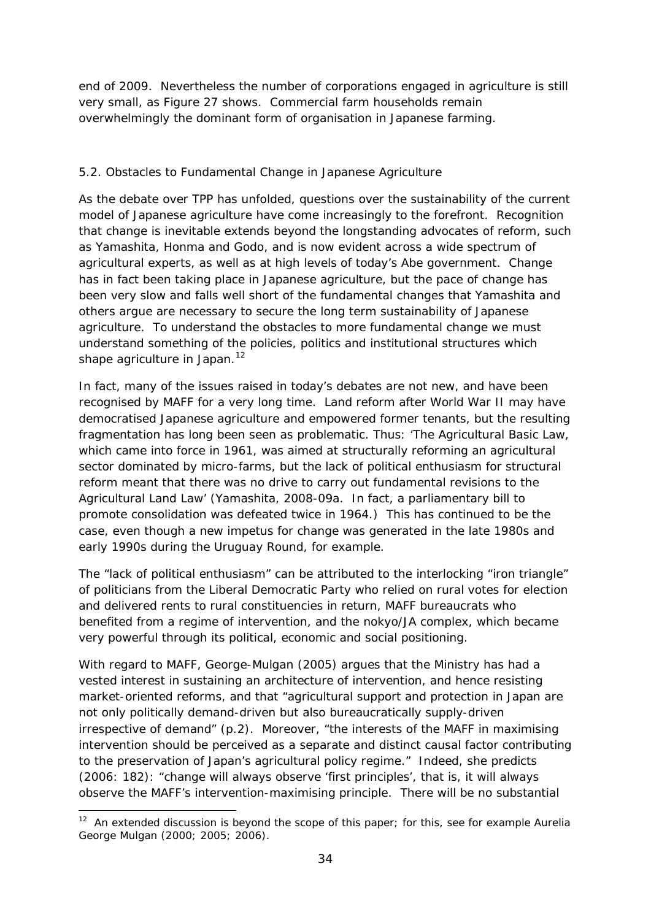end of 2009. Nevertheless the number of corporations engaged in agriculture is still very small, as Figure 27 shows. Commercial farm households remain overwhelmingly the dominant form of organisation in Japanese farming.

## 5.2. Obstacles to Fundamental Change in Japanese Agriculture

As the debate over TPP has unfolded, questions over the sustainability of the current model of Japanese agriculture have come increasingly to the forefront. Recognition that change is inevitable extends beyond the longstanding advocates of reform, such as Yamashita, Honma and Godo, and is now evident across a wide spectrum of agricultural experts, as well as at high levels of today's Abe government. Change has in fact been taking place in Japanese agriculture, but the pace of change has been very slow and falls well short of the fundamental changes that Yamashita and others argue are necessary to secure the long term sustainability of Japanese agriculture. To understand the obstacles to more fundamental change we must understand something of the policies, politics and institutional structures which shape agriculture in Japan.[12]

In fact, many of the issues raised in today's debates are not new, and have been recognised by MAFF for a very long time. Land reform after World War II may have democratised Japanese agriculture and empowered former tenants, but the resulting fragmentation has long been seen as problematic. Thus: 'The Agricultural Basic Law, which came into force in 1961, was aimed at structurally reforming an agricultural sector dominated by micro-farms, but the lack of political enthusiasm for structural reform meant that there was no drive to carry out fundamental revisions to the Agricultural Land Law' (Yamashita, 2008-09a. In fact, a parliamentary bill to promote consolidation was defeated twice in 1964.) This has continued to be the case, even though a new impetus for change was generated in the late 1980s and early 1990s during the Uruguay Round, for example.

The "lack of political enthusiasm" can be attributed to the interlocking "iron triangle" of politicians from the Liberal Democratic Party who relied on rural votes for election and delivered rents to rural constituencies in return, MAFF bureaucrats who benefited from a regime of intervention, and the nokyo/JA complex, which became very powerful through its political, economic and social positioning.

With regard to MAFF, George-Mulgan (2005) argues that the Ministry has had a vested interest in sustaining an architecture of intervention, and hence resisting market-oriented reforms, and that "agricultural support and protection in Japan are not only politically demand-driven but also bureaucratically supply-driven irrespective of demand" (p.2). Moreover, "the interests of the MAFF in maximising intervention should be perceived as a separate and distinct causal factor contributing to the preservation of Japan's agricultural policy regime." Indeed, she predicts (2006: 182): "change will always observe 'first principles', that is, it will always observe the MAFF's intervention-maximising principle. There will be no substantial

[12] An extended discussion is beyond the scope of this paper; for this, see for example Aurelia George Mulgan (2000; 2005; 2006).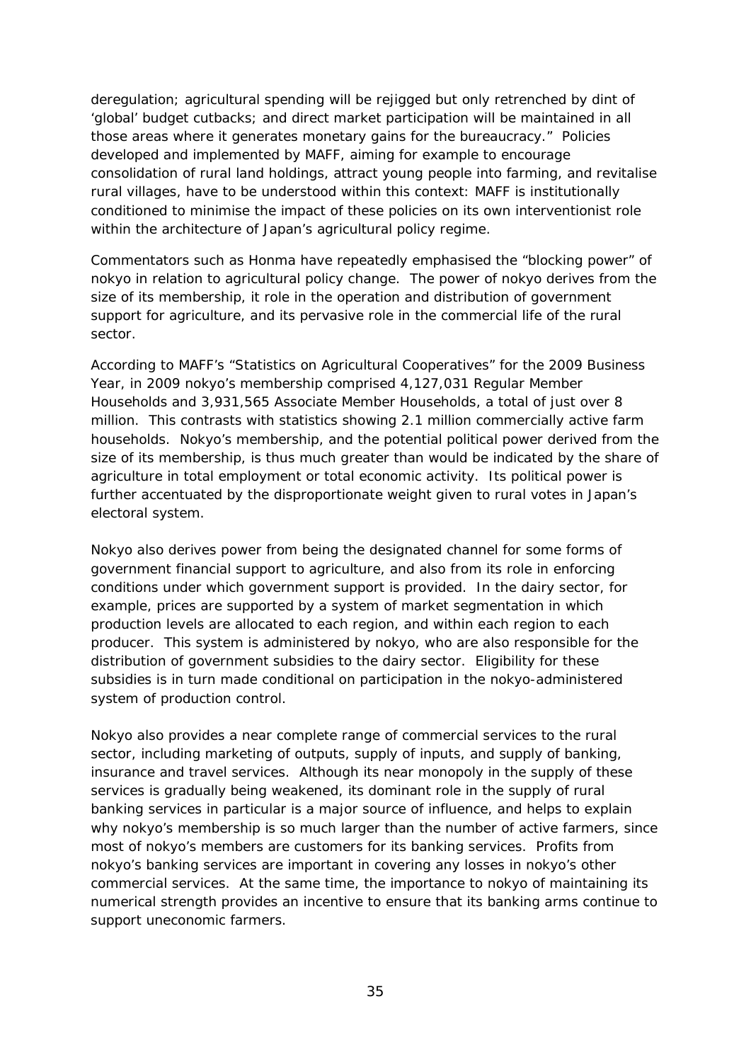deregulation; agricultural spending will be rejigged but only retrenched by dint of 'global' budget cutbacks; and direct market participation will be maintained in all those areas where it generates monetary gains for the bureaucracy." Policies developed and implemented by MAFF, aiming for example to encourage consolidation of rural land holdings, attract young people into farming, and revitalise rural villages, have to be understood within this context: MAFF is institutionally conditioned to minimise the impact of these policies on its own interventionist role within the architecture of Japan's agricultural policy regime.

Commentators such as Honma have repeatedly emphasised the "blocking power" of nokyo in relation to agricultural policy change. The power of nokyo derives from the size of its membership, it role in the operation and distribution of government support for agriculture, and its pervasive role in the commercial life of the rural sector.

According to MAFF's "Statistics on Agricultural Cooperatives" for the 2009 Business Year, in 2009 nokyo's membership comprised 4,127,031 Regular Member Households and 3,931,565 Associate Member Households, a total of just over 8 million. This contrasts with statistics showing 2.1 million commercially active farm households. Nokyo's membership, and the potential political power derived from the size of its membership, is thus much greater than would be indicated by the share of agriculture in total employment or total economic activity. Its political power is further accentuated by the disproportionate weight given to rural votes in Japan's electoral system.

Nokyo also derives power from being the designated channel for some forms of government financial support to agriculture, and also from its role in enforcing conditions under which government support is provided. In the dairy sector, for example, prices are supported by a system of market segmentation in which production levels are allocated to each region, and within each region to each producer. This system is administered by nokyo, who are also responsible for the distribution of government subsidies to the dairy sector. Eligibility for these subsidies is in turn made conditional on participation in the nokyo-administered system of production control.

Nokyo also provides a near complete range of commercial services to the rural sector, including marketing of outputs, supply of inputs, and supply of banking, insurance and travel services. Although its near monopoly in the supply of these services is gradually being weakened, its dominant role in the supply of rural banking services in particular is a major source of influence, and helps to explain why nokyo's membership is so much larger than the number of active farmers, since most of nokyo's members are customers for its banking services. Profits from nokyo's banking services are important in covering any losses in nokyo's other commercial services. At the same time, the importance to nokyo of maintaining its numerical strength provides an incentive to ensure that its banking arms continue to support uneconomic farmers.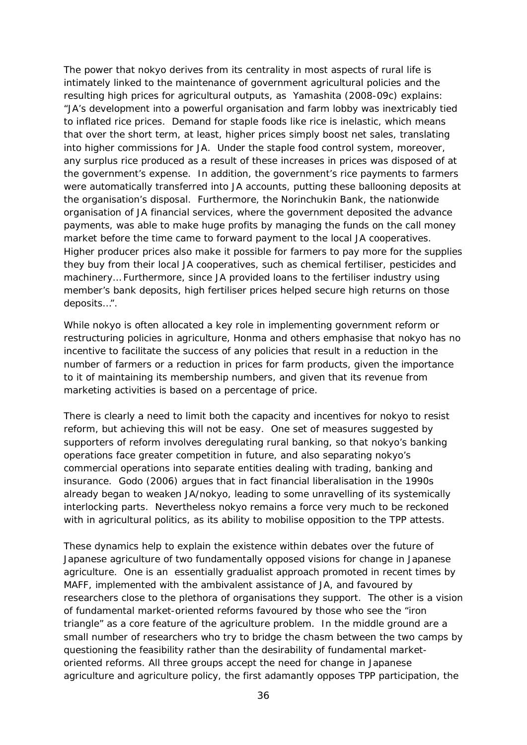The power that nokyo derives from its centrality in most aspects of rural life is intimately linked to the maintenance of government agricultural policies and the resulting high prices for agricultural outputs, as Yamashita (2008-09c) explains: "JA's development into a powerful organisation and farm lobby was inextricably tied to inflated rice prices. Demand for staple foods like rice is inelastic, which means that over the short term, at least, higher prices simply boost net sales, translating into higher commissions for JA. Under the staple food control system, moreover, any surplus rice produced as a result of these increases in prices was disposed of at the government's expense. In addition, the government's rice payments to farmers were automatically transferred into JA accounts, putting these ballooning deposits at the organisation's disposal. Furthermore, the Norinchukin Bank, the nationwide organisation of JA financial services, where the government deposited the advance payments, was able to make huge profits by managing the funds on the call money market before the time came to forward payment to the local JA cooperatives. Higher producer prices also make it possible for farmers to pay more for the supplies they buy from their local JA cooperatives, such as chemical fertiliser, pesticides and machinery… Furthermore, since JA provided loans to the fertiliser industry using member's bank deposits, high fertiliser prices helped secure high returns on those deposits…".

While nokyo is often allocated a key role in implementing government reform or restructuring policies in agriculture, Honma and others emphasise that nokyo has no incentive to facilitate the success of any policies that result in a reduction in the number of farmers or a reduction in prices for farm products, given the importance to it of maintaining its membership numbers, and given that its revenue from marketing activities is based on a percentage of price.

There is clearly a need to limit both the capacity and incentives for nokyo to resist reform, but achieving this will not be easy. One set of measures suggested by supporters of reform involves deregulating rural banking, so that nokyo's banking operations face greater competition in future, and also separating nokyo's commercial operations into separate entities dealing with trading, banking and insurance. Godo (2006) argues that in fact financial liberalisation in the 1990s already began to weaken JA/nokyo, leading to some unravelling of its systemically interlocking parts. Nevertheless nokyo remains a force very much to be reckoned with in agricultural politics, as its ability to mobilise opposition to the TPP attests.

These dynamics help to explain the existence within debates over the future of Japanese agriculture of two fundamentally opposed visions for change in Japanese agriculture. One is an essentially gradualist approach promoted in recent times by MAFF, implemented with the ambivalent assistance of JA, and favoured by researchers close to the plethora of organisations they support. The other is a vision of fundamental market-oriented reforms favoured by those who see the "iron triangle" as a core feature of the agriculture problem. In the middle ground are a small number of researchers who try to bridge the chasm between the two camps by questioning the feasibility rather than the desirability of fundamental market-oriented reforms. All three groups accept the need for change in Japanese agriculture and agriculture policy, the first adamantly opposes TPP participation, the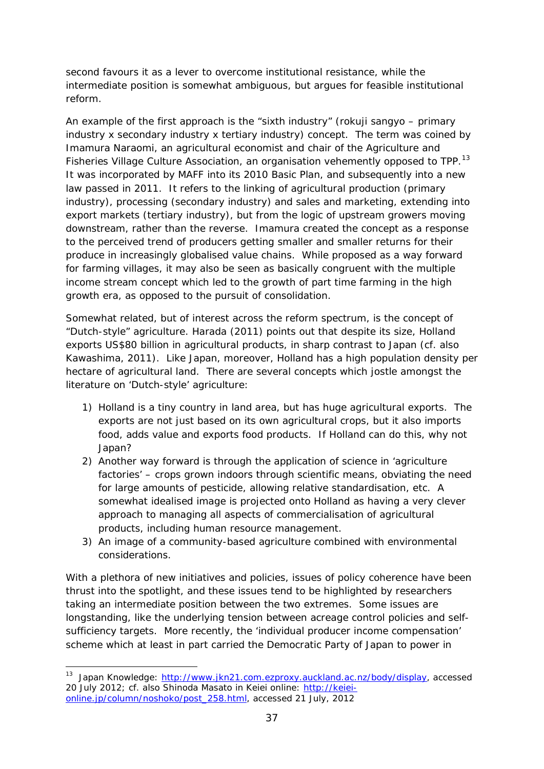second favours it as a lever to overcome institutional resistance, while the intermediate position is somewhat ambiguous, but argues for feasible institutional reform.

An example of the first approach is the "sixth industry" (*rokuji sangyo* – primary industry x secondary industry x tertiary industry) concept. The term was coined by Imamura Naraomi, an agricultural economist and chair of the Agriculture and Fisheries Village Culture Association, an organisation vehemently opposed to TPP.[13] It was incorporated by MAFF into its 2010 Basic Plan, and subsequently into a new law passed in 2011. It refers to the linking of agricultural production (primary industry), processing (secondary industry) and sales and marketing, extending into export markets (tertiary industry), but from the logic of upstream growers moving downstream, rather than the reverse. Imamura created the concept as a response to the perceived trend of producers getting smaller and smaller returns for their produce in increasingly globalised value chains. While proposed as a way forward for farming villages, it may also be seen as basically congruent with the multiple income stream concept which led to the growth of part time farming in the high growth era, as opposed to the pursuit of consolidation.

Somewhat related, but of interest across the reform spectrum, is the concept of "Dutch-style" agriculture. Harada (2011) points out that despite its size, Holland exports US$80 billion in agricultural products, in sharp contrast to Japan (cf. also Kawashima, 2011). Like Japan, moreover, Holland has a high population density per hectare of agricultural land. There are several concepts which jostle amongst the literature on 'Dutch-style' agriculture:

1) Holland is a tiny country in land area, but has huge agricultural exports. The exports are not just based on its own agricultural crops, but it also imports food, adds value and exports food products. If Holland can do this, why not Japan?
2) Another way forward is through the application of science in 'agriculture factories' – crops grown indoors through scientific means, obviating the need for large amounts of pesticide, allowing relative standardisation, etc. A somewhat idealised image is projected onto Holland as having a very clever approach to managing all aspects of commercialisation of agricultural products, including human resource management.
3) An image of a community-based agriculture combined with environmental considerations.

With a plethora of new initiatives and policies, issues of policy coherence have been thrust into the spotlight, and these issues tend to be highlighted by researchers taking an intermediate position between the two extremes. Some issues are longstanding, like the underlying tension between acreage control policies and self-sufficiency targets. More recently, the 'individual producer income compensation' scheme which at least in part carried the Democratic Party of Japan to power in

---

[13] Japan Knowledge: http://www.jkn21.com.ezproxy.auckland.ac.nz/body/display, accessed 20 July 2012; cf. also Shinoda Masato in Keiei online: http://keiei-online.jp/column/noshoko/post_258.html, accessed 21 July, 2012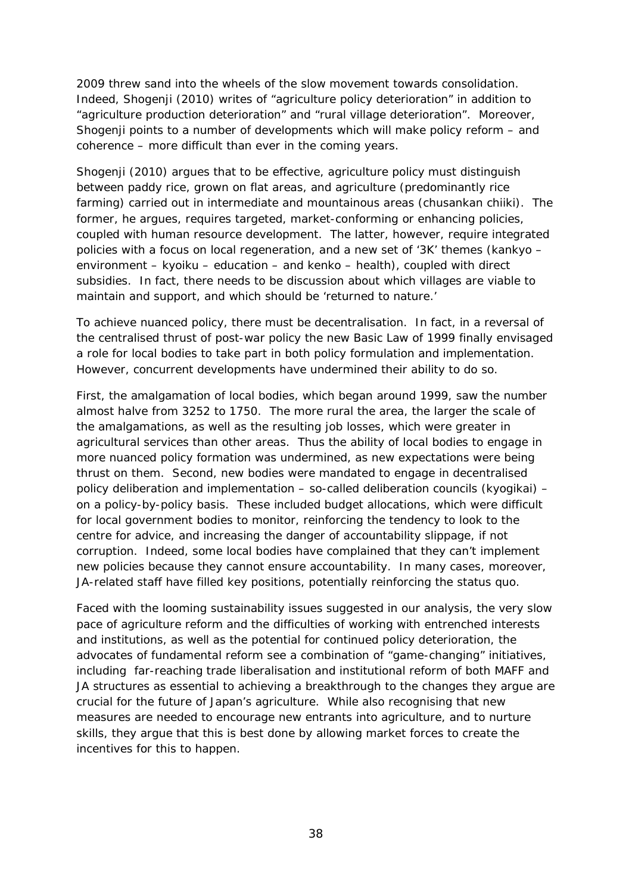2009 threw sand into the wheels of the slow movement towards consolidation. Indeed, Shogenji (2010) writes of "agriculture policy deterioration" in addition to "agriculture production deterioration" and "rural village deterioration". Moreover, Shogenji points to a number of developments which will make policy reform – and coherence – more difficult than ever in the coming years.

Shogenji (2010) argues that to be effective, agriculture policy must distinguish between paddy rice, grown on flat areas, and agriculture (predominantly rice farming) carried out in intermediate and mountainous areas (chusankan chiiki). The former, he argues, requires targeted, market-conforming or enhancing policies, coupled with human resource development. The latter, however, require integrated policies with a focus on local regeneration, and a new set of '3K' themes (kankyo – environment – kyoiku – education – and kenko – health), coupled with direct subsidies. In fact, there needs to be discussion about which villages are viable to maintain and support, and which should be 'returned to nature.'

To achieve nuanced policy, there must be decentralisation. In fact, in a reversal of the centralised thrust of post-war policy the new Basic Law of 1999 finally envisaged a role for local bodies to take part in both policy formulation and implementation. However, concurrent developments have undermined their ability to do so.

First, the amalgamation of local bodies, which began around 1999, saw the number almost halve from 3252 to 1750. The more rural the area, the larger the scale of the amalgamations, as well as the resulting job losses, which were greater in agricultural services than other areas. Thus the ability of local bodies to engage in more nuanced policy formation was undermined, as new expectations were being thrust on them. Second, new bodies were mandated to engage in decentralised policy deliberation and implementation – so-called deliberation councils (kyogikai) – on a policy-by-policy basis. These included budget allocations, which were difficult for local government bodies to monitor, reinforcing the tendency to look to the centre for advice, and increasing the danger of accountability slippage, if not corruption. Indeed, some local bodies have complained that they can't implement new policies because they cannot ensure accountability. In many cases, moreover, JA-related staff have filled key positions, potentially reinforcing the status quo.

Faced with the looming sustainability issues suggested in our analysis, the very slow pace of agriculture reform and the difficulties of working with entrenched interests and institutions, as well as the potential for continued policy deterioration, the advocates of fundamental reform see a combination of "game-changing" initiatives, including far-reaching trade liberalisation and institutional reform of both MAFF and JA structures as essential to achieving a breakthrough to the changes they argue are crucial for the future of Japan's agriculture. While also recognising that new measures are needed to encourage new entrants into agriculture, and to nurture skills, they argue that this is best done by allowing market forces to create the incentives for this to happen.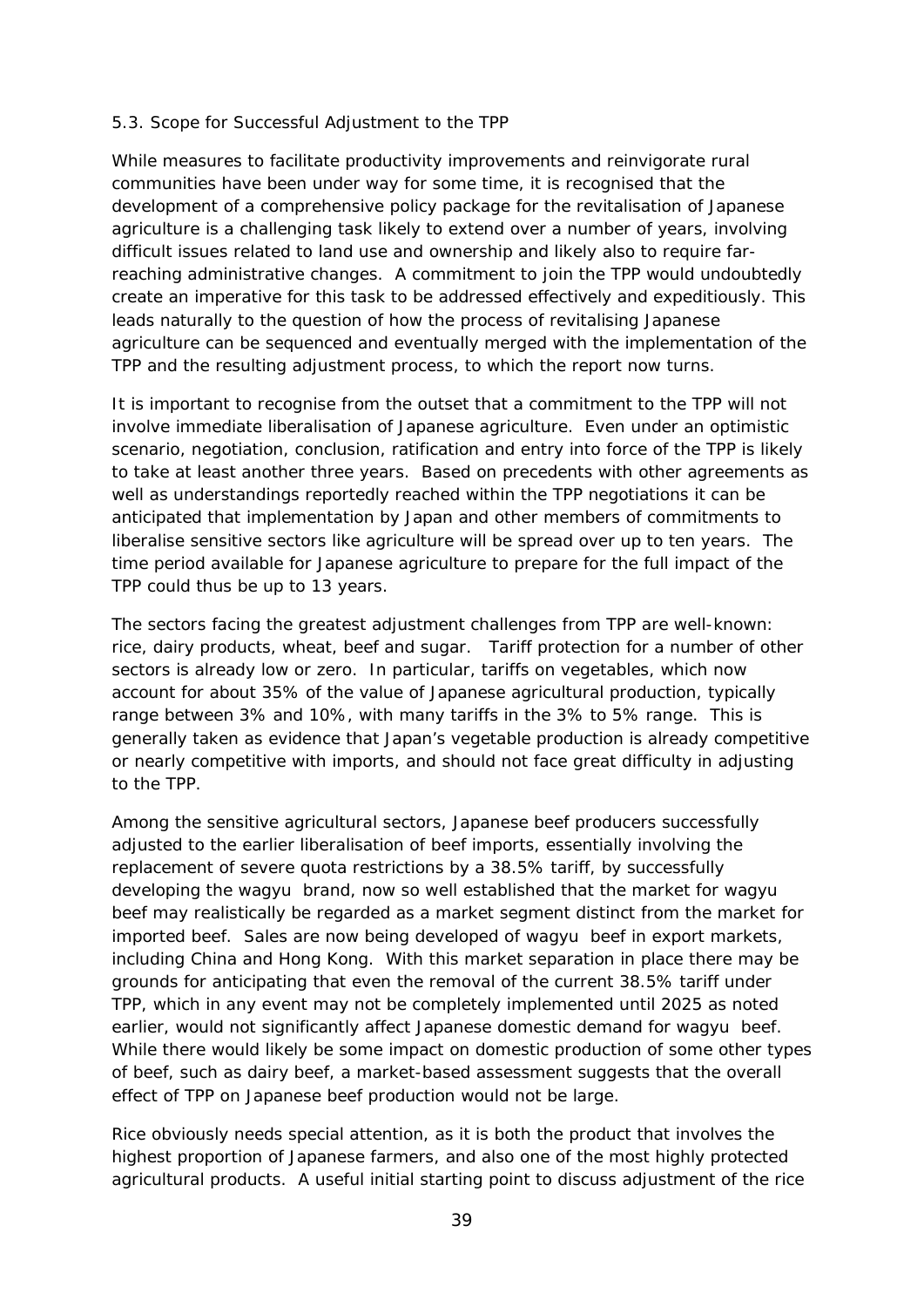### 5.3. Scope for Successful Adjustment to the TPP

While measures to facilitate productivity improvements and reinvigorate rural communities have been under way for some time, it is recognised that the development of a comprehensive policy package for the revitalisation of Japanese agriculture is a challenging task likely to extend over a number of years, involving difficult issues related to land use and ownership and likely also to require far-reaching administrative changes. A commitment to join the TPP would undoubtedly create an imperative for this task to be addressed effectively and expeditiously. This leads naturally to the question of how the process of revitalising Japanese agriculture can be sequenced and eventually merged with the implementation of the TPP and the resulting adjustment process, to which the report now turns.

It is important to recognise from the outset that a commitment to the TPP will not involve immediate liberalisation of Japanese agriculture. Even under an optimistic scenario, negotiation, conclusion, ratification and entry into force of the TPP is likely to take at least another three years. Based on precedents with other agreements as well as understandings reportedly reached within the TPP negotiations it can be anticipated that implementation by Japan and other members of commitments to liberalise sensitive sectors like agriculture will be spread over up to ten years. The time period available for Japanese agriculture to prepare for the full impact of the TPP could thus be up to 13 years.

The sectors facing the greatest adjustment challenges from TPP are well-known: rice, dairy products, wheat, beef and sugar. Tariff protection for a number of other sectors is already low or zero. In particular, tariffs on vegetables, which now account for about 35% of the value of Japanese agricultural production, typically range between 3% and 10%, with many tariffs in the 3% to 5% range. This is generally taken as evidence that Japan's vegetable production is already competitive or nearly competitive with imports, and should not face great difficulty in adjusting to the TPP.

Among the sensitive agricultural sectors, Japanese beef producers successfully adjusted to the earlier liberalisation of beef imports, essentially involving the replacement of severe quota restrictions by a 38.5% tariff, by successfully developing the *wagyu* brand, now so well established that the market for *wagyu* beef may realistically be regarded as a market segment distinct from the market for imported beef. Sales are now being developed of *wagyu* beef in export markets, including China and Hong Kong. With this market separation in place there may be grounds for anticipating that even the removal of the current 38.5% tariff under TPP, which in any event may not be completely implemented until 2025 as noted earlier, would not significantly affect Japanese domestic demand for *wagyu* beef. While there would likely be some impact on domestic production of some other types of beef, such as dairy beef, a market-based assessment suggests that the overall effect of TPP on Japanese beef production would not be large.

Rice obviously needs special attention, as it is both the product that involves the highest proportion of Japanese farmers, and also one of the most highly protected agricultural products. A useful initial starting point to discuss adjustment of the rice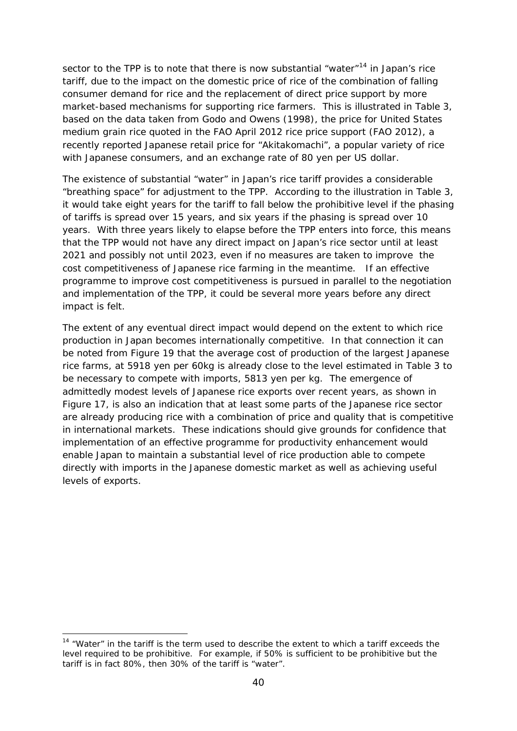sector to the TPP is to note that there is now substantial "water"[14] in Japan's rice tariff, due to the impact on the domestic price of rice of the combination of falling consumer demand for rice and the replacement of direct price support by more market-based mechanisms for supporting rice farmers. This is illustrated in Table 3, based on the data taken from Godo and Owens (1998), the price for United States medium grain rice quoted in the FAO April 2012 rice price support (FAO 2012), a recently reported Japanese retail price for "Akitakomachi", a popular variety of rice with Japanese consumers, and an exchange rate of 80 yen per US dollar.

The existence of substantial "water" in Japan's rice tariff provides a considerable "breathing space" for adjustment to the TPP. According to the illustration in Table 3, it would take eight years for the tariff to fall below the prohibitive level if the phasing of tariffs is spread over 15 years, and six years if the phasing is spread over 10 years. With three years likely to elapse before the TPP enters into force, this means that the TPP would not have any direct impact on Japan's rice sector until at least 2021 and possibly not until 2023, even if no measures are taken to improve the cost competitiveness of Japanese rice farming in the meantime. If an effective programme to improve cost competitiveness is pursued in parallel to the negotiation and implementation of the TPP, it could be several more years before any direct impact is felt.

The extent of any eventual direct impact would depend on the extent to which rice production in Japan becomes internationally competitive. In that connection it can be noted from Figure 19 that the average cost of production of the largest Japanese rice farms, at 5918 yen per 60kg is already close to the level estimated in Table 3 to be necessary to compete with imports, 5813 yen per kg. The emergence of admittedly modest levels of Japanese rice exports over recent years, as shown in Figure 17, is also an indication that at least some parts of the Japanese rice sector are already producing rice with a combination of price and quality that is competitive in international markets. These indications should give grounds for confidence that implementation of an effective programme for productivity enhancement would enable Japan to maintain a substantial level of rice production able to compete directly with imports in the Japanese domestic market as well as achieving useful levels of exports.

---

[14] "Water" in the tariff is the term used to describe the extent to which a tariff exceeds the level required to be prohibitive. For example, if 50% is sufficient to be prohibitive but the tariff is in fact 80%, then 30% of the tariff is "water".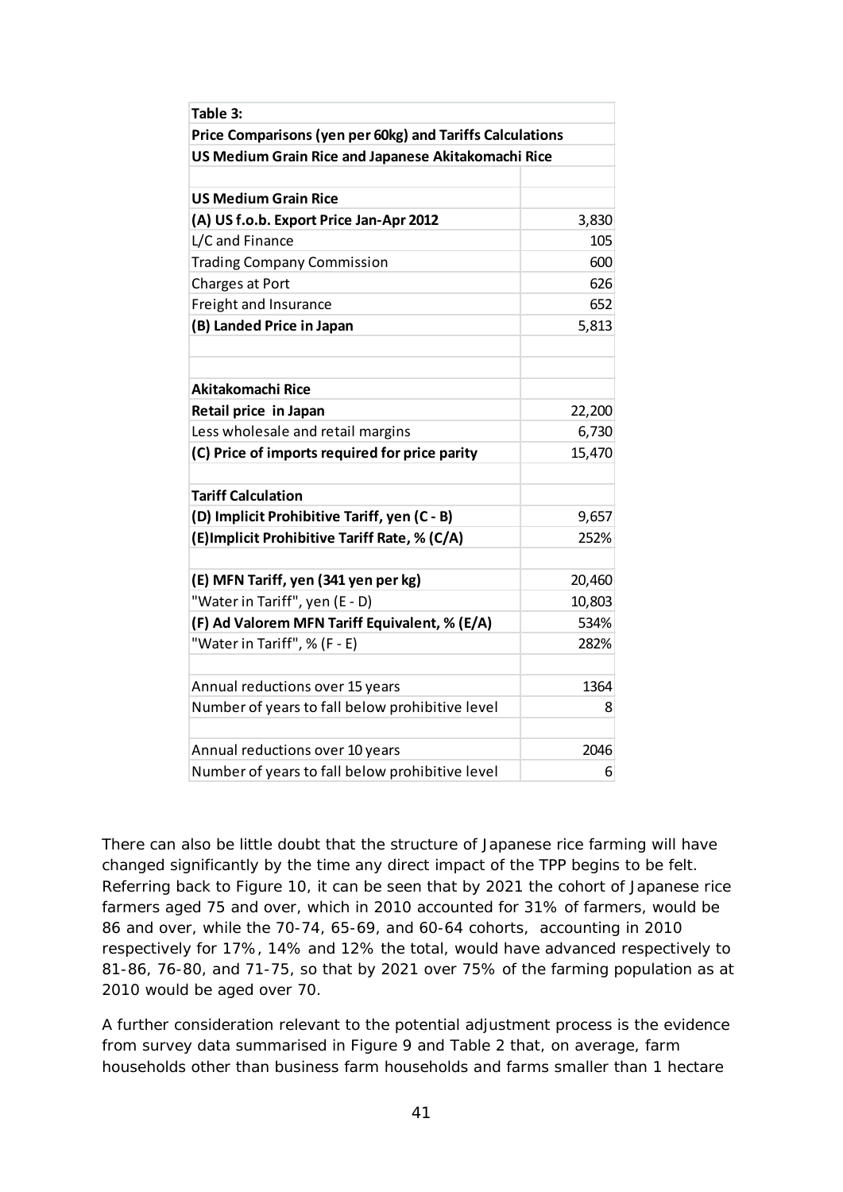| Table 3: | |
|---|---|
| **Price Comparisons (yen per 60kg) and Tariffs Calculations** | |
| **US Medium Grain Rice and Japanese Akitakomachi Rice** | |
| | |
| **US Medium Grain Rice** | |
| **(A) US f.o.b. Export Price Jan-Apr 2012** | 3,830 |
| L/C and Finance | 105 |
| Trading Company Commission | 600 |
| Charges at Port | 626 |
| Freight and Insurance | 652 |
| **(B) Landed Price in Japan** | 5,813 |
| | |
| | |
| **Akitakomachi Rice** | |
| **Retail price in Japan** | 22,200 |
| Less wholesale and retail margins | 6,730 |
| **(C) Price of imports required for price parity** | 15,470 |
| | |
| **Tariff Calculation** | |
| **(D) Implicit Prohibitive Tariff, yen (C - B)** | 9,657 |
| **(E)Implicit Prohibitive Tariff Rate, % (C/A)** | 252% |
| | |
| **(E) MFN Tariff, yen (341 yen per kg)** | 20,460 |
| "Water in Tariff", yen (E - D) | 10,803 |
| **(F) Ad Valorem MFN Tariff Equivalent, % (E/A)** | 534% |
| "Water in Tariff", % (F - E) | 282% |
| | |
| Annual reductions over 15 years | 1364 |
| Number of years to fall below prohibitive level | 8 |
| | |
| Annual reductions over 10 years | 2046 |
| Number of years to fall below prohibitive level | 6 |

There can also be little doubt that the structure of Japanese rice farming will have changed significantly by the time any direct impact of the TPP begins to be felt. Referring back to Figure 10, it can be seen that by 2021 the cohort of Japanese rice farmers aged 75 and over, which in 2010 accounted for 31% of farmers, would be 86 and over, while the 70-74, 65-69, and 60-64 cohorts, accounting in 2010 respectively for 17%, 14% and 12% the total, would have advanced respectively to 81-86, 76-80, and 71-75, so that by 2021 over 75% of the farming population as at 2010 would be aged over 70.

A further consideration relevant to the potential adjustment process is the evidence from survey data summarised in Figure 9 and Table 2 that, on average, farm households other than business farm households and farms smaller than 1 hectare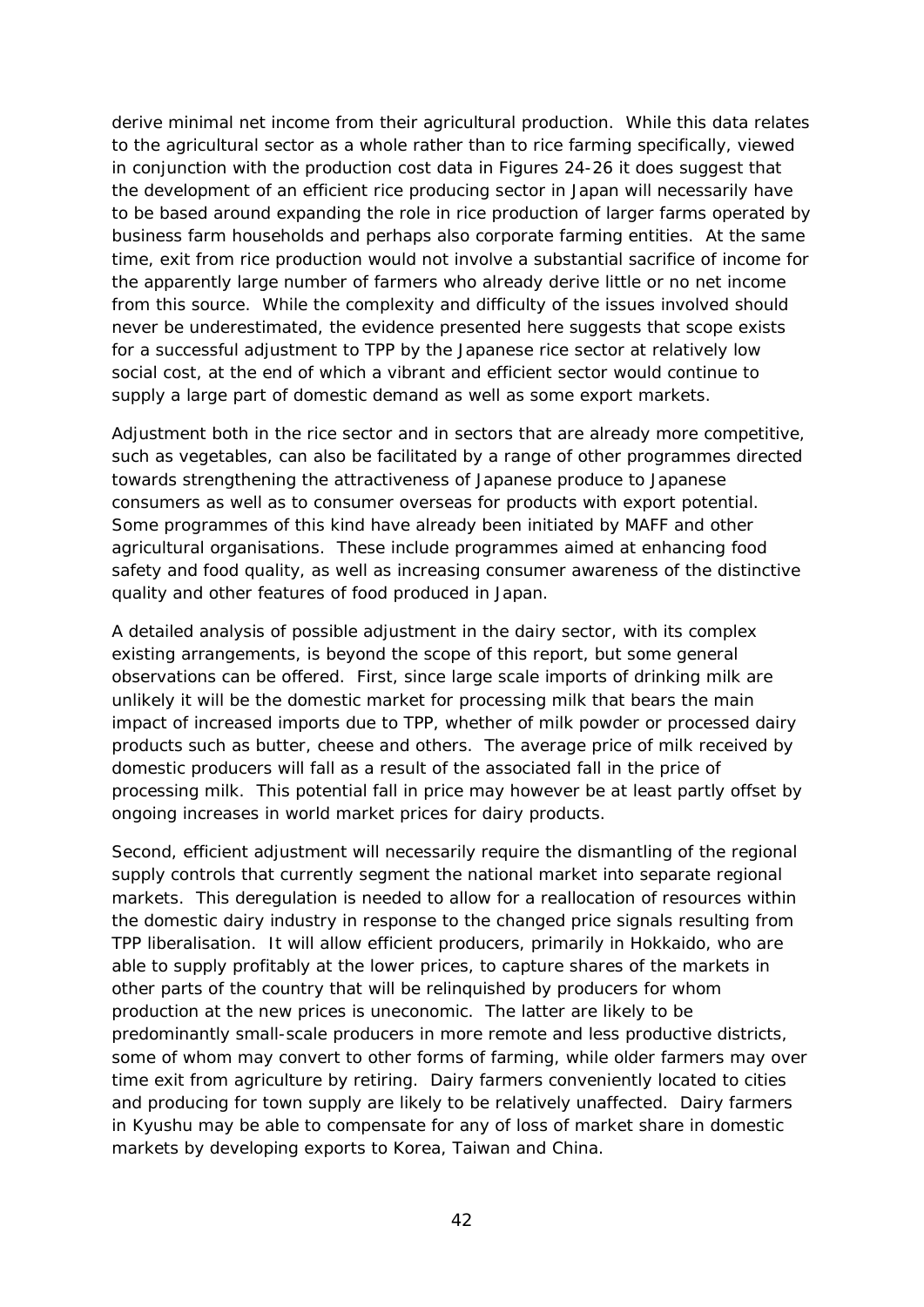derive minimal net income from their agricultural production. While this data relates to the agricultural sector as a whole rather than to rice farming specifically, viewed in conjunction with the production cost data in Figures 24-26 it does suggest that the development of an efficient rice producing sector in Japan will necessarily have to be based around expanding the role in rice production of larger farms operated by business farm households and perhaps also corporate farming entities. At the same time, exit from rice production would not involve a substantial sacrifice of income for the apparently large number of farmers who already derive little or no net income from this source. While the complexity and difficulty of the issues involved should never be underestimated, the evidence presented here suggests that scope exists for a successful adjustment to TPP by the Japanese rice sector at relatively low social cost, at the end of which a vibrant and efficient sector would continue to supply a large part of domestic demand as well as some export markets.

Adjustment both in the rice sector and in sectors that are already more competitive, such as vegetables, can also be facilitated by a range of other programmes directed towards strengthening the attractiveness of Japanese produce to Japanese consumers as well as to consumer overseas for products with export potential. Some programmes of this kind have already been initiated by MAFF and other agricultural organisations. These include programmes aimed at enhancing food safety and food quality, as well as increasing consumer awareness of the distinctive quality and other features of food produced in Japan.

A detailed analysis of possible adjustment in the dairy sector, with its complex existing arrangements, is beyond the scope of this report, but some general observations can be offered. First, since large scale imports of drinking milk are unlikely it will be the domestic market for processing milk that bears the main impact of increased imports due to TPP, whether of milk powder or processed dairy products such as butter, cheese and others. The average price of milk received by domestic producers will fall as a result of the associated fall in the price of processing milk. This potential fall in price may however be at least partly offset by ongoing increases in world market prices for dairy products.

Second, efficient adjustment will necessarily require the dismantling of the regional supply controls that currently segment the national market into separate regional markets. This deregulation is needed to allow for a reallocation of resources within the domestic dairy industry in response to the changed price signals resulting from TPP liberalisation. It will allow efficient producers, primarily in Hokkaido, who are able to supply profitably at the lower prices, to capture shares of the markets in other parts of the country that will be relinquished by producers for whom production at the new prices is uneconomic. The latter are likely to be predominantly small-scale producers in more remote and less productive districts, some of whom may convert to other forms of farming, while older farmers may over time exit from agriculture by retiring. Dairy farmers conveniently located to cities and producing for town supply are likely to be relatively unaffected. Dairy farmers in Kyushu may be able to compensate for any of loss of market share in domestic markets by developing exports to Korea, Taiwan and China.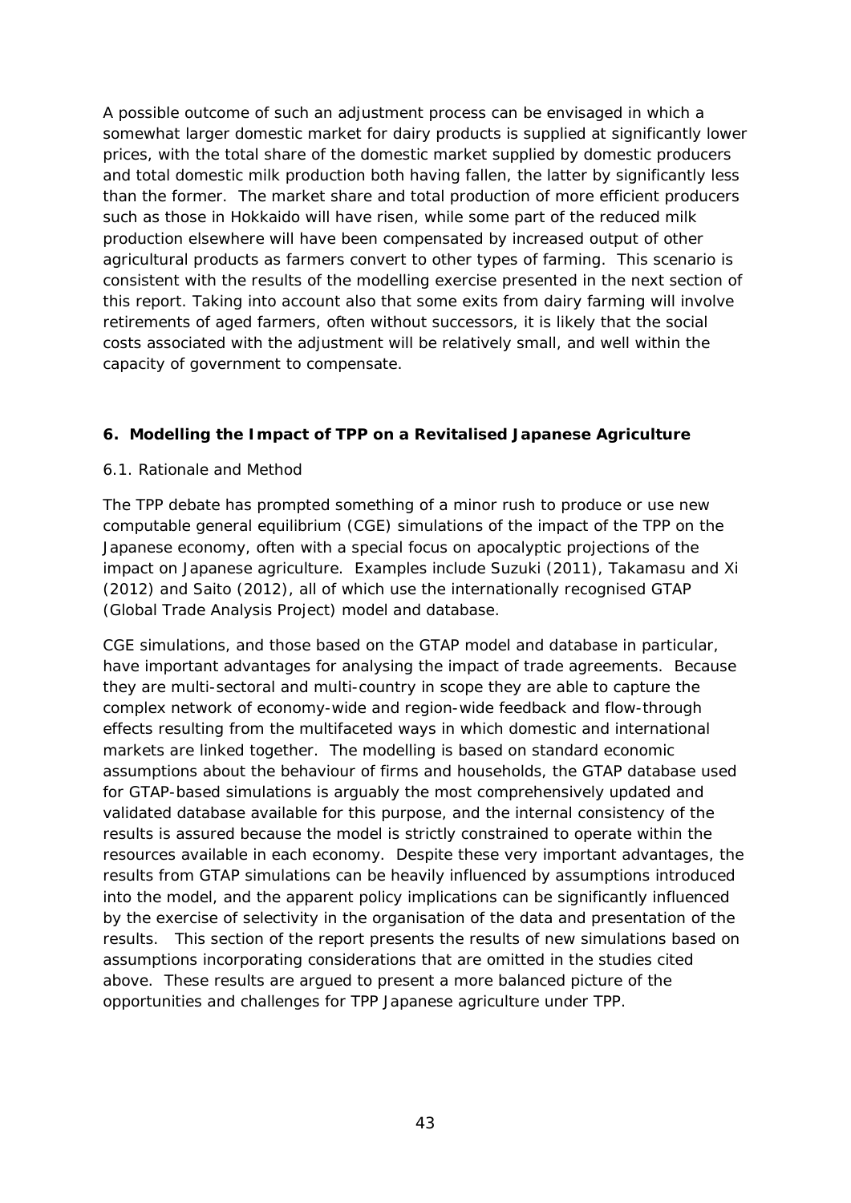A possible outcome of such an adjustment process can be envisaged in which a somewhat larger domestic market for dairy products is supplied at significantly lower prices, with the total share of the domestic market supplied by domestic producers and total domestic milk production both having fallen, the latter by significantly less than the former. The market share and total production of more efficient producers such as those in Hokkaido will have risen, while some part of the reduced milk production elsewhere will have been compensated by increased output of other agricultural products as farmers convert to other types of farming. This scenario is consistent with the results of the modelling exercise presented in the next section of this report. Taking into account also that some exits from dairy farming will involve retirements of aged farmers, often without successors, it is likely that the social costs associated with the adjustment will be relatively small, and well within the capacity of government to compensate.

## 6. Modelling the Impact of TPP on a Revitalised Japanese Agriculture

### 6.1. Rationale and Method

The TPP debate has prompted something of a minor rush to produce or use new computable general equilibrium (CGE) simulations of the impact of the TPP on the Japanese economy, often with a special focus on apocalyptic projections of the impact on Japanese agriculture. Examples include Suzuki (2011), Takamasu and Xi (2012) and Saito (2012), all of which use the internationally recognised GTAP (Global Trade Analysis Project) model and database.

CGE simulations, and those based on the GTAP model and database in particular, have important advantages for analysing the impact of trade agreements. Because they are multi-sectoral and multi-country in scope they are able to capture the complex network of economy-wide and region-wide feedback and flow-through effects resulting from the multifaceted ways in which domestic and international markets are linked together. The modelling is based on standard economic assumptions about the behaviour of firms and households, the GTAP database used for GTAP-based simulations is arguably the most comprehensively updated and validated database available for this purpose, and the internal consistency of the results is assured because the model is strictly constrained to operate within the resources available in each economy. Despite these very important advantages, the results from GTAP simulations can be heavily influenced by assumptions introduced into the model, and the apparent policy implications can be significantly influenced by the exercise of selectivity in the organisation of the data and presentation of the results. This section of the report presents the results of new simulations based on assumptions incorporating considerations that are omitted in the studies cited above. These results are argued to present a more balanced picture of the opportunities and challenges for TPP Japanese agriculture under TPP.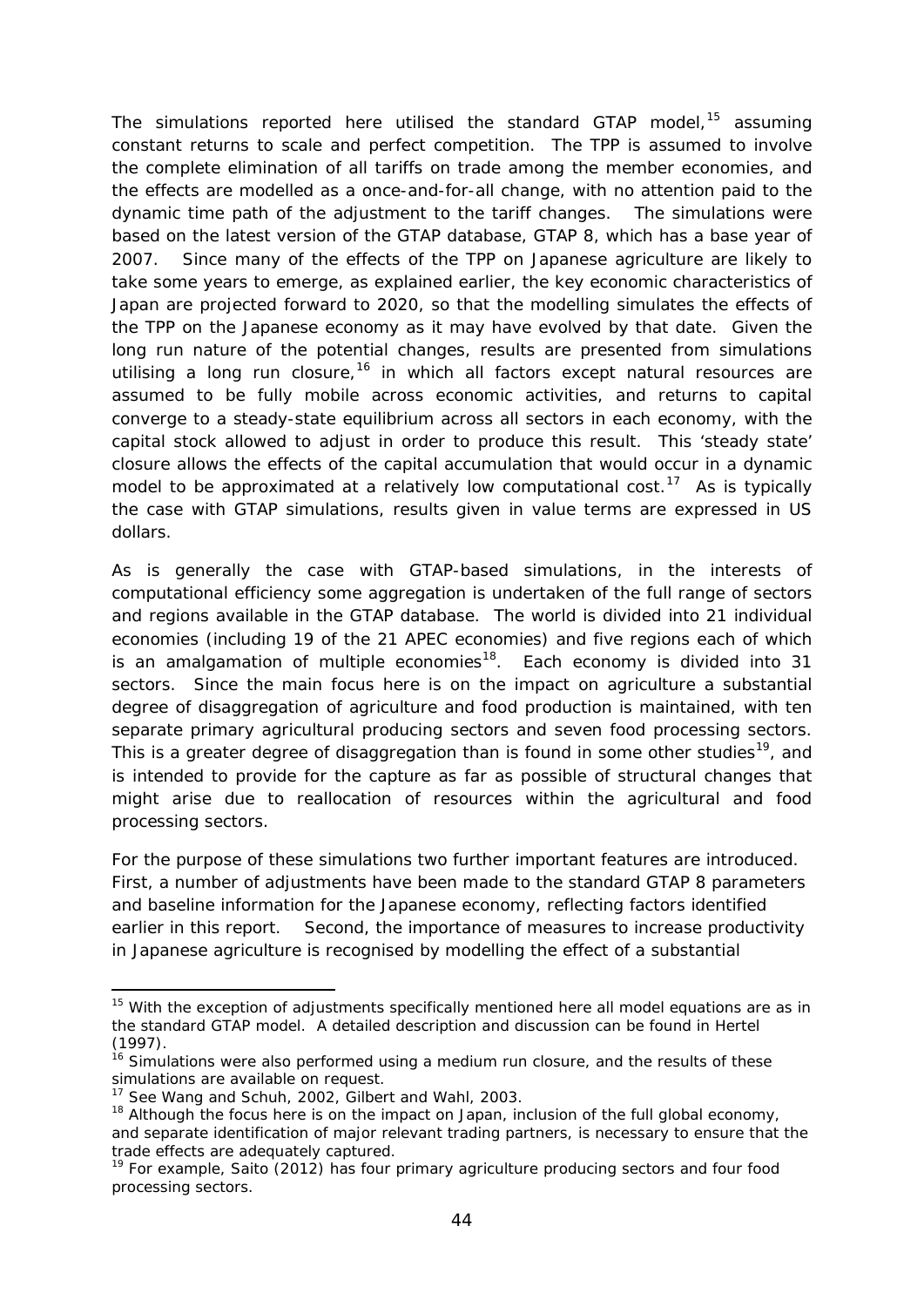The simulations reported here utilised the standard GTAP model,[15] assuming constant returns to scale and perfect competition. The TPP is assumed to involve the complete elimination of all tariffs on trade among the member economies, and the effects are modelled as a once-and-for-all change, with no attention paid to the dynamic time path of the adjustment to the tariff changes. The simulations were based on the latest version of the GTAP database, GTAP 8, which has a base year of 2007. Since many of the effects of the TPP on Japanese agriculture are likely to take some years to emerge, as explained earlier, the key economic characteristics of Japan are projected forward to 2020, so that the modelling simulates the effects of the TPP on the Japanese economy as it may have evolved by that date. Given the long run nature of the potential changes, results are presented from simulations utilising a long run closure,[16] in which all factors except natural resources are assumed to be fully mobile across economic activities, and returns to capital converge to a steady-state equilibrium across all sectors in each economy, with the capital stock allowed to adjust in order to produce this result. This 'steady state' closure allows the effects of the capital accumulation that would occur in a dynamic model to be approximated at a relatively low computational cost.[17] As is typically the case with GTAP simulations, results given in value terms are expressed in US dollars.

As is generally the case with GTAP-based simulations, in the interests of computational efficiency some aggregation is undertaken of the full range of sectors and regions available in the GTAP database. The world is divided into 21 individual economies (including 19 of the 21 APEC economies) and five regions each of which is an amalgamation of multiple economies[18]. Each economy is divided into 31 sectors. Since the main focus here is on the impact on agriculture a substantial degree of disaggregation of agriculture and food production is maintained, with ten separate primary agricultural producing sectors and seven food processing sectors. This is a greater degree of disaggregation than is found in some other studies[19], and is intended to provide for the capture as far as possible of structural changes that might arise due to reallocation of resources within the agricultural and food processing sectors.

For the purpose of these simulations two further important features are introduced. First, a number of adjustments have been made to the standard GTAP 8 parameters and baseline information for the Japanese economy, reflecting factors identified earlier in this report. Second, the importance of measures to increase productivity in Japanese agriculture is recognised by modelling the effect of a substantial

---

[15] With the exception of adjustments specifically mentioned here all model equations are as in the standard GTAP model. A detailed description and discussion can be found in Hertel (1997).

[16] Simulations were also performed using a medium run closure, and the results of these simulations are available on request.

[17] See Wang and Schuh, 2002, Gilbert and Wahl, 2003.

[18] Although the focus here is on the impact on Japan, inclusion of the full global economy, and separate identification of major relevant trading partners, is necessary to ensure that the trade effects are adequately captured.

[19] For example, Saito (2012) has four primary agriculture producing sectors and four food processing sectors.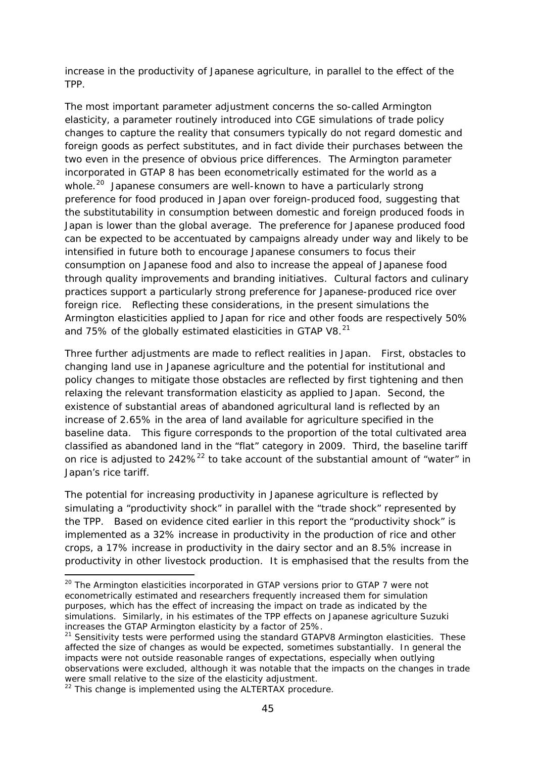increase in the productivity of Japanese agriculture, in parallel to the effect of the TPP.

The most important parameter adjustment concerns the so-called Armington elasticity, a parameter routinely introduced into CGE simulations of trade policy changes to capture the reality that consumers typically do not regard domestic and foreign goods as perfect substitutes, and in fact divide their purchases between the two even in the presence of obvious price differences. The Armington parameter incorporated in GTAP 8 has been econometrically estimated for the world as a whole.[20] Japanese consumers are well-known to have a particularly strong preference for food produced in Japan over foreign-produced food, suggesting that the substitutability in consumption between domestic and foreign produced foods in Japan is lower than the global average. The preference for Japanese produced food can be expected to be accentuated by campaigns already under way and likely to be intensified in future both to encourage Japanese consumers to focus their consumption on Japanese food and also to increase the appeal of Japanese food through quality improvements and branding initiatives. Cultural factors and culinary practices support a particularly strong preference for Japanese-produced rice over foreign rice. Reflecting these considerations, in the present simulations the Armington elasticities applied to Japan for rice and other foods are respectively 50% and 75% of the globally estimated elasticities in GTAP V8.[21]

Three further adjustments are made to reflect realities in Japan. First, obstacles to changing land use in Japanese agriculture and the potential for institutional and policy changes to mitigate those obstacles are reflected by first tightening and then relaxing the relevant transformation elasticity as applied to Japan. Second, the existence of substantial areas of abandoned agricultural land is reflected by an increase of 2.65% in the area of land available for agriculture specified in the baseline data. This figure corresponds to the proportion of the total cultivated area classified as abandoned land in the "flat" category in 2009. Third, the baseline tariff on rice is adjusted to 242%[22] to take account of the substantial amount of "water" in Japan's rice tariff.

The potential for increasing productivity in Japanese agriculture is reflected by simulating a "productivity shock" in parallel with the "trade shock" represented by the TPP. Based on evidence cited earlier in this report the "productivity shock" is implemented as a 32% increase in productivity in the production of rice and other crops, a 17% increase in productivity in the dairy sector and an 8.5% increase in productivity in other livestock production. It is emphasised that the results from the

---

[20] The Armington elasticities incorporated in GTAP versions prior to GTAP 7 were not econometrically estimated and researchers frequently increased them for simulation purposes, which has the effect of increasing the impact on trade as indicated by the simulations. Similarly, in his estimates of the TPP effects on Japanese agriculture Suzuki increases the GTAP Armington elasticity by a factor of 25%.

[21] Sensitivity tests were performed using the standard GTAPV8 Armington elasticities. These affected the size of changes as would be expected, sometimes substantially. In general the impacts were not outside reasonable ranges of expectations, especially when outlying observations were excluded, although it was notable that the impacts on the changes in trade were small relative to the size of the elasticity adjustment.

[22] This change is implemented using the ALTERTAX procedure.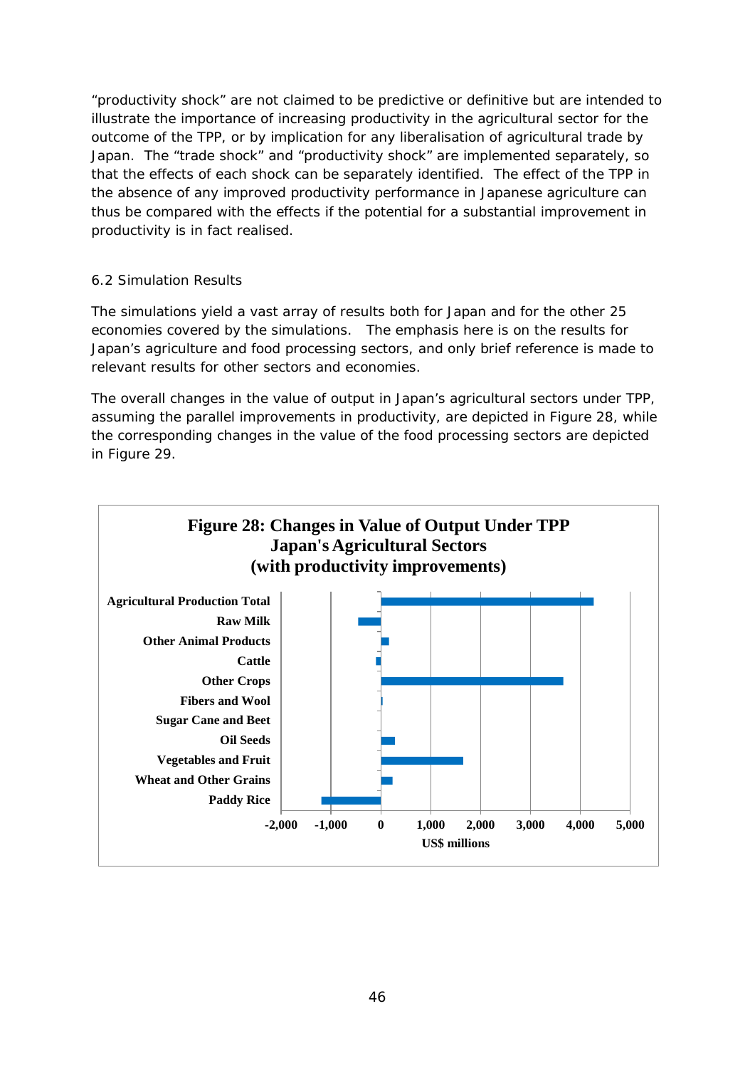“productivity shock” are not claimed to be predictive or definitive but are intended to illustrate the importance of increasing productivity in the agricultural sector for the outcome of the TPP, or by implication for any liberalisation of agricultural trade by Japan. The “trade shock” and “productivity shock” are implemented separately, so that the effects of each shock can be separately identified. The effect of the TPP in the absence of any improved productivity performance in Japanese agriculture can thus be compared with the effects if the potential for a substantial improvement in productivity is in fact realised.

### 6.2 Simulation Results

The simulations yield a vast array of results both for Japan and for the other 25 economies covered by the simulations. The emphasis here is on the results for Japan’s agriculture and food processing sectors, and only brief reference is made to relevant results for other sectors and economies.

The overall changes in the value of output in Japan’s agricultural sectors under TPP, assuming the parallel improvements in productivity, are depicted in Figure 28, while the corresponding changes in the value of the food processing sectors are depicted in Figure 29.

**Figure 28: Changes in Value of Output Under TPP Japan's Agricultural Sectors (with productivity improvements)**

Agricultural Production Total
Raw Milk
Other Animal Products
Cattle
Other Crops
Fibers and Wool
Sugar Cane and Beet
Oil Seeds
Vegetables and Fruit
Wheat and Other Grains
Paddy Rice

-2,000 -1,000 0 1,000 2,000 3,000 4,000 5,000

US$ millions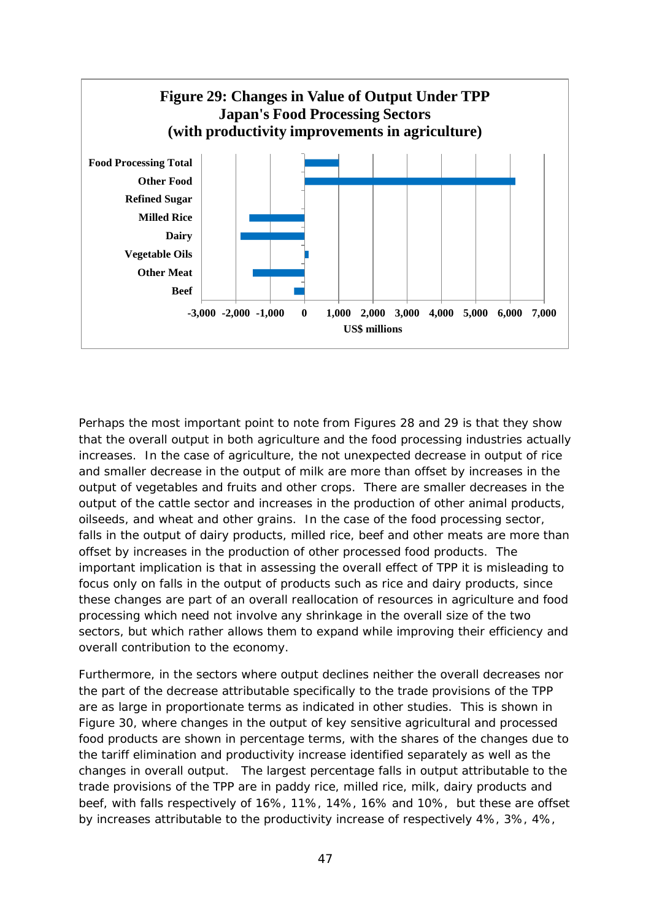**Figure 29: Changes in Value of Output Under TPP Japan's Food Processing Sectors (with productivity improvements in agriculture)**

Perhaps the most important point to note from Figures 28 and 29 is that they show that the overall output in both agriculture and the food processing industries actually increases. In the case of agriculture, the not unexpected decrease in output of rice and smaller decrease in the output of milk are more than offset by increases in the output of vegetables and fruits and other crops. There are smaller decreases in the output of the cattle sector and increases in the production of other animal products, oilseeds, and wheat and other grains. In the case of the food processing sector, falls in the output of dairy products, milled rice, beef and other meats are more than offset by increases in the production of other processed food products. The important implication is that in assessing the overall effect of TPP it is misleading to focus only on falls in the output of products such as rice and dairy products, since these changes are part of an overall reallocation of resources in agriculture and food processing which need not involve any shrinkage in the overall size of the two sectors, but which rather allows them to expand while improving their efficiency and overall contribution to the economy.

Furthermore, in the sectors where output declines neither the overall decreases nor the part of the decrease attributable specifically to the trade provisions of the TPP are as large in proportionate terms as indicated in other studies. This is shown in Figure 30, where changes in the output of key sensitive agricultural and processed food products are shown in percentage terms, with the shares of the changes due to the tariff elimination and productivity increase identified separately as well as the changes in overall output. The largest percentage falls in output attributable to the trade provisions of the TPP are in paddy rice, milled rice, milk, dairy products and beef, with falls respectively of 16%, 11%, 14%, 16% and 10%, but these are offset by increases attributable to the productivity increase of respectively 4%, 3%, 4%,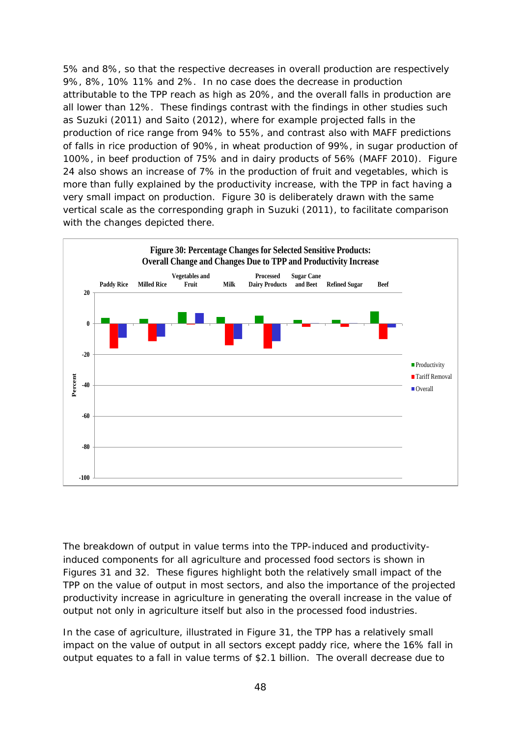5% and 8%, so that the respective decreases in overall production are respectively 9%, 8%, 10% 11% and 2%. In no case does the decrease in production attributable to the TPP reach as high as 20%, and the overall falls in production are all lower than 12%. These findings contrast with the findings in other studies such as Suzuki (2011) and Saito (2012), where for example projected falls in the production of rice range from 94% to 55%, and contrast also with MAFF predictions of falls in rice production of 90%, in wheat production of 99%, in sugar production of 100%, in beef production of 75% and in dairy products of 56% (MAFF 2010). Figure 24 also shows an increase of 7% in the production of fruit and vegetables, which is more than fully explained by the productivity increase, with the TPP in fact having a very small impact on production. Figure 30 is deliberately drawn with the same vertical scale as the corresponding graph in Suzuki (2011), to facilitate comparison with the changes depicted there.

**Figure 30: Percentage Changes for Selected Sensitive Products: Overall Change and Changes Due to TPP and Productivity Increase**

The breakdown of output in value terms into the TPP-induced and productivity-induced components for all agriculture and processed food sectors is shown in Figures 31 and 32. These figures highlight both the relatively small impact of the TPP on the value of output in most sectors, and also the importance of the projected productivity increase in agriculture in generating the overall increase in the value of output not only in agriculture itself but also in the processed food industries.

In the case of agriculture, illustrated in Figure 31, the TPP has a relatively small impact on the value of output in all sectors except paddy rice, where the 16% fall in output equates to a fall in value terms of $2.1 billion. The overall decrease due to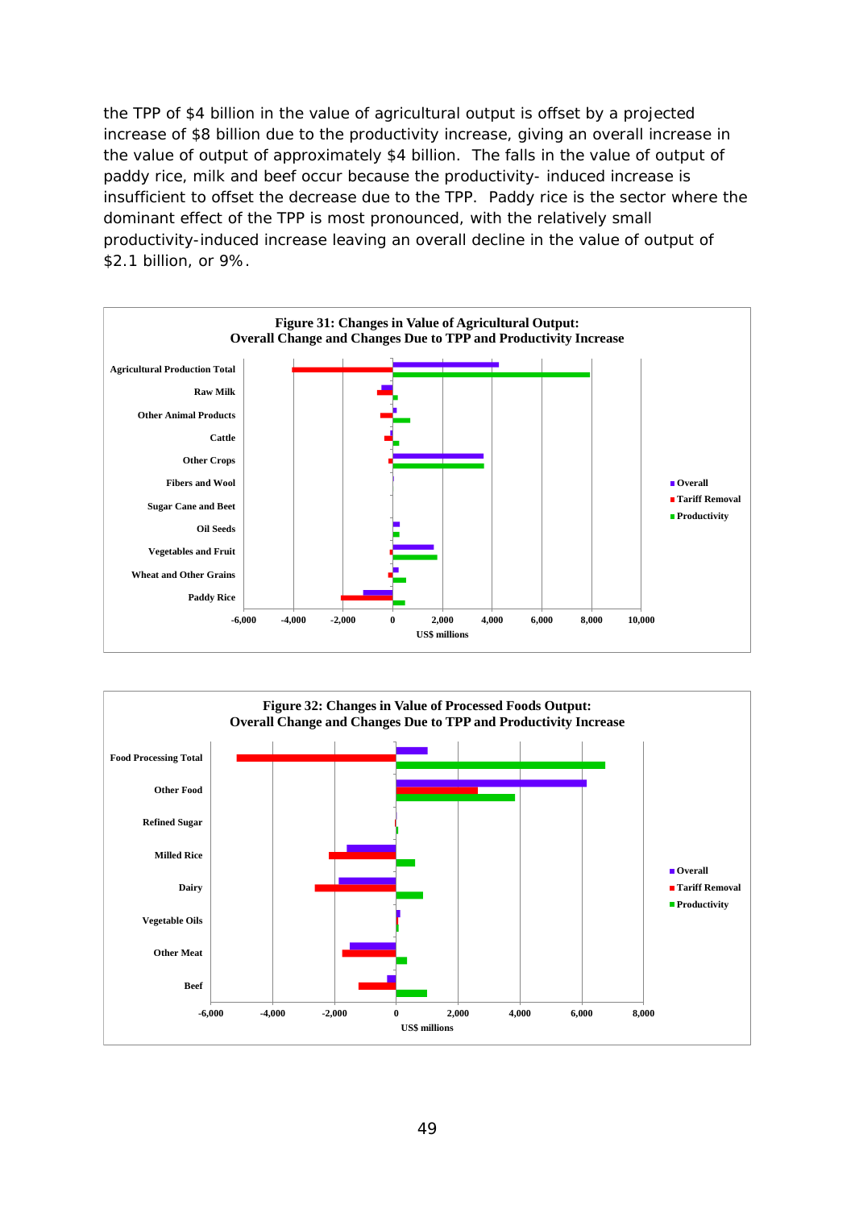the TPP of $4 billion in the value of agricultural output is offset by a projected increase of $8 billion due to the productivity increase, giving an overall increase in the value of output of approximately $4 billion. The falls in the value of output of paddy rice, milk and beef occur because the productivity- induced increase is insufficient to offset the decrease due to the TPP. Paddy rice is the sector where the dominant effect of the TPP is most pronounced, with the relatively small productivity-induced increase leaving an overall decline in the value of output of $2.1 billion, or 9%.

**Figure 31: Changes in Value of Agricultural Output: Overall Change and Changes Due to TPP and Productivity Increase**

**Figure 32: Changes in Value of Processed Foods Output: Overall Change and Changes Due to TPP and Productivity Increase**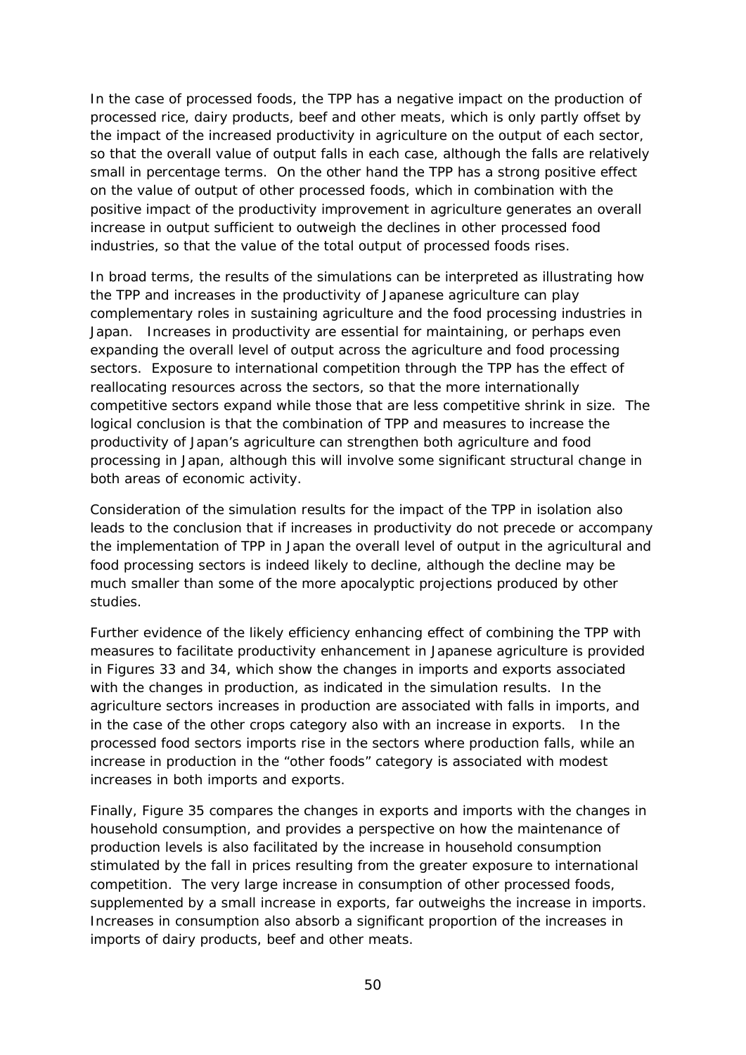In the case of processed foods, the TPP has a negative impact on the production of processed rice, dairy products, beef and other meats, which is only partly offset by the impact of the increased productivity in agriculture on the output of each sector, so that the overall value of output falls in each case, although the falls are relatively small in percentage terms. On the other hand the TPP has a strong positive effect on the value of output of other processed foods, which in combination with the positive impact of the productivity improvement in agriculture generates an overall increase in output sufficient to outweigh the declines in other processed food industries, so that the value of the total output of processed foods rises.

In broad terms, the results of the simulations can be interpreted as illustrating how the TPP and increases in the productivity of Japanese agriculture can play complementary roles in sustaining agriculture and the food processing industries in Japan. Increases in productivity are essential for maintaining, or perhaps even expanding the overall level of output across the agriculture and food processing sectors. Exposure to international competition through the TPP has the effect of reallocating resources across the sectors, so that the more internationally competitive sectors expand while those that are less competitive shrink in size. The logical conclusion is that the combination of TPP and measures to increase the productivity of Japan's agriculture can strengthen both agriculture and food processing in Japan, although this will involve some significant structural change in both areas of economic activity.

Consideration of the simulation results for the impact of the TPP in isolation also leads to the conclusion that if increases in productivity do not precede or accompany the implementation of TPP in Japan the overall level of output in the agricultural and food processing sectors is indeed likely to decline, although the decline may be much smaller than some of the more apocalyptic projections produced by other studies.

Further evidence of the likely efficiency enhancing effect of combining the TPP with measures to facilitate productivity enhancement in Japanese agriculture is provided in Figures 33 and 34, which show the changes in imports and exports associated with the changes in production, as indicated in the simulation results. In the agriculture sectors increases in production are associated with falls in imports, and in the case of the other crops category also with an increase in exports. In the processed food sectors imports rise in the sectors where production falls, while an increase in production in the "other foods" category is associated with modest increases in both imports and exports.

Finally, Figure 35 compares the changes in exports and imports with the changes in household consumption, and provides a perspective on how the maintenance of production levels is also facilitated by the increase in household consumption stimulated by the fall in prices resulting from the greater exposure to international competition. The very large increase in consumption of other processed foods, supplemented by a small increase in exports, far outweighs the increase in imports. Increases in consumption also absorb a significant proportion of the increases in imports of dairy products, beef and other meats.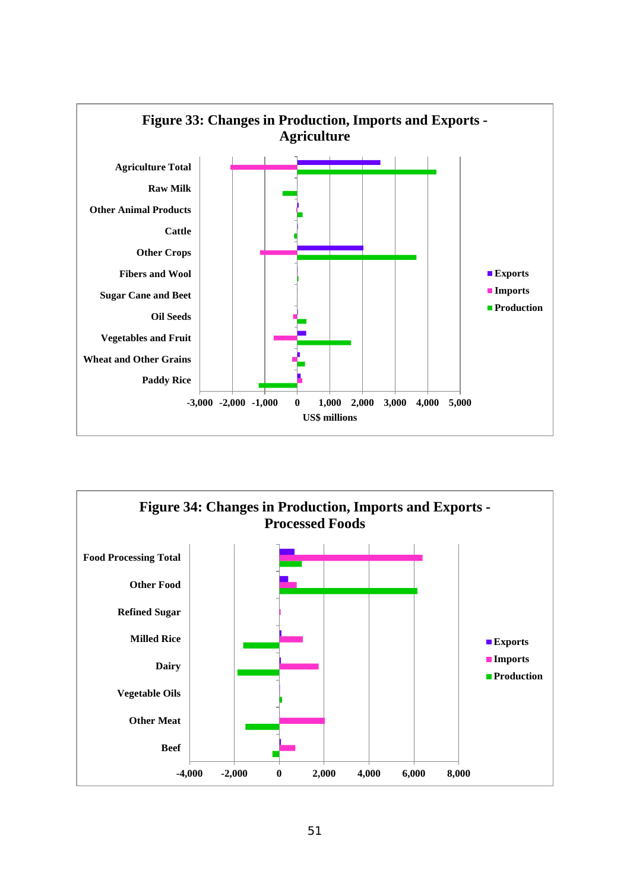**Figure 33: Changes in Production, Imports and Exports - Agriculture**

Categories: Agriculture Total, Raw Milk, Other Animal Products, Cattle, Other Crops, Fibers and Wool, Sugar Cane and Beet, Oil Seeds, Vegetables and Fruit, Wheat and Other Grains, Paddy Rice

Legend: Exports, Imports, Production

X-axis: -3,000 -2,000 -1,000 0 1,000 2,000 3,000 4,000 5,000

US$ millions

**Figure 34: Changes in Production, Imports and Exports - Processed Foods**

Categories: Food Processing Total, Other Food, Refined Sugar, Milled Rice, Dairy, Vegetable Oils, Other Meat, Beef

Legend: Exports, Imports, Production

X-axis: -4,000 -2,000 0 2,000 4,000 6,000 8,000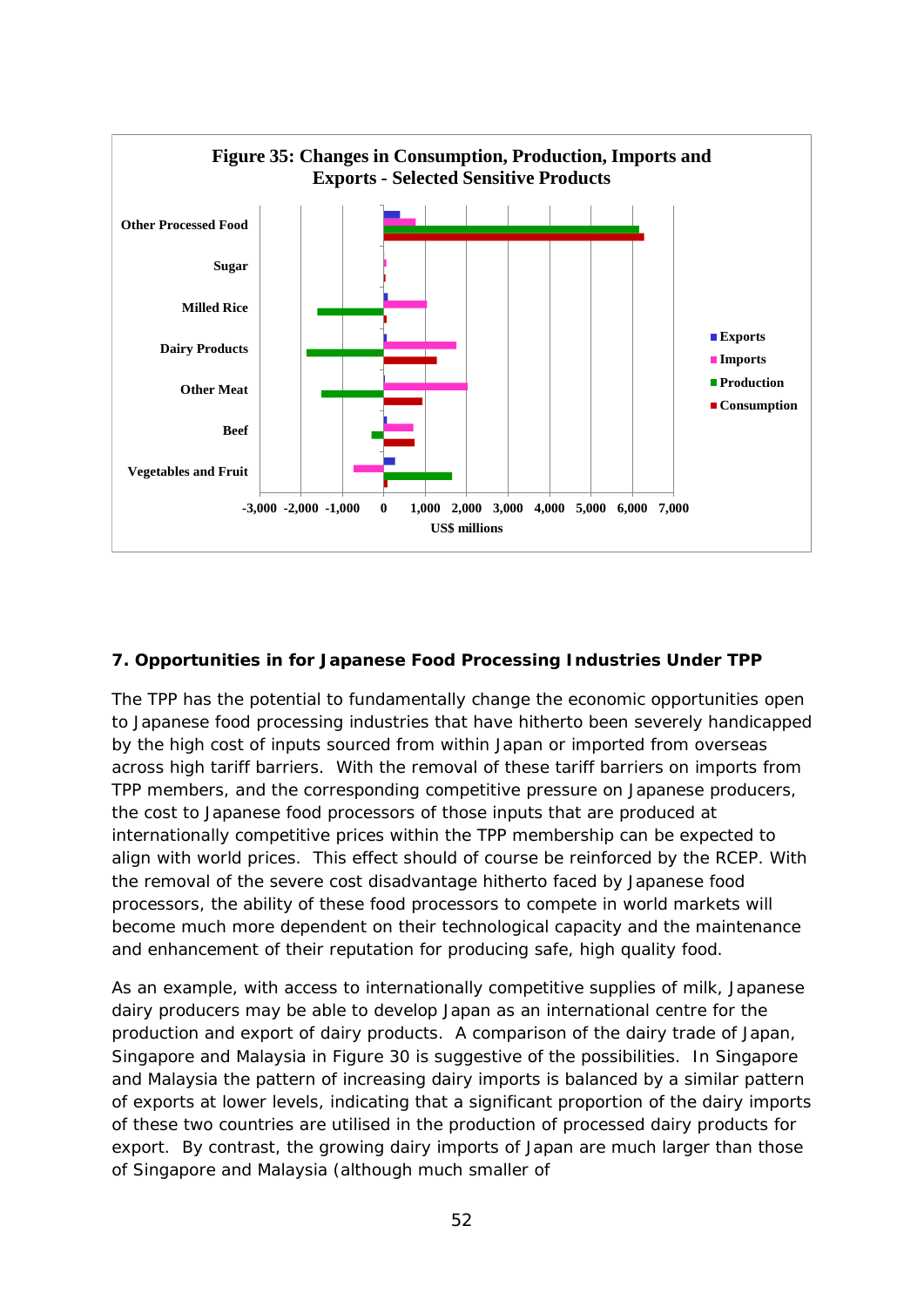**Figure 35: Changes in Consumption, Production, Imports and Exports - Selected Sensitive Products**

## 7. Opportunities in for Japanese Food Processing Industries Under TPP

The TPP has the potential to fundamentally change the economic opportunities open to Japanese food processing industries that have hitherto been severely handicapped by the high cost of inputs sourced from within Japan or imported from overseas across high tariff barriers. With the removal of these tariff barriers on imports from TPP members, and the corresponding competitive pressure on Japanese producers, the cost to Japanese food processors of those inputs that are produced at internationally competitive prices within the TPP membership can be expected to align with world prices. This effect should of course be reinforced by the RCEP. With the removal of the severe cost disadvantage hitherto faced by Japanese food processors, the ability of these food processors to compete in world markets will become much more dependent on their technological capacity and the maintenance and enhancement of their reputation for producing safe, high quality food.

As an example, with access to internationally competitive supplies of milk, Japanese dairy producers may be able to develop Japan as an international centre for the production and export of dairy products. A comparison of the dairy trade of Japan, Singapore and Malaysia in Figure 30 is suggestive of the possibilities. In Singapore and Malaysia the pattern of increasing dairy imports is balanced by a similar pattern of exports at lower levels, indicating that a significant proportion of the dairy imports of these two countries are utilised in the production of processed dairy products for export. By contrast, the growing dairy imports of Japan are much larger than those of Singapore and Malaysia (although much smaller of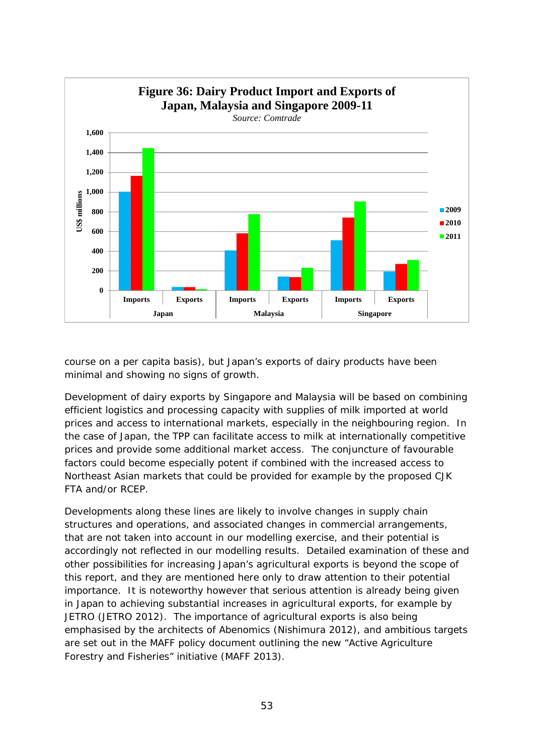**Figure 36: Dairy Product Import and Exports of Japan, Malaysia and Singapore 2009-11**

*Source: Comtrade*

course on a per capita basis), but Japan's exports of dairy products have been minimal and showing no signs of growth.

Development of dairy exports by Singapore and Malaysia will be based on combining efficient logistics and processing capacity with supplies of milk imported at world prices and access to international markets, especially in the neighbouring region. In the case of Japan, the TPP can facilitate access to milk at internationally competitive prices and provide some additional market access. The conjuncture of favourable factors could become especially potent if combined with the increased access to Northeast Asian markets that could be provided for example by the proposed CJK FTA and/or RCEP.

Developments along these lines are likely to involve changes in supply chain structures and operations, and associated changes in commercial arrangements, that are not taken into account in our modelling exercise, and their potential is accordingly not reflected in our modelling results. Detailed examination of these and other possibilities for increasing Japan's agricultural exports is beyond the scope of this report, and they are mentioned here only to draw attention to their potential importance. It is noteworthy however that serious attention is already being given in Japan to achieving substantial increases in agricultural exports, for example by JETRO (JETRO 2012). The importance of agricultural exports is also being emphasised by the architects of Abenomics (Nishimura 2012), and ambitious targets are set out in the MAFF policy document outlining the new "Active Agriculture Forestry and Fisheries" initiative (MAFF 2013).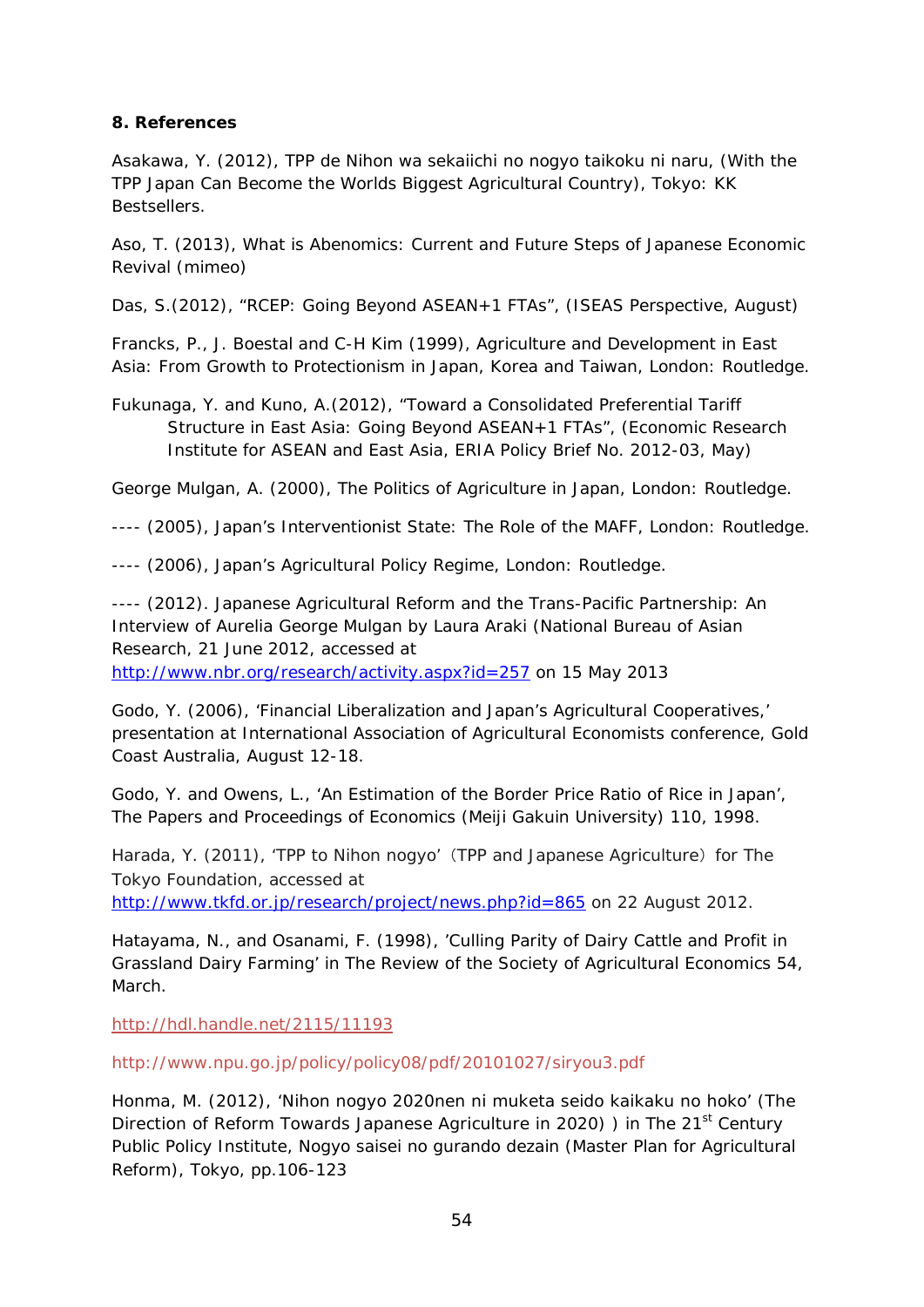## 8. References

Asakawa, Y. (2012), TPP de Nihon wa sekaiichi no nogyo taikoku ni naru, (With the TPP Japan Can Become the Worlds Biggest Agricultural Country), Tokyo: KK Bestsellers.

Aso, T. (2013), What is Abenomics: Current and Future Steps of Japanese Economic Revival (mimeo)

Das, S.(2012), "RCEP: Going Beyond ASEAN+1 FTAs", (ISEAS Perspective, August)

Francks, P., J. Boestal and C-H Kim (1999), Agriculture and Development in East Asia: From Growth to Protectionism in Japan, Korea and Taiwan, London: Routledge.

Fukunaga, Y. and Kuno, A.(2012), "Toward a Consolidated Preferential Tariff Structure in East Asia: Going Beyond ASEAN+1 FTAs", (Economic Research Institute for ASEAN and East Asia, ERIA Policy Brief No. 2012-03, May)

George Mulgan, A. (2000), The Politics of Agriculture in Japan, London: Routledge.

---- (2005), Japan's Interventionist State: The Role of the MAFF, London: Routledge.

---- (2006), Japan's Agricultural Policy Regime, London: Routledge.

---- (2012). Japanese Agricultural Reform and the Trans-Pacific Partnership: An Interview of Aurelia George Mulgan by Laura Araki (National Bureau of Asian Research, 21 June 2012, accessed at http://www.nbr.org/research/activity.aspx?id=257 on 15 May 2013

Godo, Y. (2006), 'Financial Liberalization and Japan's Agricultural Cooperatives,' presentation at International Association of Agricultural Economists conference, Gold Coast Australia, August 12-18.

Godo, Y. and Owens, L., 'An Estimation of the Border Price Ratio of Rice in Japan', The Papers and Proceedings of Economics (Meiji Gakuin University) 110, 1998.

Harada, Y. (2011), 'TPP to Nihon nogyo'（TPP and Japanese Agriculture）for The Tokyo Foundation, accessed at http://www.tkfd.or.jp/research/project/news.php?id=865 on 22 August 2012.

Hatayama, N., and Osanami, F. (1998), 'Culling Parity of Dairy Cattle and Profit in Grassland Dairy Farming' in The Review of the Society of Agricultural Economics 54, March.

http://hdl.handle.net/2115/11193

http://www.npu.go.jp/policy/policy08/pdf/20101027/siryou3.pdf

Honma, M. (2012), 'Nihon nogyo 2020nen ni muketa seido kaikaku no hoko' (The Direction of Reform Towards Japanese Agriculture in 2020) ) in The 21st Century Public Policy Institute, Nogyo saisei no gurando dezain (Master Plan for Agricultural Reform), Tokyo, pp.106-123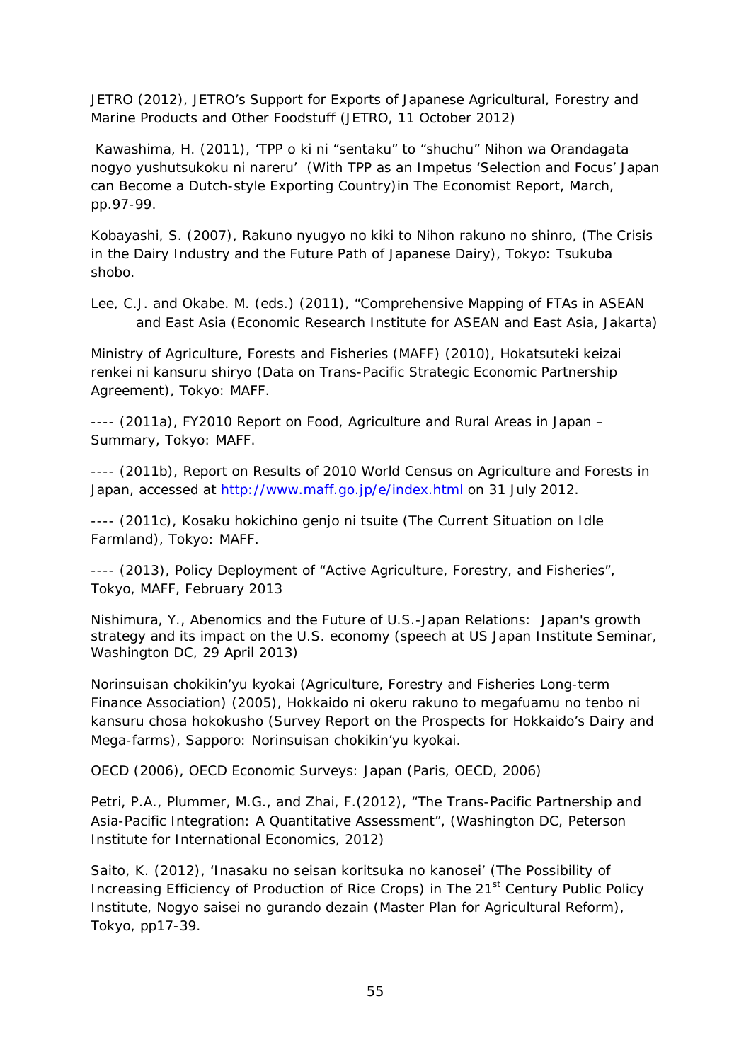JETRO (2012), JETRO's Support for Exports of Japanese Agricultural, Forestry and Marine Products and Other Foodstuff (JETRO, 11 October 2012)

Kawashima, H. (2011), 'TPP o ki ni "sentaku" to "shuchu" Nihon wa Orandagata nogyo yushutsukoku ni nareru' (With TPP as an Impetus 'Selection and Focus' Japan can Become a Dutch-style Exporting Country)in The Economist Report, March, pp.97-99.

Kobayashi, S. (2007), Rakuno nyugyo no kiki to Nihon rakuno no shinro, (The Crisis in the Dairy Industry and the Future Path of Japanese Dairy), Tokyo: Tsukuba shobo.

Lee, C.J. and Okabe. M. (eds.) (2011), "Comprehensive Mapping of FTAs in ASEAN and East Asia (Economic Research Institute for ASEAN and East Asia, Jakarta)

Ministry of Agriculture, Forests and Fisheries (MAFF) (2010), Hokatsuteki keizai renkei ni kansuru shiryo (Data on Trans-Pacific Strategic Economic Partnership Agreement), Tokyo: MAFF.

---- (2011a), FY2010 Report on Food, Agriculture and Rural Areas in Japan – Summary, Tokyo: MAFF.

---- (2011b), Report on Results of 2010 World Census on Agriculture and Forests in Japan, accessed at http://www.maff.go.jp/e/index.html on 31 July 2012.

---- (2011c), Kosaku hokichino genjo ni tsuite (The Current Situation on Idle Farmland), Tokyo: MAFF.

---- (2013), Policy Deployment of "Active Agriculture, Forestry, and Fisheries", Tokyo, MAFF, February 2013

Nishimura, Y., Abenomics and the Future of U.S.-Japan Relations: Japan's growth strategy and its impact on the U.S. economy (speech at US Japan Institute Seminar, Washington DC, 29 April 2013)

Norinsuisan chokikin'yu kyokai (Agriculture, Forestry and Fisheries Long-term Finance Association) (2005), Hokkaido ni okeru rakuno to megafuamu no tenbo ni kansuru chosa hokokusho (Survey Report on the Prospects for Hokkaido's Dairy and Mega-farms), Sapporo: Norinsuisan chokikin'yu kyokai.

OECD (2006), OECD Economic Surveys: Japan (Paris, OECD, 2006)

Petri, P.A., Plummer, M.G., and Zhai, F.(2012), "The Trans-Pacific Partnership and Asia-Pacific Integration: A Quantitative Assessment", (Washington DC, Peterson Institute for International Economics, 2012)

Saito, K. (2012), 'Inasaku no seisan koritsuka no kanosei' (The Possibility of Increasing Efficiency of Production of Rice Crops) in The 21st Century Public Policy Institute, Nogyo saisei no gurando dezain (Master Plan for Agricultural Reform), Tokyo, pp17-39.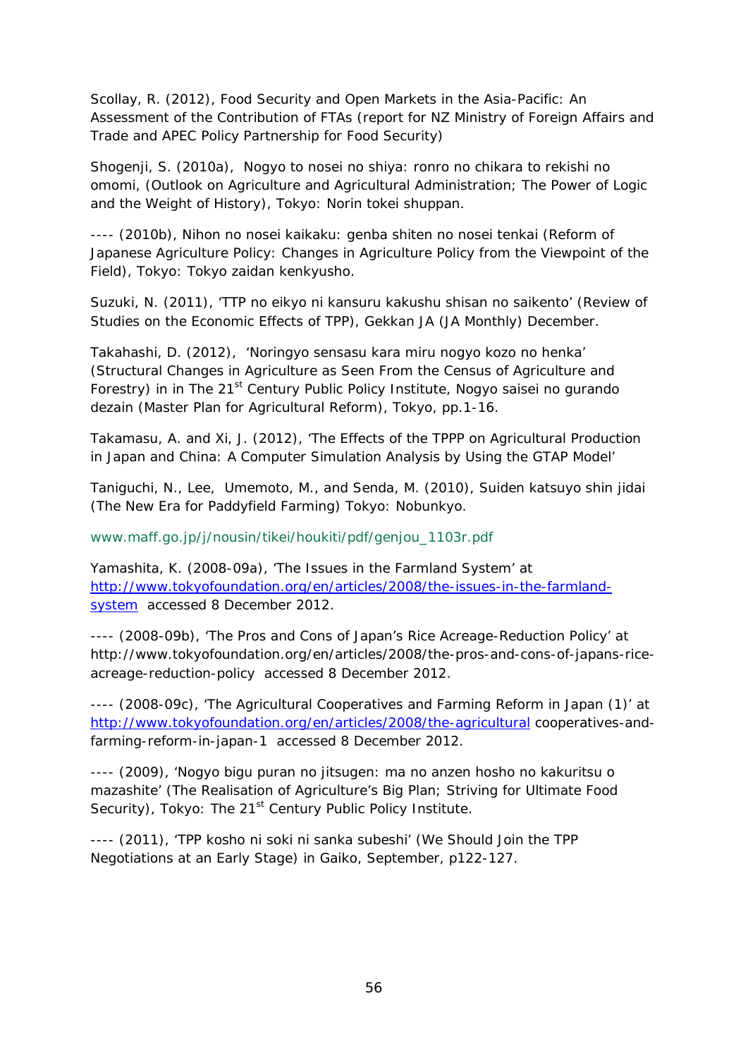Scollay, R. (2012), Food Security and Open Markets in the Asia-Pacific: An Assessment of the Contribution of FTAs (report for NZ Ministry of Foreign Affairs and Trade and APEC Policy Partnership for Food Security)

Shogenji, S. (2010a), Nogyo to nosei no shiya: ronro no chikara to rekishi no omomi, (Outlook on Agriculture and Agricultural Administration; The Power of Logic and the Weight of History), Tokyo: Norin tokei shuppan.

---- (2010b), Nihon no nosei kaikaku: genba shiten no nosei tenkai (Reform of Japanese Agriculture Policy: Changes in Agriculture Policy from the Viewpoint of the Field), Tokyo: Tokyo zaidan kenkyusho.

Suzuki, N. (2011), 'TTP no eikyo ni kansuru kakushu shisan no saikento' (Review of Studies on the Economic Effects of TPP), Gekkan JA (JA Monthly) December.

Takahashi, D. (2012), 'Noringyo sensasu kara miru nogyo kozo no henka' (Structural Changes in Agriculture as Seen From the Census of Agriculture and Forestry) in in The 21st Century Public Policy Institute, Nogyo saisei no gurando dezain (Master Plan for Agricultural Reform), Tokyo, pp.1-16.

Takamasu, A. and Xi, J. (2012), 'The Effects of the TPPP on Agricultural Production in Japan and China: A Computer Simulation Analysis by Using the GTAP Model'

Taniguchi, N., Lee, Umemoto, M., and Senda, M. (2010), Suiden katsuyo shin jidai (The New Era for Paddyfield Farming) Tokyo: Nobunkyo.

www.maff.go.jp/j/nousin/tikei/houkiti/pdf/genjou_1103r.pdf

Yamashita, K. (2008-09a), 'The Issues in the Farmland System' at http://www.tokyofoundation.org/en/articles/2008/the-issues-in-the-farmland-system accessed 8 December 2012.

---- (2008-09b), 'The Pros and Cons of Japan's Rice Acreage-Reduction Policy' at http://www.tokyofoundation.org/en/articles/2008/the-pros-and-cons-of-japans-rice-acreage-reduction-policy accessed 8 December 2012.

---- (2008-09c), 'The Agricultural Cooperatives and Farming Reform in Japan (1)' at http://www.tokyofoundation.org/en/articles/2008/the-agricultural cooperatives-and-farming-reform-in-japan-1 accessed 8 December 2012.

---- (2009), 'Nogyo bigu puran no jitsugen: ma no anzen hosho no kakuritsu o mazashite' (The Realisation of Agriculture's Big Plan; Striving for Ultimate Food Security), Tokyo: The 21st Century Public Policy Institute.

---- (2011), 'TPP kosho ni soki ni sanka subeshi' (We Should Join the TPP Negotiations at an Early Stage) in Gaiko, September, p122-127.